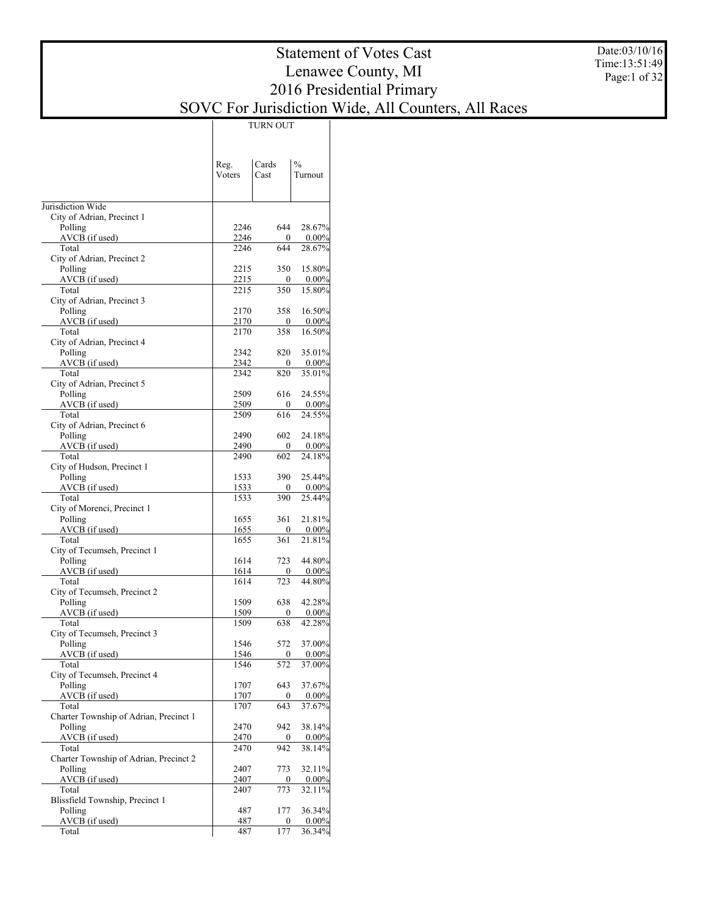# Statement of Votes Cast
## Lenawee County, MI
## 2016 Presidential Primary
## SOVC For Jurisdiction Wide, All Counters, All Races

Date:03/10/16
Time:13:51:49

| | TURN OUT | | |
|---|---|---|---|
| | Reg. Voters | Cards Cast | % Turnout |
| **Jurisdiction Wide** | | | |
| City of Adrian, Precinct 1 | | | |
| Polling | 2246 | 644 | 28.67% |
| AVCB (if used) | 2246 | 0 | 0.00% |
| Total | 2246 | 644 | 28.67% |
| City of Adrian, Precinct 2 | | | |
| Polling | 2215 | 350 | 15.80% |
| AVCB (if used) | 2215 | 0 | 0.00% |
| Total | 2215 | 350 | 15.80% |
| City of Adrian, Precinct 3 | | | |
| Polling | 2170 | 358 | 16.50% |
| AVCB (if used) | 2170 | 0 | 0.00% |
| Total | 2170 | 358 | 16.50% |
| City of Adrian, Precinct 4 | | | |
| Polling | 2342 | 820 | 35.01% |
| AVCB (if used) | 2342 | 0 | 0.00% |
| Total | 2342 | 820 | 35.01% |
| City of Adrian, Precinct 5 | | | |
| Polling | 2509 | 616 | 24.55% |
| AVCB (if used) | 2509 | 0 | 0.00% |
| Total | 2509 | 616 | 24.55% |
| City of Adrian, Precinct 6 | | | |
| Polling | 2490 | 602 | 24.18% |
| AVCB (if used) | 2490 | 0 | 0.00% |
| Total | 2490 | 602 | 24.18% |
| City of Hudson, Precinct 1 | | | |
| Polling | 1533 | 390 | 25.44% |
| AVCB (if used) | 1533 | 0 | 0.00% |
| Total | 1533 | 390 | 25.44% |
| City of Morenci, Precinct 1 | | | |
| Polling | 1655 | 361 | 21.81% |
| AVCB (if used) | 1655 | 0 | 0.00% |
| Total | 1655 | 361 | 21.81% |
| City of Tecumseh, Precinct 1 | | | |
| Polling | 1614 | 723 | 44.80% |
| AVCB (if used) | 1614 | 0 | 0.00% |
| Total | 1614 | 723 | 44.80% |
| City of Tecumseh, Precinct 2 | | | |
| Polling | 1509 | 638 | 42.28% |
| AVCB (if used) | 1509 | 0 | 0.00% |
| Total | 1509 | 638 | 42.28% |
| City of Tecumseh, Precinct 3 | | | |
| Polling | 1546 | 572 | 37.00% |
| AVCB (if used) | 1546 | 0 | 0.00% |
| Total | 1546 | 572 | 37.00% |
| City of Tecumseh, Precinct 4 | | | |
| Polling | 1707 | 643 | 37.67% |
| AVCB (if used) | 1707 | 0 | 0.00% |
| Total | 1707 | 643 | 37.67% |
| Charter Township of Adrian, Precinct 1 | | | |
| Polling | 2470 | 942 | 38.14% |
| AVCB (if used) | 2470 | 0 | 0.00% |
| Total | 2470 | 942 | 38.14% |
| Charter Township of Adrian, Precinct 2 | | | |
| Polling | 2407 | 773 | 32.11% |
| AVCB (if used) | 2407 | 0 | 0.00% |
| Total | 2407 | 773 | 32.11% |
| Blissfield Township, Precinct 1 | | | |
| Polling | 487 | 177 | 36.34% |
| AVCB (if used) | 487 | 0 | 0.00% |
| Total | 487 | 177 | 36.34% |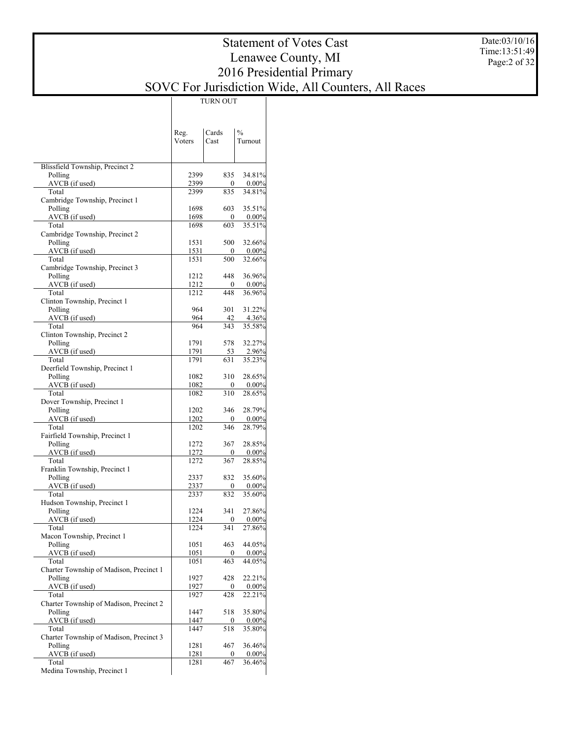# Statement of Votes Cast
# Lenawee County, MI
# 2016 Presidential Primary
# SOVC For Jurisdiction Wide, All Counters, All Races

Date:03/10/16
Time:13:51:49

| | TURN OUT | | |
|---|---|---|---|
| | Reg. Voters | Cards Cast | % Turnout |
| Blissfield Township, Precinct 2 | | | |
| Polling | 2399 | 835 | 34.81% |
| AVCB (if used) | 2399 | 0 | 0.00% |
| Total | 2399 | 835 | 34.81% |
| Cambridge Township, Precinct 1 | | | |
| Polling | 1698 | 603 | 35.51% |
| AVCB (if used) | 1698 | 0 | 0.00% |
| Total | 1698 | 603 | 35.51% |
| Cambridge Township, Precinct 2 | | | |
| Polling | 1531 | 500 | 32.66% |
| AVCB (if used) | 1531 | 0 | 0.00% |
| Total | 1531 | 500 | 32.66% |
| Cambridge Township, Precinct 3 | | | |
| Polling | 1212 | 448 | 36.96% |
| AVCB (if used) | 1212 | 0 | 0.00% |
| Total | 1212 | 448 | 36.96% |
| Clinton Township, Precinct 1 | | | |
| Polling | 964 | 301 | 31.22% |
| AVCB (if used) | 964 | 42 | 4.36% |
| Total | 964 | 343 | 35.58% |
| Clinton Township, Precinct 2 | | | |
| Polling | 1791 | 578 | 32.27% |
| AVCB (if used) | 1791 | 53 | 2.96% |
| Total | 1791 | 631 | 35.23% |
| Deerfield Township, Precinct 1 | | | |
| Polling | 1082 | 310 | 28.65% |
| AVCB (if used) | 1082 | 0 | 0.00% |
| Total | 1082 | 310 | 28.65% |
| Dover Township, Precinct 1 | | | |
| Polling | 1202 | 346 | 28.79% |
| AVCB (if used) | 1202 | 0 | 0.00% |
| Total | 1202 | 346 | 28.79% |
| Fairfield Township, Precinct 1 | | | |
| Polling | 1272 | 367 | 28.85% |
| AVCB (if used) | 1272 | 0 | 0.00% |
| Total | 1272 | 367 | 28.85% |
| Franklin Township, Precinct 1 | | | |
| Polling | 2337 | 832 | 35.60% |
| AVCB (if used) | 2337 | 0 | 0.00% |
| Total | 2337 | 832 | 35.60% |
| Hudson Township, Precinct 1 | | | |
| Polling | 1224 | 341 | 27.86% |
| AVCB (if used) | 1224 | 0 | 0.00% |
| Total | 1224 | 341 | 27.86% |
| Macon Township, Precinct 1 | | | |
| Polling | 1051 | 463 | 44.05% |
| AVCB (if used) | 1051 | 0 | 0.00% |
| Total | 1051 | 463 | 44.05% |
| Charter Township of Madison, Precinct 1 | | | |
| Polling | 1927 | 428 | 22.21% |
| AVCB (if used) | 1927 | 0 | 0.00% |
| Total | 1927 | 428 | 22.21% |
| Charter Township of Madison, Precinct 2 | | | |
| Polling | 1447 | 518 | 35.80% |
| AVCB (if used) | 1447 | 0 | 0.00% |
| Total | 1447 | 518 | 35.80% |
| Charter Township of Madison, Precinct 3 | | | |
| Polling | 1281 | 467 | 36.46% |
| AVCB (if used) | 1281 | 0 | 0.00% |
| Total | 1281 | 467 | 36.46% |
| Medina Township, Precinct 1 | | | |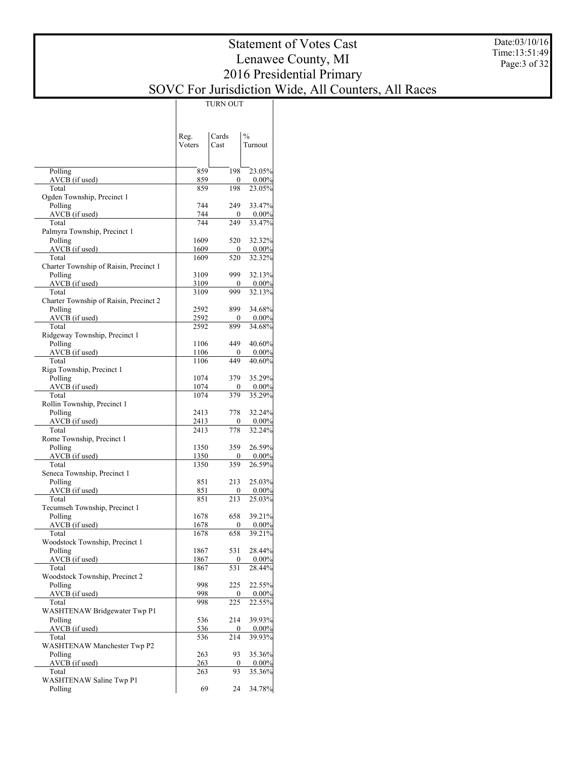# Statement of Votes Cast
## Lenawee County, MI
## 2016 Presidential Primary
## SOVC For Jurisdiction Wide, All Counters, All Races

Date:03/10/16
Time:13:51:49

| | TURN OUT | | |
|---|---|---|---|
| | Reg. Voters | Cards Cast | % Turnout |
| Polling | 859 | 198 | 23.05% |
| AVCB (if used) | 859 | 0 | 0.00% |
| Total | 859 | 198 | 23.05% |
| Ogden Township, Precinct 1 | | | |
| Polling | 744 | 249 | 33.47% |
| AVCB (if used) | 744 | 0 | 0.00% |
| Total | 744 | 249 | 33.47% |
| Palmyra Township, Precinct 1 | | | |
| Polling | 1609 | 520 | 32.32% |
| AVCB (if used) | 1609 | 0 | 0.00% |
| Total | 1609 | 520 | 32.32% |
| Charter Township of Raisin, Precinct 1 | | | |
| Polling | 3109 | 999 | 32.13% |
| AVCB (if used) | 3109 | 0 | 0.00% |
| Total | 3109 | 999 | 32.13% |
| Charter Township of Raisin, Precinct 2 | | | |
| Polling | 2592 | 899 | 34.68% |
| AVCB (if used) | 2592 | 0 | 0.00% |
| Total | 2592 | 899 | 34.68% |
| Ridgeway Township, Precinct 1 | | | |
| Polling | 1106 | 449 | 40.60% |
| AVCB (if used) | 1106 | 0 | 0.00% |
| Total | 1106 | 449 | 40.60% |
| Riga Township, Precinct 1 | | | |
| Polling | 1074 | 379 | 35.29% |
| AVCB (if used) | 1074 | 0 | 0.00% |
| Total | 1074 | 379 | 35.29% |
| Rollin Township, Precinct 1 | | | |
| Polling | 2413 | 778 | 32.24% |
| AVCB (if used) | 2413 | 0 | 0.00% |
| Total | 2413 | 778 | 32.24% |
| Rome Township, Precinct 1 | | | |
| Polling | 1350 | 359 | 26.59% |
| AVCB (if used) | 1350 | 0 | 0.00% |
| Total | 1350 | 359 | 26.59% |
| Seneca Township, Precinct 1 | | | |
| Polling | 851 | 213 | 25.03% |
| AVCB (if used) | 851 | 0 | 0.00% |
| Total | 851 | 213 | 25.03% |
| Tecumseh Township, Precinct 1 | | | |
| Polling | 1678 | 658 | 39.21% |
| AVCB (if used) | 1678 | 0 | 0.00% |
| Total | 1678 | 658 | 39.21% |
| Woodstock Township, Precinct 1 | | | |
| Polling | 1867 | 531 | 28.44% |
| AVCB (if used) | 1867 | 0 | 0.00% |
| Total | 1867 | 531 | 28.44% |
| Woodstock Township, Precinct 2 | | | |
| Polling | 998 | 225 | 22.55% |
| AVCB (if used) | 998 | 0 | 0.00% |
| Total | 998 | 225 | 22.55% |
| WASHTENAW Bridgewater Twp P1 | | | |
| Polling | 536 | 214 | 39.93% |
| AVCB (if used) | 536 | 0 | 0.00% |
| Total | 536 | 214 | 39.93% |
| WASHTENAW Manchester Twp P2 | | | |
| Polling | 263 | 93 | 35.36% |
| AVCB (if used) | 263 | 0 | 0.00% |
| Total | 263 | 93 | 35.36% |
| WASHTENAW Saline Twp P1 | | | |
| Polling | 69 | 24 | 34.78% |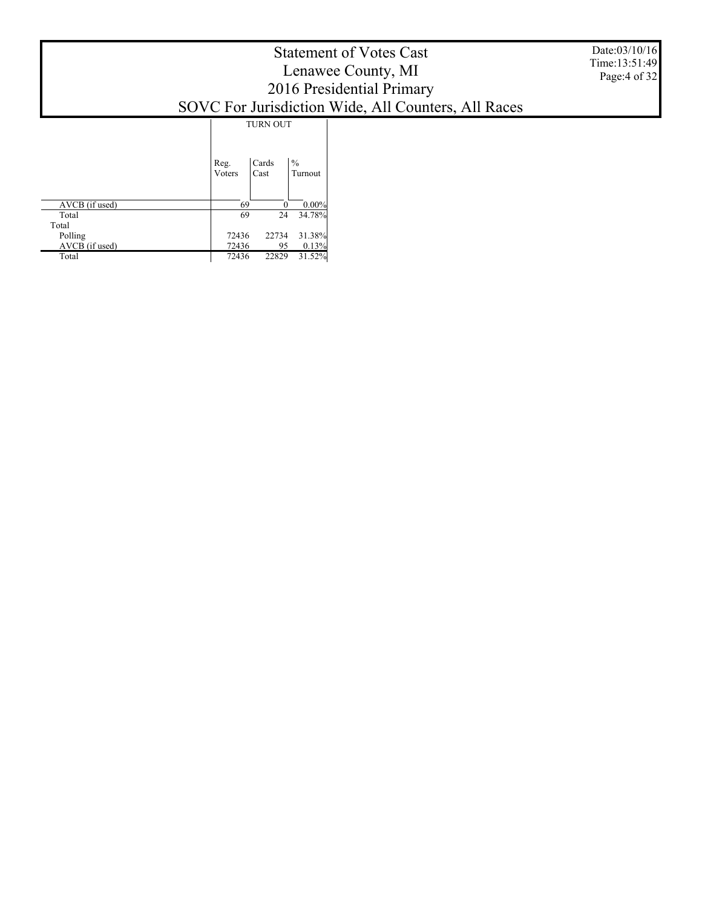# Statement of Votes Cast
# Lenawee County, MI
# 2016 Presidential Primary
# SOVC For Jurisdiction Wide, All Counters, All Races

Date:03/10/16
Time:13:51:49

| | TURN OUT | | |
|---|---|---|---|
| | Reg. Voters | Cards Cast | % Turnout |
| AVCB (if used) | 69 | 0 | 0.00% |
| Total | 69 | 24 | 34.78% |
| Total | | | |
| Polling | 72436 | 22734 | 31.38% |
| AVCB (if used) | 72436 | 95 | 0.13% |
| Total | 72436 | 22829 | 31.52% |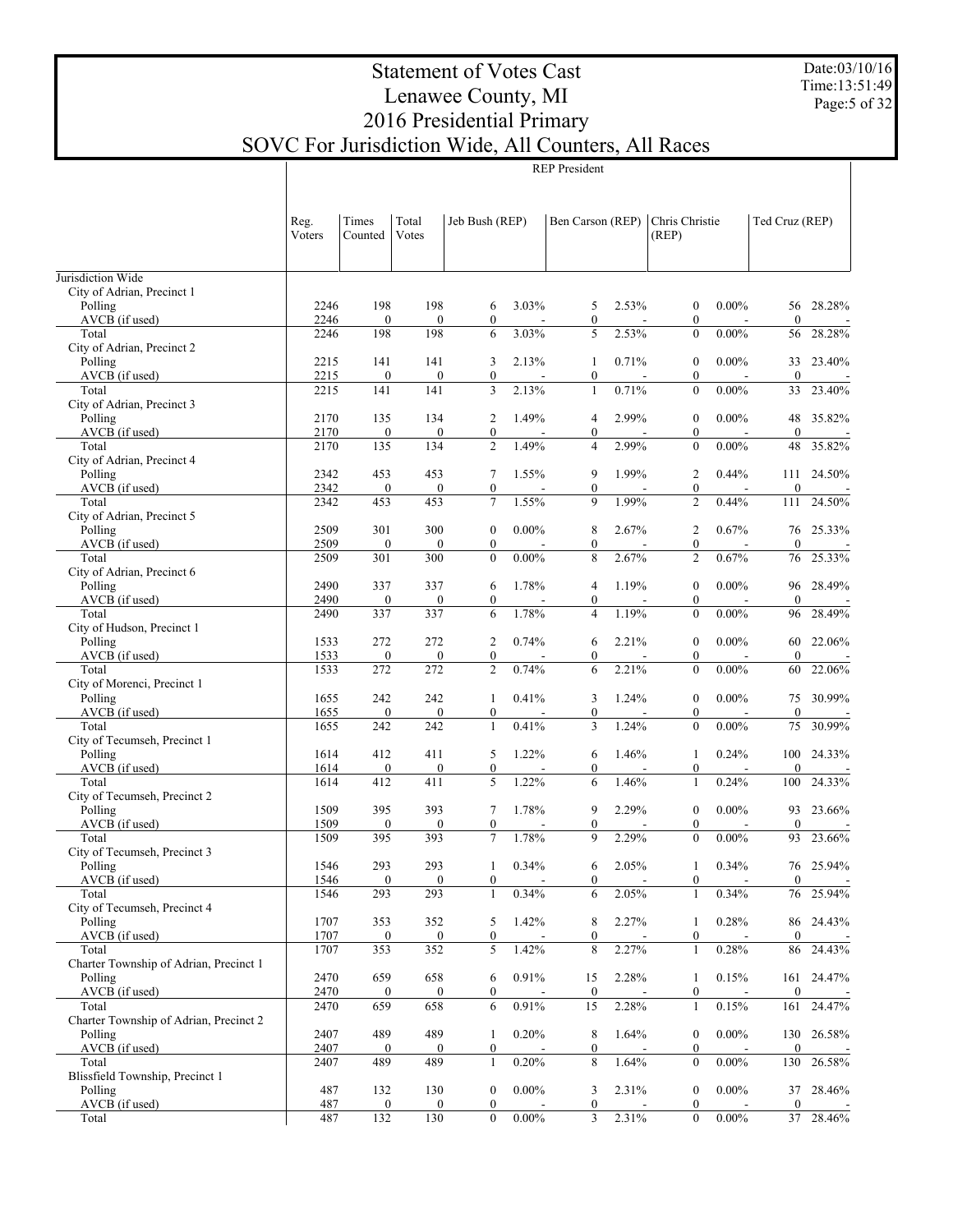# Statement of Votes Cast
# Lenawee County, MI
# 2016 Presidential Primary
# SOVC For Jurisdiction Wide, All Counters, All Races

Date:03/10/16
Time:13:51:49

| | REP President | | | | | | | | | | | | |
|---|---|---|---|---|---|---|---|---|---|---|---|---|---|
| | Reg. Voters | Times Counted | Total Votes | Jeb Bush (REP) | | Ben Carson (REP) | | Chris Christie (REP) | | Ted Cruz (REP) | |
| Jurisdiction Wide | | | | | | | | | | | |
| City of Adrian, Precinct 1 | | | | | | | | | | | |
| Polling | 2246 | 198 | 198 | 6 | 3.03% | 5 | 2.53% | 0 | 0.00% | 56 | 28.28% |
| AVCB (if used) | 2246 | 0 | 0 | 0 | - | 0 | - | 0 | - | 0 | - |
| Total | 2246 | 198 | 198 | 6 | 3.03% | 5 | 2.53% | 0 | 0.00% | 56 | 28.28% |
| City of Adrian, Precinct 2 | | | | | | | | | | | |
| Polling | 2215 | 141 | 141 | 3 | 2.13% | 1 | 0.71% | 0 | 0.00% | 33 | 23.40% |
| AVCB (if used) | 2215 | 0 | 0 | 0 | - | 0 | - | 0 | - | 0 | - |
| Total | 2215 | 141 | 141 | 3 | 2.13% | 1 | 0.71% | 0 | 0.00% | 33 | 23.40% |
| City of Adrian, Precinct 3 | | | | | | | | | | | |
| Polling | 2170 | 135 | 134 | 2 | 1.49% | 4 | 2.99% | 0 | 0.00% | 48 | 35.82% |
| AVCB (if used) | 2170 | 0 | 0 | 0 | - | 0 | - | 0 | - | 0 | - |
| Total | 2170 | 135 | 134 | 2 | 1.49% | 4 | 2.99% | 0 | 0.00% | 48 | 35.82% |
| City of Adrian, Precinct 4 | | | | | | | | | | | |
| Polling | 2342 | 453 | 453 | 7 | 1.55% | 9 | 1.99% | 2 | 0.44% | 111 | 24.50% |
| AVCB (if used) | 2342 | 0 | 0 | 0 | - | 0 | - | 0 | - | 0 | - |
| Total | 2342 | 453 | 453 | 7 | 1.55% | 9 | 1.99% | 2 | 0.44% | 111 | 24.50% |
| City of Adrian, Precinct 5 | | | | | | | | | | | |
| Polling | 2509 | 301 | 300 | 0 | 0.00% | 8 | 2.67% | 2 | 0.67% | 76 | 25.33% |
| AVCB (if used) | 2509 | 0 | 0 | 0 | - | 0 | - | 0 | - | 0 | - |
| Total | 2509 | 301 | 300 | 0 | 0.00% | 8 | 2.67% | 2 | 0.67% | 76 | 25.33% |
| City of Adrian, Precinct 6 | | | | | | | | | | | |
| Polling | 2490 | 337 | 337 | 6 | 1.78% | 4 | 1.19% | 0 | 0.00% | 96 | 28.49% |
| AVCB (if used) | 2490 | 0 | 0 | 0 | - | 0 | - | 0 | - | 0 | - |
| Total | 2490 | 337 | 337 | 6 | 1.78% | 4 | 1.19% | 0 | 0.00% | 96 | 28.49% |
| City of Hudson, Precinct 1 | | | | | | | | | | | |
| Polling | 1533 | 272 | 272 | 2 | 0.74% | 6 | 2.21% | 0 | 0.00% | 60 | 22.06% |
| AVCB (if used) | 1533 | 0 | 0 | 0 | - | 0 | - | 0 | - | 0 | - |
| Total | 1533 | 272 | 272 | 2 | 0.74% | 6 | 2.21% | 0 | 0.00% | 60 | 22.06% |
| City of Morenci, Precinct 1 | | | | | | | | | | | |
| Polling | 1655 | 242 | 242 | 1 | 0.41% | 3 | 1.24% | 0 | 0.00% | 75 | 30.99% |
| AVCB (if used) | 1655 | 0 | 0 | 0 | - | 0 | - | 0 | - | 0 | - |
| Total | 1655 | 242 | 242 | 1 | 0.41% | 3 | 1.24% | 0 | 0.00% | 75 | 30.99% |
| City of Tecumseh, Precinct 1 | | | | | | | | | | | |
| Polling | 1614 | 412 | 411 | 5 | 1.22% | 6 | 1.46% | 1 | 0.24% | 100 | 24.33% |
| AVCB (if used) | 1614 | 0 | 0 | 0 | - | 0 | - | 0 | - | 0 | - |
| Total | 1614 | 412 | 411 | 5 | 1.22% | 6 | 1.46% | 1 | 0.24% | 100 | 24.33% |
| City of Tecumseh, Precinct 2 | | | | | | | | | | | |
| Polling | 1509 | 395 | 393 | 7 | 1.78% | 9 | 2.29% | 0 | 0.00% | 93 | 23.66% |
| AVCB (if used) | 1509 | 0 | 0 | 0 | - | 0 | - | 0 | - | 0 | - |
| Total | 1509 | 395 | 393 | 7 | 1.78% | 9 | 2.29% | 0 | 0.00% | 93 | 23.66% |
| City of Tecumseh, Precinct 3 | | | | | | | | | | | |
| Polling | 1546 | 293 | 293 | 1 | 0.34% | 6 | 2.05% | 1 | 0.34% | 76 | 25.94% |
| AVCB (if used) | 1546 | 0 | 0 | 0 | - | 0 | - | 0 | - | 0 | - |
| Total | 1546 | 293 | 293 | 1 | 0.34% | 6 | 2.05% | 1 | 0.34% | 76 | 25.94% |
| City of Tecumseh, Precinct 4 | | | | | | | | | | | |
| Polling | 1707 | 353 | 352 | 5 | 1.42% | 8 | 2.27% | 1 | 0.28% | 86 | 24.43% |
| AVCB (if used) | 1707 | 0 | 0 | 0 | - | 0 | - | 0 | - | 0 | - |
| Total | 1707 | 353 | 352 | 5 | 1.42% | 8 | 2.27% | 1 | 0.28% | 86 | 24.43% |
| Charter Township of Adrian, Precinct 1 | | | | | | | | | | | |
| Polling | 2470 | 659 | 658 | 6 | 0.91% | 15 | 2.28% | 1 | 0.15% | 161 | 24.47% |
| AVCB (if used) | 2470 | 0 | 0 | 0 | - | 0 | - | 0 | - | 0 | - |
| Total | 2470 | 659 | 658 | 6 | 0.91% | 15 | 2.28% | 1 | 0.15% | 161 | 24.47% |
| Charter Township of Adrian, Precinct 2 | | | | | | | | | | | |
| Polling | 2407 | 489 | 489 | 1 | 0.20% | 8 | 1.64% | 0 | 0.00% | 130 | 26.58% |
| AVCB (if used) | 2407 | 0 | 0 | 0 | - | 0 | - | 0 | - | 0 | - |
| Total | 2407 | 489 | 489 | 1 | 0.20% | 8 | 1.64% | 0 | 0.00% | 130 | 26.58% |
| Blissfield Township, Precinct 1 | | | | | | | | | | | |
| Polling | 487 | 132 | 130 | 0 | 0.00% | 3 | 2.31% | 0 | 0.00% | 37 | 28.46% |
| AVCB (if used) | 487 | 0 | 0 | 0 | - | 0 | - | 0 | - | 0 | - |
| Total | 487 | 132 | 130 | 0 | 0.00% | 3 | 2.31% | 0 | 0.00% | 37 | 28.46% |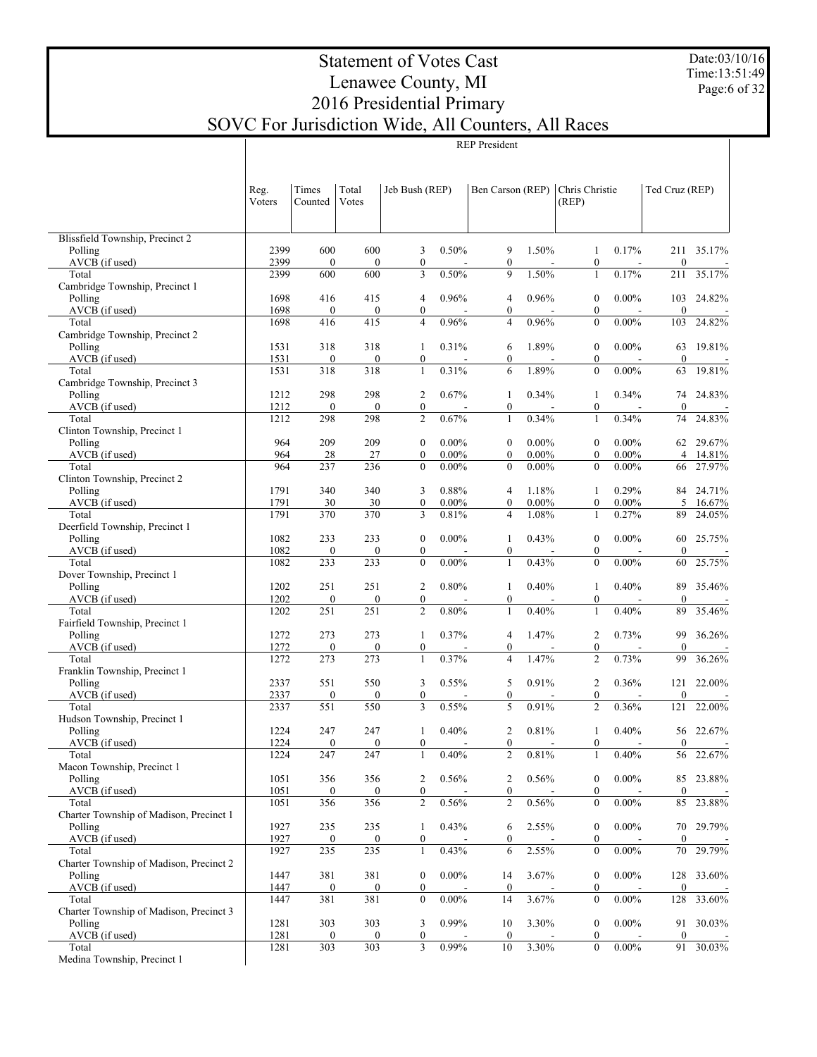# Statement of Votes Cast
# Lenawee County, MI
# 2016 Presidential Primary
# SOVC For Jurisdiction Wide, All Counters, All Races

Date:03/10/16
Time:13:51:49

REP President

| | Reg. Voters | Times Counted | Total Votes | Jeb Bush (REP) | | Ben Carson (REP) | | Chris Christie (REP) | | Ted Cruz (REP) | |
|---|---|---|---|---|---|---|---|---|---|---|---|
| Blissfield Township, Precinct 2 | | | | | | | | | | | |
| Polling | 2399 | 600 | 600 | 3 | 0.50% | 9 | 1.50% | 1 | 0.17% | 211 | 35.17% |
| AVCB (if used) | 2399 | 0 | 0 | 0 | - | 0 | - | 0 | - | 0 | - |
| Total | 2399 | 600 | 600 | 3 | 0.50% | 9 | 1.50% | 1 | 0.17% | 211 | 35.17% |
| Cambridge Township, Precinct 1 | | | | | | | | | | | |
| Polling | 1698 | 416 | 415 | 4 | 0.96% | 4 | 0.96% | 0 | 0.00% | 103 | 24.82% |
| AVCB (if used) | 1698 | 0 | 0 | 0 | - | 0 | - | 0 | - | 0 | - |
| Total | 1698 | 416 | 415 | 4 | 0.96% | 4 | 0.96% | 0 | 0.00% | 103 | 24.82% |
| Cambridge Township, Precinct 2 | | | | | | | | | | | |
| Polling | 1531 | 318 | 318 | 1 | 0.31% | 6 | 1.89% | 0 | 0.00% | 63 | 19.81% |
| AVCB (if used) | 1531 | 0 | 0 | 0 | - | 0 | - | 0 | - | 0 | - |
| Total | 1531 | 318 | 318 | 1 | 0.31% | 6 | 1.89% | 0 | 0.00% | 63 | 19.81% |
| Cambridge Township, Precinct 3 | | | | | | | | | | | |
| Polling | 1212 | 298 | 298 | 2 | 0.67% | 1 | 0.34% | 1 | 0.34% | 74 | 24.83% |
| AVCB (if used) | 1212 | 0 | 0 | 0 | - | 0 | - | 0 | - | 0 | - |
| Total | 1212 | 298 | 298 | 2 | 0.67% | 1 | 0.34% | 1 | 0.34% | 74 | 24.83% |
| Clinton Township, Precinct 1 | | | | | | | | | | | |
| Polling | 964 | 209 | 209 | 0 | 0.00% | 0 | 0.00% | 0 | 0.00% | 62 | 29.67% |
| AVCB (if used) | 964 | 28 | 27 | 0 | 0.00% | 0 | 0.00% | 0 | 0.00% | 4 | 14.81% |
| Total | 964 | 237 | 236 | 0 | 0.00% | 0 | 0.00% | 0 | 0.00% | 66 | 27.97% |
| Clinton Township, Precinct 2 | | | | | | | | | | | |
| Polling | 1791 | 340 | 340 | 3 | 0.88% | 4 | 1.18% | 1 | 0.29% | 84 | 24.71% |
| AVCB (if used) | 1791 | 30 | 30 | 0 | 0.00% | 0 | 0.00% | 0 | 0.00% | 5 | 16.67% |
| Total | 1791 | 370 | 370 | 3 | 0.81% | 4 | 1.08% | 1 | 0.27% | 89 | 24.05% |
| Deerfield Township, Precinct 1 | | | | | | | | | | | |
| Polling | 1082 | 233 | 233 | 0 | 0.00% | 1 | 0.43% | 0 | 0.00% | 60 | 25.75% |
| AVCB (if used) | 1082 | 0 | 0 | 0 | - | 0 | - | 0 | - | 0 | - |
| Total | 1082 | 233 | 233 | 0 | 0.00% | 1 | 0.43% | 0 | 0.00% | 60 | 25.75% |
| Dover Township, Precinct 1 | | | | | | | | | | | |
| Polling | 1202 | 251 | 251 | 2 | 0.80% | 1 | 0.40% | 1 | 0.40% | 89 | 35.46% |
| AVCB (if used) | 1202 | 0 | 0 | 0 | - | 0 | - | 0 | - | 0 | - |
| Total | 1202 | 251 | 251 | 2 | 0.80% | 1 | 0.40% | 1 | 0.40% | 89 | 35.46% |
| Fairfield Township, Precinct 1 | | | | | | | | | | | |
| Polling | 1272 | 273 | 273 | 1 | 0.37% | 4 | 1.47% | 2 | 0.73% | 99 | 36.26% |
| AVCB (if used) | 1272 | 0 | 0 | 0 | - | 0 | - | 0 | - | 0 | - |
| Total | 1272 | 273 | 273 | 1 | 0.37% | 4 | 1.47% | 2 | 0.73% | 99 | 36.26% |
| Franklin Township, Precinct 1 | | | | | | | | | | | |
| Polling | 2337 | 551 | 550 | 3 | 0.55% | 5 | 0.91% | 2 | 0.36% | 121 | 22.00% |
| AVCB (if used) | 2337 | 0 | 0 | 0 | - | 0 | - | 0 | - | 0 | - |
| Total | 2337 | 551 | 550 | 3 | 0.55% | 5 | 0.91% | 2 | 0.36% | 121 | 22.00% |
| Hudson Township, Precinct 1 | | | | | | | | | | | |
| Polling | 1224 | 247 | 247 | 1 | 0.40% | 2 | 0.81% | 1 | 0.40% | 56 | 22.67% |
| AVCB (if used) | 1224 | 0 | 0 | 0 | - | 0 | - | 0 | - | 0 | - |
| Total | 1224 | 247 | 247 | 1 | 0.40% | 2 | 0.81% | 1 | 0.40% | 56 | 22.67% |
| Macon Township, Precinct 1 | | | | | | | | | | | |
| Polling | 1051 | 356 | 356 | 2 | 0.56% | 2 | 0.56% | 0 | 0.00% | 85 | 23.88% |
| AVCB (if used) | 1051 | 0 | 0 | 0 | - | 0 | - | 0 | - | 0 | - |
| Total | 1051 | 356 | 356 | 2 | 0.56% | 2 | 0.56% | 0 | 0.00% | 85 | 23.88% |
| Charter Township of Madison, Precinct 1 | | | | | | | | | | | |
| Polling | 1927 | 235 | 235 | 1 | 0.43% | 6 | 2.55% | 0 | 0.00% | 70 | 29.79% |
| AVCB (if used) | 1927 | 0 | 0 | 0 | - | 0 | - | 0 | - | 0 | - |
| Total | 1927 | 235 | 235 | 1 | 0.43% | 6 | 2.55% | 0 | 0.00% | 70 | 29.79% |
| Charter Township of Madison, Precinct 2 | | | | | | | | | | | |
| Polling | 1447 | 381 | 381 | 0 | 0.00% | 14 | 3.67% | 0 | 0.00% | 128 | 33.60% |
| AVCB (if used) | 1447 | 0 | 0 | 0 | - | 0 | - | 0 | - | 0 | - |
| Total | 1447 | 381 | 381 | 0 | 0.00% | 14 | 3.67% | 0 | 0.00% | 128 | 33.60% |
| Charter Township of Madison, Precinct 3 | | | | | | | | | | | |
| Polling | 1281 | 303 | 303 | 3 | 0.99% | 10 | 3.30% | 0 | 0.00% | 91 | 30.03% |
| AVCB (if used) | 1281 | 0 | 0 | 0 | - | 0 | - | 0 | - | 0 | - |
| Total | 1281 | 303 | 303 | 3 | 0.99% | 10 | 3.30% | 0 | 0.00% | 91 | 30.03% |
| Medina Township, Precinct 1 | | | | | | | | | | | |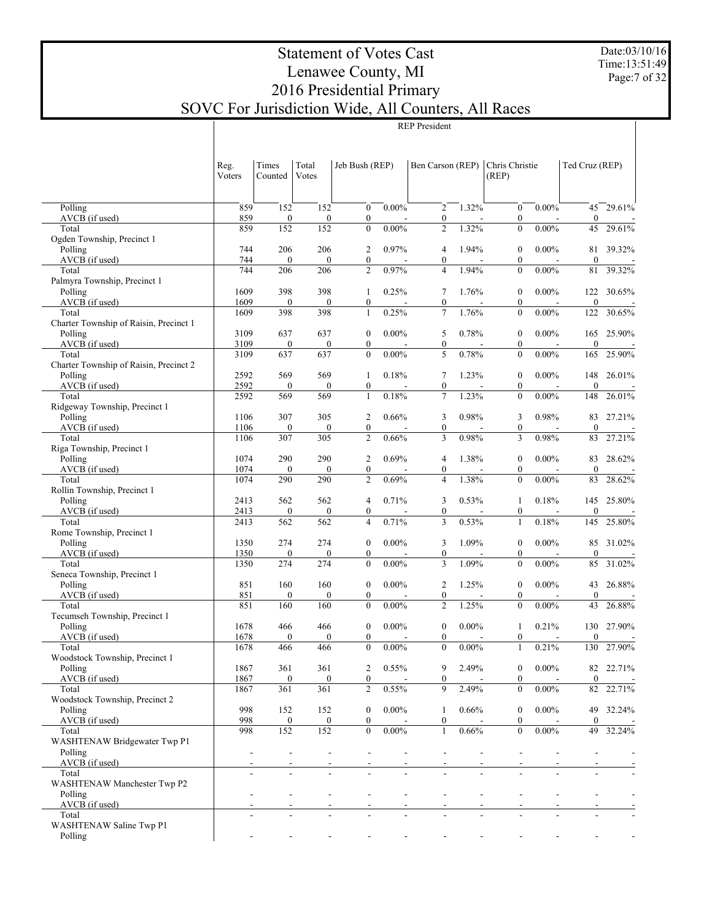# Statement of Votes Cast
# Lenawee County, MI
# 2016 Presidential Primary
# SOVC For Jurisdiction Wide, All Counters, All Races

Date:03/10/16
Time:13:51:49

| | REP President | | | | | | | | | | |
|---|---|---|---|---|---|---|---|---|---|---|---|
| | Reg. Voters | Times Counted | Total Votes | Jeb Bush (REP) | | Ben Carson (REP) | | Chris Christie (REP) | | Ted Cruz (REP) | |
| Polling | 859 | 152 | 152 | 0 | 0.00% | 2 | 1.32% | 0 | 0.00% | 45 | 29.61% |
| AVCB (if used) | 859 | 0 | 0 | 0 | - | 0 | - | 0 | - | 0 | - |
| Total | 859 | 152 | 152 | 0 | 0.00% | 2 | 1.32% | 0 | 0.00% | 45 | 29.61% |
| Ogden Township, Precinct 1 | | | | | | | | | | | |
| Polling | 744 | 206 | 206 | 2 | 0.97% | 4 | 1.94% | 0 | 0.00% | 81 | 39.32% |
| AVCB (if used) | 744 | 0 | 0 | 0 | - | 0 | - | 0 | - | 0 | - |
| Total | 744 | 206 | 206 | 2 | 0.97% | 4 | 1.94% | 0 | 0.00% | 81 | 39.32% |
| Palmyra Township, Precinct 1 | | | | | | | | | | | |
| Polling | 1609 | 398 | 398 | 1 | 0.25% | 7 | 1.76% | 0 | 0.00% | 122 | 30.65% |
| AVCB (if used) | 1609 | 0 | 0 | 0 | - | 0 | - | 0 | - | 0 | - |
| Total | 1609 | 398 | 398 | 1 | 0.25% | 7 | 1.76% | 0 | 0.00% | 122 | 30.65% |
| Charter Township of Raisin, Precinct 1 | | | | | | | | | | | |
| Polling | 3109 | 637 | 637 | 0 | 0.00% | 5 | 0.78% | 0 | 0.00% | 165 | 25.90% |
| AVCB (if used) | 3109 | 0 | 0 | 0 | - | 0 | - | 0 | - | 0 | - |
| Total | 3109 | 637 | 637 | 0 | 0.00% | 5 | 0.78% | 0 | 0.00% | 165 | 25.90% |
| Charter Township of Raisin, Precinct 2 | | | | | | | | | | | |
| Polling | 2592 | 569 | 569 | 1 | 0.18% | 7 | 1.23% | 0 | 0.00% | 148 | 26.01% |
| AVCB (if used) | 2592 | 0 | 0 | 0 | - | 0 | - | 0 | - | 0 | - |
| Total | 2592 | 569 | 569 | 1 | 0.18% | 7 | 1.23% | 0 | 0.00% | 148 | 26.01% |
| Ridgeway Township, Precinct 1 | | | | | | | | | | | |
| Polling | 1106 | 307 | 305 | 2 | 0.66% | 3 | 0.98% | 3 | 0.98% | 83 | 27.21% |
| AVCB (if used) | 1106 | 0 | 0 | 0 | - | 0 | - | 0 | - | 0 | - |
| Total | 1106 | 307 | 305 | 2 | 0.66% | 3 | 0.98% | 3 | 0.98% | 83 | 27.21% |
| Riga Township, Precinct 1 | | | | | | | | | | | |
| Polling | 1074 | 290 | 290 | 2 | 0.69% | 4 | 1.38% | 0 | 0.00% | 83 | 28.62% |
| AVCB (if used) | 1074 | 0 | 0 | 0 | - | 0 | - | 0 | - | 0 | - |
| Total | 1074 | 290 | 290 | 2 | 0.69% | 4 | 1.38% | 0 | 0.00% | 83 | 28.62% |
| Rollin Township, Precinct 1 | | | | | | | | | | | |
| Polling | 2413 | 562 | 562 | 4 | 0.71% | 3 | 0.53% | 1 | 0.18% | 145 | 25.80% |
| AVCB (if used) | 2413 | 0 | 0 | 0 | - | 0 | - | 0 | - | 0 | - |
| Total | 2413 | 562 | 562 | 4 | 0.71% | 3 | 0.53% | 1 | 0.18% | 145 | 25.80% |
| Rome Township, Precinct 1 | | | | | | | | | | | |
| Polling | 1350 | 274 | 274 | 0 | 0.00% | 3 | 1.09% | 0 | 0.00% | 85 | 31.02% |
| AVCB (if used) | 1350 | 0 | 0 | 0 | - | 0 | - | 0 | - | 0 | - |
| Total | 1350 | 274 | 274 | 0 | 0.00% | 3 | 1.09% | 0 | 0.00% | 85 | 31.02% |
| Seneca Township, Precinct 1 | | | | | | | | | | | |
| Polling | 851 | 160 | 160 | 0 | 0.00% | 2 | 1.25% | 0 | 0.00% | 43 | 26.88% |
| AVCB (if used) | 851 | 0 | 0 | 0 | - | 0 | - | 0 | - | 0 | - |
| Total | 851 | 160 | 160 | 0 | 0.00% | 2 | 1.25% | 0 | 0.00% | 43 | 26.88% |
| Tecumseh Township, Precinct 1 | | | | | | | | | | | |
| Polling | 1678 | 466 | 466 | 0 | 0.00% | 0 | 0.00% | 1 | 0.21% | 130 | 27.90% |
| AVCB (if used) | 1678 | 0 | 0 | 0 | - | 0 | - | 0 | - | 0 | - |
| Total | 1678 | 466 | 466 | 0 | 0.00% | 0 | 0.00% | 1 | 0.21% | 130 | 27.90% |
| Woodstock Township, Precinct 1 | | | | | | | | | | | |
| Polling | 1867 | 361 | 361 | 2 | 0.55% | 9 | 2.49% | 0 | 0.00% | 82 | 22.71% |
| AVCB (if used) | 1867 | 0 | 0 | 0 | - | 0 | - | 0 | - | 0 | - |
| Total | 1867 | 361 | 361 | 2 | 0.55% | 9 | 2.49% | 0 | 0.00% | 82 | 22.71% |
| Woodstock Township, Precinct 2 | | | | | | | | | | | |
| Polling | 998 | 152 | 152 | 0 | 0.00% | 1 | 0.66% | 0 | 0.00% | 49 | 32.24% |
| AVCB (if used) | 998 | 0 | 0 | 0 | - | 0 | - | 0 | - | 0 | - |
| Total | 998 | 152 | 152 | 0 | 0.00% | 1 | 0.66% | 0 | 0.00% | 49 | 32.24% |
| WASHTENAW Bridgewater Twp P1 | | | | | | | | | | | |
| Polling | - | - | - | - | - | - | - | - | - | - | - |
| AVCB (if used) | - | - | - | - | - | - | - | - | - | - | - |
| Total | - | - | - | - | - | - | - | - | - | - | - |
| WASHTENAW Manchester Twp P2 | | | | | | | | | | | |
| Polling | - | - | - | - | - | - | - | - | - | - | - |
| AVCB (if used) | - | - | - | - | - | - | - | - | - | - | - |
| Total | - | - | - | - | - | - | - | - | - | - | - |
| WASHTENAW Saline Twp P1 | | | | | | | | | | | |
| Polling | - | - | - | - | - | - | - | - | - | - | - |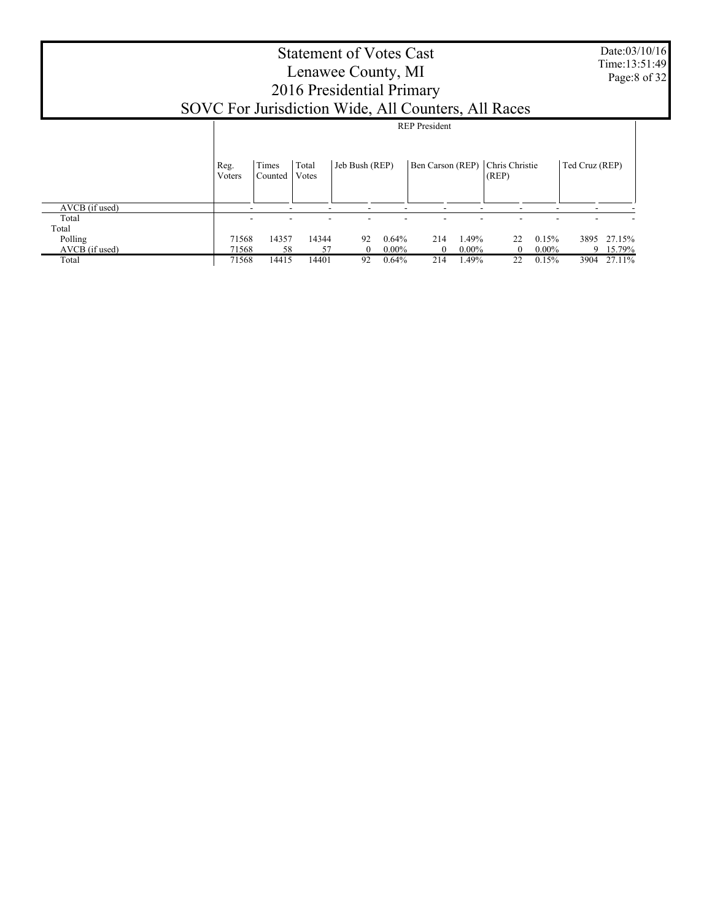# Statement of Votes Cast
# Lenawee County, MI
# 2016 Presidential Primary
# SOVC For Jurisdiction Wide, All Counters, All Races

Date:03/10/16
Time:13:51:49

| | REP President | | | | | | | | | | |
|---|---|---|---|---|---|---|---|---|---|---|---|
| | Reg. Voters | Times Counted | Total Votes | Jeb Bush (REP) | | Ben Carson (REP) | | Chris Christie (REP) | | Ted Cruz (REP) | |
| AVCB (if used) | - | - | - | - | - | - | - | - | - | - | - |
| Total | - | - | - | - | - | - | - | - | - | - | - |
| Total | | | | | | | | | | | |
| Polling | 71568 | 14357 | 14344 | 92 | 0.64% | 214 | 1.49% | 22 | 0.15% | 3895 | 27.15% |
| AVCB (if used) | 71568 | 58 | 57 | 0 | 0.00% | 0 | 0.00% | 0 | 0.00% | 9 | 15.79% |
| Total | 71568 | 14415 | 14401 | 92 | 0.64% | 214 | 1.49% | 22 | 0.15% | 3904 | 27.11% |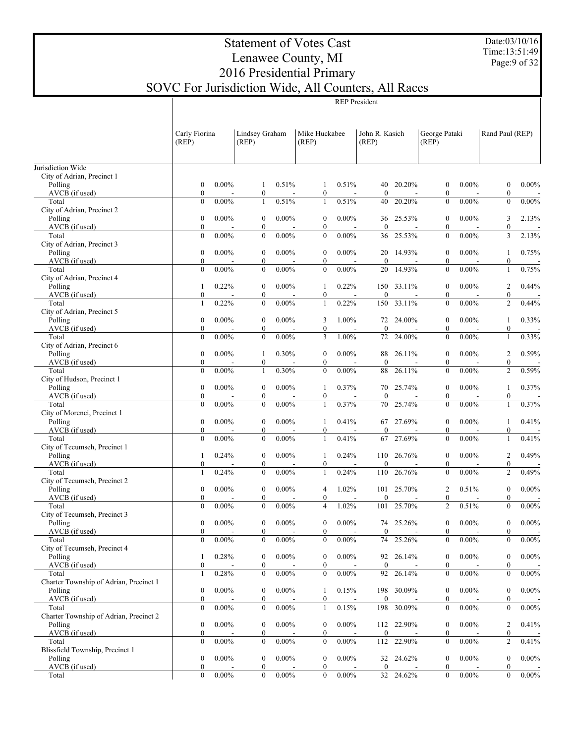# Statement of Votes Cast
# Lenawee County, MI
# 2016 Presidential Primary
# SOVC For Jurisdiction Wide, All Counters, All Races

Date:03/10/16
Time:13:51:49

| | REP President | | | | | | | | | | | |
|---|---|---|---|---|---|---|---|---|---|---|---|---|
| | Carly Fiorina (REP) | | Lindsey Graham (REP) | | Mike Huckabee (REP) | | John R. Kasich (REP) | | George Pataki (REP) | | Rand Paul (REP) | |
| **Jurisdiction Wide** | | | | | | | | | | | | |
| City of Adrian, Precinct 1 | | | | | | | | | | | | |
| Polling | 0 | 0.00% | 1 | 0.51% | 1 | 0.51% | 40 | 20.20% | 0 | 0.00% | 0 | 0.00% |
| AVCB (if used) | 0 | - | 0 | - | 0 | - | 0 | - | 0 | - | 0 | - |
| Total | 0 | 0.00% | 1 | 0.51% | 1 | 0.51% | 40 | 20.20% | 0 | 0.00% | 0 | 0.00% |
| City of Adrian, Precinct 2 | | | | | | | | | | | | |
| Polling | 0 | 0.00% | 0 | 0.00% | 0 | 0.00% | 36 | 25.53% | 0 | 0.00% | 3 | 2.13% |
| AVCB (if used) | 0 | - | 0 | - | 0 | - | 0 | - | 0 | - | 0 | - |
| Total | 0 | 0.00% | 0 | 0.00% | 0 | 0.00% | 36 | 25.53% | 0 | 0.00% | 3 | 2.13% |
| City of Adrian, Precinct 3 | | | | | | | | | | | | |
| Polling | 0 | 0.00% | 0 | 0.00% | 0 | 0.00% | 20 | 14.93% | 0 | 0.00% | 1 | 0.75% |
| AVCB (if used) | 0 | - | 0 | - | 0 | - | 0 | - | 0 | - | 0 | - |
| Total | 0 | 0.00% | 0 | 0.00% | 0 | 0.00% | 20 | 14.93% | 0 | 0.00% | 1 | 0.75% |
| City of Adrian, Precinct 4 | | | | | | | | | | | | |
| Polling | 1 | 0.22% | 0 | 0.00% | 1 | 0.22% | 150 | 33.11% | 0 | 0.00% | 2 | 0.44% |
| AVCB (if used) | 0 | - | 0 | - | 0 | - | 0 | - | 0 | - | 0 | - |
| Total | 1 | 0.22% | 0 | 0.00% | 1 | 0.22% | 150 | 33.11% | 0 | 0.00% | 2 | 0.44% |
| City of Adrian, Precinct 5 | | | | | | | | | | | | |
| Polling | 0 | 0.00% | 0 | 0.00% | 3 | 1.00% | 72 | 24.00% | 0 | 0.00% | 1 | 0.33% |
| AVCB (if used) | 0 | - | 0 | - | 0 | - | 0 | - | 0 | - | 0 | - |
| Total | 0 | 0.00% | 0 | 0.00% | 3 | 1.00% | 72 | 24.00% | 0 | 0.00% | 1 | 0.33% |
| City of Adrian, Precinct 6 | | | | | | | | | | | | |
| Polling | 0 | 0.00% | 1 | 0.30% | 0 | 0.00% | 88 | 26.11% | 0 | 0.00% | 2 | 0.59% |
| AVCB (if used) | 0 | - | 0 | - | 0 | - | 0 | - | 0 | - | 0 | - |
| Total | 0 | 0.00% | 1 | 0.30% | 0 | 0.00% | 88 | 26.11% | 0 | 0.00% | 2 | 0.59% |
| City of Hudson, Precinct 1 | | | | | | | | | | | | |
| Polling | 0 | 0.00% | 0 | 0.00% | 1 | 0.37% | 70 | 25.74% | 0 | 0.00% | 1 | 0.37% |
| AVCB (if used) | 0 | - | 0 | - | 0 | - | 0 | - | 0 | - | 0 | - |
| Total | 0 | 0.00% | 0 | 0.00% | 1 | 0.37% | 70 | 25.74% | 0 | 0.00% | 1 | 0.37% |
| City of Morenci, Precinct 1 | | | | | | | | | | | | |
| Polling | 0 | 0.00% | 0 | 0.00% | 1 | 0.41% | 67 | 27.69% | 0 | 0.00% | 1 | 0.41% |
| AVCB (if used) | 0 | - | 0 | - | 0 | - | 0 | - | 0 | - | 0 | - |
| Total | 0 | 0.00% | 0 | 0.00% | 1 | 0.41% | 67 | 27.69% | 0 | 0.00% | 1 | 0.41% |
| City of Tecumseh, Precinct 1 | | | | | | | | | | | | |
| Polling | 1 | 0.24% | 0 | 0.00% | 1 | 0.24% | 110 | 26.76% | 0 | 0.00% | 2 | 0.49% |
| AVCB (if used) | 0 | - | 0 | - | 0 | - | 0 | - | 0 | - | 0 | - |
| Total | 1 | 0.24% | 0 | 0.00% | 1 | 0.24% | 110 | 26.76% | 0 | 0.00% | 2 | 0.49% |
| City of Tecumseh, Precinct 2 | | | | | | | | | | | | |
| Polling | 0 | 0.00% | 0 | 0.00% | 4 | 1.02% | 101 | 25.70% | 2 | 0.51% | 0 | 0.00% |
| AVCB (if used) | 0 | - | 0 | - | 0 | - | 0 | - | 0 | - | 0 | - |
| Total | 0 | 0.00% | 0 | 0.00% | 4 | 1.02% | 101 | 25.70% | 2 | 0.51% | 0 | 0.00% |
| City of Tecumseh, Precinct 3 | | | | | | | | | | | | |
| Polling | 0 | 0.00% | 0 | 0.00% | 0 | 0.00% | 74 | 25.26% | 0 | 0.00% | 0 | 0.00% |
| AVCB (if used) | 0 | - | 0 | - | 0 | - | 0 | - | 0 | - | 0 | - |
| Total | 0 | 0.00% | 0 | 0.00% | 0 | 0.00% | 74 | 25.26% | 0 | 0.00% | 0 | 0.00% |
| City of Tecumseh, Precinct 4 | | | | | | | | | | | | |
| Polling | 1 | 0.28% | 0 | 0.00% | 0 | 0.00% | 92 | 26.14% | 0 | 0.00% | 0 | 0.00% |
| AVCB (if used) | 0 | - | 0 | - | 0 | - | 0 | - | 0 | - | 0 | - |
| Total | 1 | 0.28% | 0 | 0.00% | 0 | 0.00% | 92 | 26.14% | 0 | 0.00% | 0 | 0.00% |
| Charter Township of Adrian, Precinct 1 | | | | | | | | | | | | |
| Polling | 0 | 0.00% | 0 | 0.00% | 1 | 0.15% | 198 | 30.09% | 0 | 0.00% | 0 | 0.00% |
| AVCB (if used) | 0 | - | 0 | - | 0 | - | 0 | - | 0 | - | 0 | - |
| Total | 0 | 0.00% | 0 | 0.00% | 1 | 0.15% | 198 | 30.09% | 0 | 0.00% | 0 | 0.00% |
| Charter Township of Adrian, Precinct 2 | | | | | | | | | | | | |
| Polling | 0 | 0.00% | 0 | 0.00% | 0 | 0.00% | 112 | 22.90% | 0 | 0.00% | 2 | 0.41% |
| AVCB (if used) | 0 | - | 0 | - | 0 | - | 0 | - | 0 | - | 0 | - |
| Total | 0 | 0.00% | 0 | 0.00% | 0 | 0.00% | 112 | 22.90% | 0 | 0.00% | 2 | 0.41% |
| Blissfield Township, Precinct 1 | | | | | | | | | | | | |
| Polling | 0 | 0.00% | 0 | 0.00% | 0 | 0.00% | 32 | 24.62% | 0 | 0.00% | 0 | 0.00% |
| AVCB (if used) | 0 | - | 0 | - | 0 | - | 0 | - | 0 | - | 0 | - |
| Total | 0 | 0.00% | 0 | 0.00% | 0 | 0.00% | 32 | 24.62% | 0 | 0.00% | 0 | 0.00% |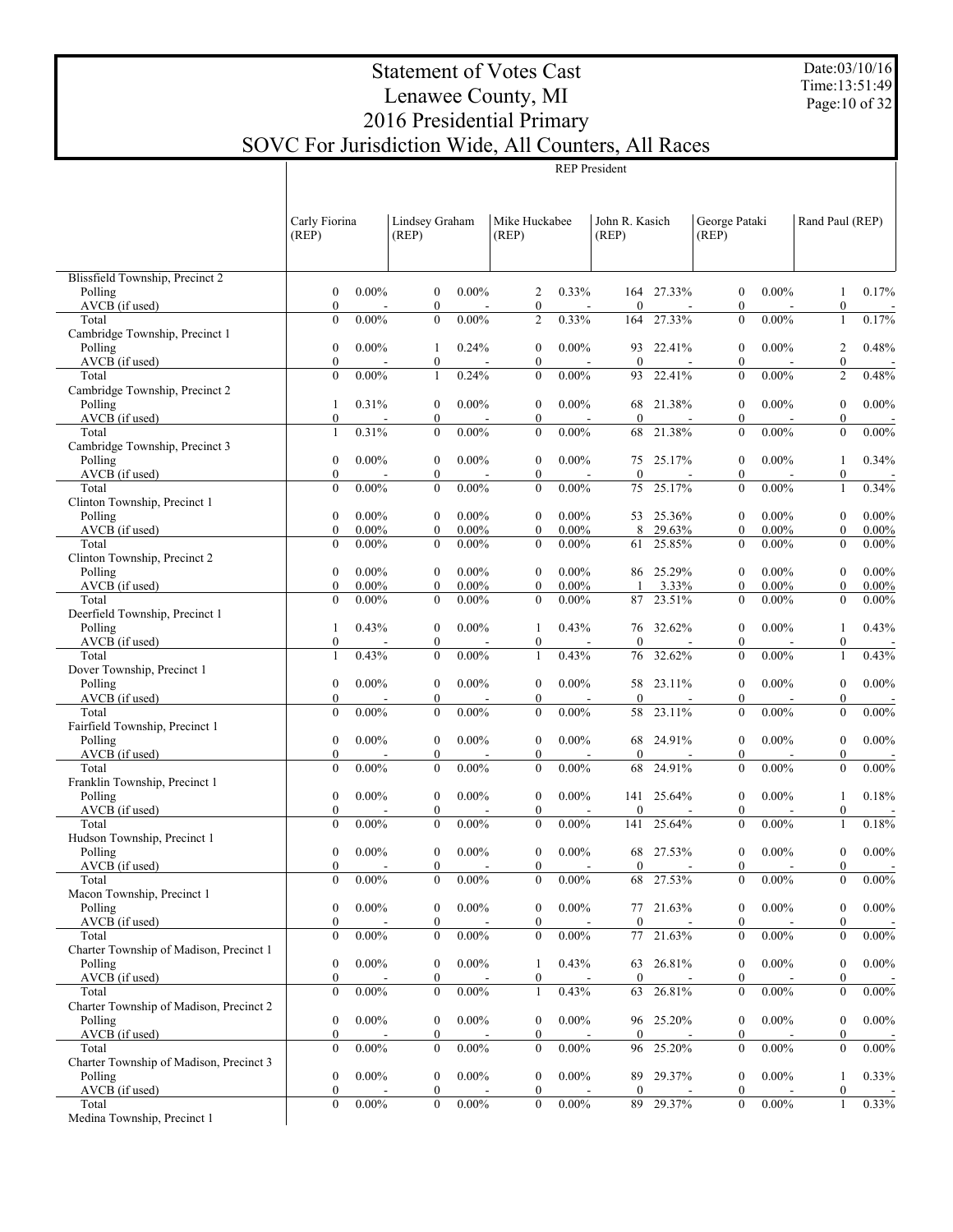# Statement of Votes Cast
# Lenawee County, MI
# 2016 Presidential Primary
# SOVC For Jurisdiction Wide, All Counters, All Races

Date:03/10/16
Time:13:51:49

**REP President**

| | Carly Fiorina (REP) | | Lindsey Graham (REP) | | Mike Huckabee (REP) | | John R. Kasich (REP) | | George Pataki (REP) | | Rand Paul (REP) | |
|---|---|---|---|---|---|---|---|---|---|---|---|---|
| **Blissfield Township, Precinct 2** | | | | | | | | | | | | |
| Polling | 0 | 0.00% | 0 | 0.00% | 2 | 0.33% | 164 | 27.33% | 0 | 0.00% | 1 | 0.17% |
| AVCB (if used) | 0 | - | 0 | - | 0 | - | 0 | - | 0 | - | 0 | - |
| Total | 0 | 0.00% | 0 | 0.00% | 2 | 0.33% | 164 | 27.33% | 0 | 0.00% | 1 | 0.17% |
| **Cambridge Township, Precinct 1** | | | | | | | | | | | | |
| Polling | 0 | 0.00% | 1 | 0.24% | 0 | 0.00% | 93 | 22.41% | 0 | 0.00% | 2 | 0.48% |
| AVCB (if used) | 0 | - | 0 | - | 0 | - | 0 | - | 0 | - | 0 | - |
| Total | 0 | 0.00% | 1 | 0.24% | 0 | 0.00% | 93 | 22.41% | 0 | 0.00% | 2 | 0.48% |
| **Cambridge Township, Precinct 2** | | | | | | | | | | | | |
| Polling | 1 | 0.31% | 0 | 0.00% | 0 | 0.00% | 68 | 21.38% | 0 | 0.00% | 0 | 0.00% |
| AVCB (if used) | 0 | - | 0 | - | 0 | - | 0 | - | 0 | - | 0 | - |
| Total | 1 | 0.31% | 0 | 0.00% | 0 | 0.00% | 68 | 21.38% | 0 | 0.00% | 0 | 0.00% |
| **Cambridge Township, Precinct 3** | | | | | | | | | | | | |
| Polling | 0 | 0.00% | 0 | 0.00% | 0 | 0.00% | 75 | 25.17% | 0 | 0.00% | 1 | 0.34% |
| AVCB (if used) | 0 | - | 0 | - | 0 | - | 0 | - | 0 | - | 0 | - |
| Total | 0 | 0.00% | 0 | 0.00% | 0 | 0.00% | 75 | 25.17% | 0 | 0.00% | 1 | 0.34% |
| **Clinton Township, Precinct 1** | | | | | | | | | | | | |
| Polling | 0 | 0.00% | 0 | 0.00% | 0 | 0.00% | 53 | 25.36% | 0 | 0.00% | 0 | 0.00% |
| AVCB (if used) | 0 | 0.00% | 0 | 0.00% | 0 | 0.00% | 8 | 29.63% | 0 | 0.00% | 0 | 0.00% |
| Total | 0 | 0.00% | 0 | 0.00% | 0 | 0.00% | 61 | 25.85% | 0 | 0.00% | 0 | 0.00% |
| **Clinton Township, Precinct 2** | | | | | | | | | | | | |
| Polling | 0 | 0.00% | 0 | 0.00% | 0 | 0.00% | 86 | 25.29% | 0 | 0.00% | 0 | 0.00% |
| AVCB (if used) | 0 | 0.00% | 0 | 0.00% | 0 | 0.00% | 1 | 3.33% | 0 | 0.00% | 0 | 0.00% |
| Total | 0 | 0.00% | 0 | 0.00% | 0 | 0.00% | 87 | 23.51% | 0 | 0.00% | 0 | 0.00% |
| **Deerfield Township, Precinct 1** | | | | | | | | | | | | |
| Polling | 1 | 0.43% | 0 | 0.00% | 1 | 0.43% | 76 | 32.62% | 0 | 0.00% | 1 | 0.43% |
| AVCB (if used) | 0 | - | 0 | - | 0 | - | 0 | - | 0 | - | 0 | - |
| Total | 1 | 0.43% | 0 | 0.00% | 1 | 0.43% | 76 | 32.62% | 0 | 0.00% | 1 | 0.43% |
| **Dover Township, Precinct 1** | | | | | | | | | | | | |
| Polling | 0 | 0.00% | 0 | 0.00% | 0 | 0.00% | 58 | 23.11% | 0 | 0.00% | 0 | 0.00% |
| AVCB (if used) | 0 | - | 0 | - | 0 | - | 0 | - | 0 | - | 0 | - |
| Total | 0 | 0.00% | 0 | 0.00% | 0 | 0.00% | 58 | 23.11% | 0 | 0.00% | 0 | 0.00% |
| **Fairfield Township, Precinct 1** | | | | | | | | | | | | |
| Polling | 0 | 0.00% | 0 | 0.00% | 0 | 0.00% | 68 | 24.91% | 0 | 0.00% | 0 | 0.00% |
| AVCB (if used) | 0 | - | 0 | - | 0 | - | 0 | - | 0 | - | 0 | - |
| Total | 0 | 0.00% | 0 | 0.00% | 0 | 0.00% | 68 | 24.91% | 0 | 0.00% | 0 | 0.00% |
| **Franklin Township, Precinct 1** | | | | | | | | | | | | |
| Polling | 0 | 0.00% | 0 | 0.00% | 0 | 0.00% | 141 | 25.64% | 0 | 0.00% | 1 | 0.18% |
| AVCB (if used) | 0 | - | 0 | - | 0 | - | 0 | - | 0 | - | 0 | - |
| Total | 0 | 0.00% | 0 | 0.00% | 0 | 0.00% | 141 | 25.64% | 0 | 0.00% | 1 | 0.18% |
| **Hudson Township, Precinct 1** | | | | | | | | | | | | |
| Polling | 0 | 0.00% | 0 | 0.00% | 0 | 0.00% | 68 | 27.53% | 0 | 0.00% | 0 | 0.00% |
| AVCB (if used) | 0 | - | 0 | - | 0 | - | 0 | - | 0 | - | 0 | - |
| Total | 0 | 0.00% | 0 | 0.00% | 0 | 0.00% | 68 | 27.53% | 0 | 0.00% | 0 | 0.00% |
| **Macon Township, Precinct 1** | | | | | | | | | | | | |
| Polling | 0 | 0.00% | 0 | 0.00% | 0 | 0.00% | 77 | 21.63% | 0 | 0.00% | 0 | 0.00% |
| AVCB (if used) | 0 | - | 0 | - | 0 | - | 0 | - | 0 | - | 0 | - |
| Total | 0 | 0.00% | 0 | 0.00% | 0 | 0.00% | 77 | 21.63% | 0 | 0.00% | 0 | 0.00% |
| **Charter Township of Madison, Precinct 1** | | | | | | | | | | | | |
| Polling | 0 | 0.00% | 0 | 0.00% | 1 | 0.43% | 63 | 26.81% | 0 | 0.00% | 0 | 0.00% |
| AVCB (if used) | 0 | - | 0 | - | 0 | - | 0 | - | 0 | - | 0 | - |
| Total | 0 | 0.00% | 0 | 0.00% | 1 | 0.43% | 63 | 26.81% | 0 | 0.00% | 0 | 0.00% |
| **Charter Township of Madison, Precinct 2** | | | | | | | | | | | | |
| Polling | 0 | 0.00% | 0 | 0.00% | 0 | 0.00% | 96 | 25.20% | 0 | 0.00% | 0 | 0.00% |
| AVCB (if used) | 0 | - | 0 | - | 0 | - | 0 | - | 0 | - | 0 | - |
| Total | 0 | 0.00% | 0 | 0.00% | 0 | 0.00% | 96 | 25.20% | 0 | 0.00% | 0 | 0.00% |
| **Charter Township of Madison, Precinct 3** | | | | | | | | | | | | |
| Polling | 0 | 0.00% | 0 | 0.00% | 0 | 0.00% | 89 | 29.37% | 0 | 0.00% | 1 | 0.33% |
| AVCB (if used) | 0 | - | 0 | - | 0 | - | 0 | - | 0 | - | 0 | - |
| Total | 0 | 0.00% | 0 | 0.00% | 0 | 0.00% | 89 | 29.37% | 0 | 0.00% | 1 | 0.33% |
| **Medina Township, Precinct 1** | | | | | | | | | | | | |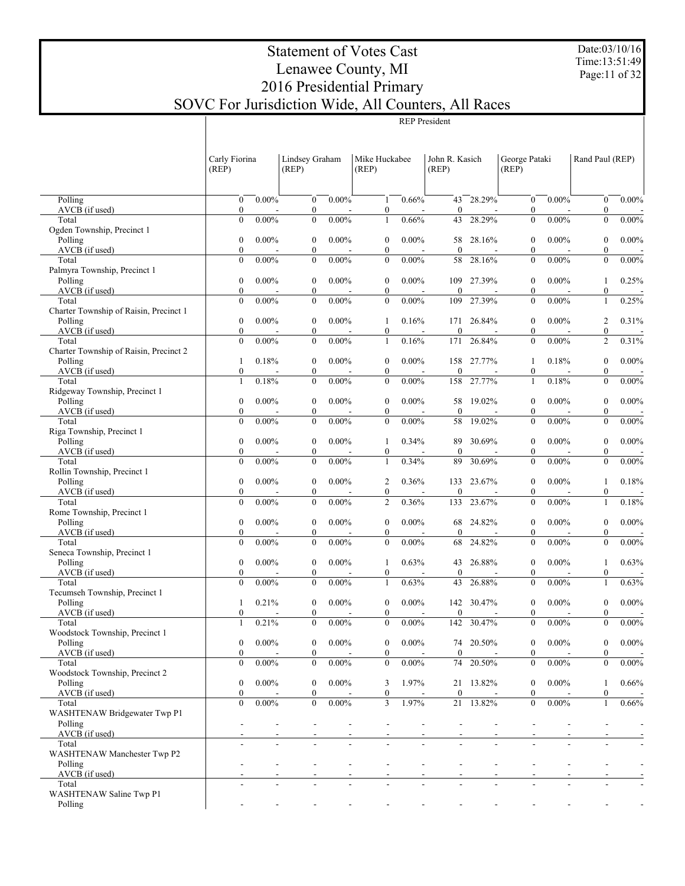# Statement of Votes Cast
# Lenawee County, MI
# 2016 Presidential Primary
# SOVC For Jurisdiction Wide, All Counters, All Races

Date:03/10/16
Time:13:51:49

| | REP President | | | | | | | | | | | |
|---|---|---|---|---|---|---|---|---|---|---|---|---|
| | Carly Fiorina (REP) | | Lindsey Graham (REP) | | Mike Huckabee (REP) | | John R. Kasich (REP) | | George Pataki (REP) | | Rand Paul (REP) | |
| Polling | 0 | 0.00% | 0 | 0.00% | 1 | 0.66% | 43 | 28.29% | 0 | 0.00% | 0 | 0.00% |
| AVCB (if used) | 0 | - | 0 | - | 0 | - | 0 | - | 0 | - | 0 | - |
| Total | 0 | 0.00% | 0 | 0.00% | 1 | 0.66% | 43 | 28.29% | 0 | 0.00% | 0 | 0.00% |
| Ogden Township, Precinct 1 | | | | | | | | | | | | |
| Polling | 0 | 0.00% | 0 | 0.00% | 0 | 0.00% | 58 | 28.16% | 0 | 0.00% | 0 | 0.00% |
| AVCB (if used) | 0 | - | 0 | - | 0 | - | 0 | - | 0 | - | 0 | - |
| Total | 0 | 0.00% | 0 | 0.00% | 0 | 0.00% | 58 | 28.16% | 0 | 0.00% | 0 | 0.00% |
| Palmyra Township, Precinct 1 | | | | | | | | | | | | |
| Polling | 0 | 0.00% | 0 | 0.00% | 0 | 0.00% | 109 | 27.39% | 0 | 0.00% | 1 | 0.25% |
| AVCB (if used) | 0 | - | 0 | - | 0 | - | 0 | - | 0 | - | 0 | - |
| Total | 0 | 0.00% | 0 | 0.00% | 0 | 0.00% | 109 | 27.39% | 0 | 0.00% | 1 | 0.25% |
| Charter Township of Raisin, Precinct 1 | | | | | | | | | | | | |
| Polling | 0 | 0.00% | 0 | 0.00% | 1 | 0.16% | 171 | 26.84% | 0 | 0.00% | 2 | 0.31% |
| AVCB (if used) | 0 | - | 0 | - | 0 | - | 0 | - | 0 | - | 0 | - |
| Total | 0 | 0.00% | 0 | 0.00% | 1 | 0.16% | 171 | 26.84% | 0 | 0.00% | 2 | 0.31% |
| Charter Township of Raisin, Precinct 2 | | | | | | | | | | | | |
| Polling | 1 | 0.18% | 0 | 0.00% | 0 | 0.00% | 158 | 27.77% | 1 | 0.18% | 0 | 0.00% |
| AVCB (if used) | 0 | - | 0 | - | 0 | - | 0 | - | 0 | - | 0 | - |
| Total | 1 | 0.18% | 0 | 0.00% | 0 | 0.00% | 158 | 27.77% | 1 | 0.18% | 0 | 0.00% |
| Ridgeway Township, Precinct 1 | | | | | | | | | | | | |
| Polling | 0 | 0.00% | 0 | 0.00% | 0 | 0.00% | 58 | 19.02% | 0 | 0.00% | 0 | 0.00% |
| AVCB (if used) | 0 | - | 0 | - | 0 | - | 0 | - | 0 | - | 0 | - |
| Total | 0 | 0.00% | 0 | 0.00% | 0 | 0.00% | 58 | 19.02% | 0 | 0.00% | 0 | 0.00% |
| Riga Township, Precinct 1 | | | | | | | | | | | | |
| Polling | 0 | 0.00% | 0 | 0.00% | 1 | 0.34% | 89 | 30.69% | 0 | 0.00% | 0 | 0.00% |
| AVCB (if used) | 0 | - | 0 | - | 0 | - | 0 | - | 0 | - | 0 | - |
| Total | 0 | 0.00% | 0 | 0.00% | 1 | 0.34% | 89 | 30.69% | 0 | 0.00% | 0 | 0.00% |
| Rollin Township, Precinct 1 | | | | | | | | | | | | |
| Polling | 0 | 0.00% | 0 | 0.00% | 2 | 0.36% | 133 | 23.67% | 0 | 0.00% | 1 | 0.18% |
| AVCB (if used) | 0 | - | 0 | - | 0 | - | 0 | - | 0 | - | 0 | - |
| Total | 0 | 0.00% | 0 | 0.00% | 2 | 0.36% | 133 | 23.67% | 0 | 0.00% | 1 | 0.18% |
| Rome Township, Precinct 1 | | | | | | | | | | | | |
| Polling | 0 | 0.00% | 0 | 0.00% | 0 | 0.00% | 68 | 24.82% | 0 | 0.00% | 0 | 0.00% |
| AVCB (if used) | 0 | - | 0 | - | 0 | - | 0 | - | 0 | - | 0 | - |
| Total | 0 | 0.00% | 0 | 0.00% | 0 | 0.00% | 68 | 24.82% | 0 | 0.00% | 0 | 0.00% |
| Seneca Township, Precinct 1 | | | | | | | | | | | | |
| Polling | 0 | 0.00% | 0 | 0.00% | 1 | 0.63% | 43 | 26.88% | 0 | 0.00% | 1 | 0.63% |
| AVCB (if used) | 0 | - | 0 | - | 0 | - | 0 | - | 0 | - | 0 | - |
| Total | 0 | 0.00% | 0 | 0.00% | 1 | 0.63% | 43 | 26.88% | 0 | 0.00% | 1 | 0.63% |
| Tecumseh Township, Precinct 1 | | | | | | | | | | | | |
| Polling | 1 | 0.21% | 0 | 0.00% | 0 | 0.00% | 142 | 30.47% | 0 | 0.00% | 0 | 0.00% |
| AVCB (if used) | 0 | - | 0 | - | 0 | - | 0 | - | 0 | - | 0 | - |
| Total | 1 | 0.21% | 0 | 0.00% | 0 | 0.00% | 142 | 30.47% | 0 | 0.00% | 0 | 0.00% |
| Woodstock Township, Precinct 1 | | | | | | | | | | | | |
| Polling | 0 | 0.00% | 0 | 0.00% | 0 | 0.00% | 74 | 20.50% | 0 | 0.00% | 0 | 0.00% |
| AVCB (if used) | 0 | - | 0 | - | 0 | - | 0 | - | 0 | - | 0 | - |
| Total | 0 | 0.00% | 0 | 0.00% | 0 | 0.00% | 74 | 20.50% | 0 | 0.00% | 0 | 0.00% |
| Woodstock Township, Precinct 2 | | | | | | | | | | | | |
| Polling | 0 | 0.00% | 0 | 0.00% | 3 | 1.97% | 21 | 13.82% | 0 | 0.00% | 1 | 0.66% |
| AVCB (if used) | 0 | - | 0 | - | 0 | - | 0 | - | 0 | - | 0 | - |
| Total | 0 | 0.00% | 0 | 0.00% | 3 | 1.97% | 21 | 13.82% | 0 | 0.00% | 1 | 0.66% |
| WASHTENAW Bridgewater Twp P1 | | | | | | | | | | | | |
| Polling | - | - | - | - | - | - | - | - | - | - | - | - |
| AVCB (if used) | - | - | - | - | - | - | - | - | - | - | - | - |
| Total | - | - | - | - | - | - | - | - | - | - | - | - |
| WASHTENAW Manchester Twp P2 | | | | | | | | | | | | |
| Polling | - | - | - | - | - | - | - | - | - | - | - | - |
| AVCB (if used) | - | - | - | - | - | - | - | - | - | - | - | - |
| Total | - | - | - | - | - | - | - | - | - | - | - | - |
| WASHTENAW Saline Twp P1 | | | | | | | | | | | | |
| Polling | - | - | - | - | - | - | - | - | - | - | - | - |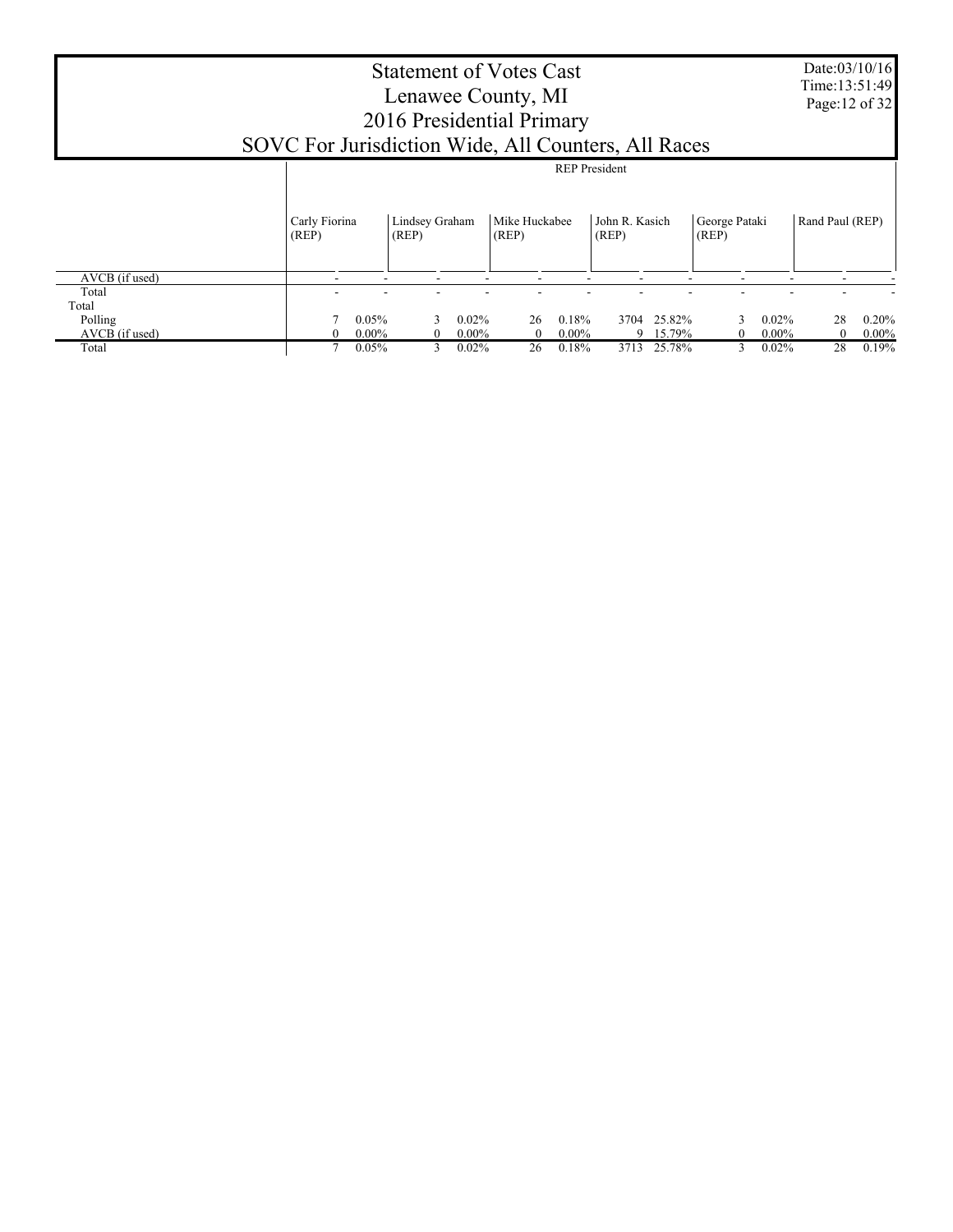# Statement of Votes Cast
# Lenawee County, MI
# 2016 Presidential Primary
# SOVC For Jurisdiction Wide, All Counters, All Races

Date:03/10/16
Time:13:51:49

| | REP President | | | | | | | | | | | |
|---|---|---|---|---|---|---|---|---|---|---|---|---|
| | Carly Fiorina (REP) | | Lindsey Graham (REP) | | Mike Huckabee (REP) | | John R. Kasich (REP) | | George Pataki (REP) | | Rand Paul (REP) | |
| AVCB (if used) | - | - | - | - | - | - | - | - | - | - | - | - |
| Total | - | - | - | - | - | - | - | - | - | - | - | - |
| Total | | | | | | | | | | | | |
| Polling | 7 | 0.05% | 3 | 0.02% | 26 | 0.18% | 3704 | 25.82% | 3 | 0.02% | 28 | 0.20% |
| AVCB (if used) | 0 | 0.00% | 0 | 0.00% | 0 | 0.00% | 9 | 15.79% | 0 | 0.00% | 0 | 0.00% |
| Total | 7 | 0.05% | 3 | 0.02% | 26 | 0.18% | 3713 | 25.78% | 3 | 0.02% | 28 | 0.19% |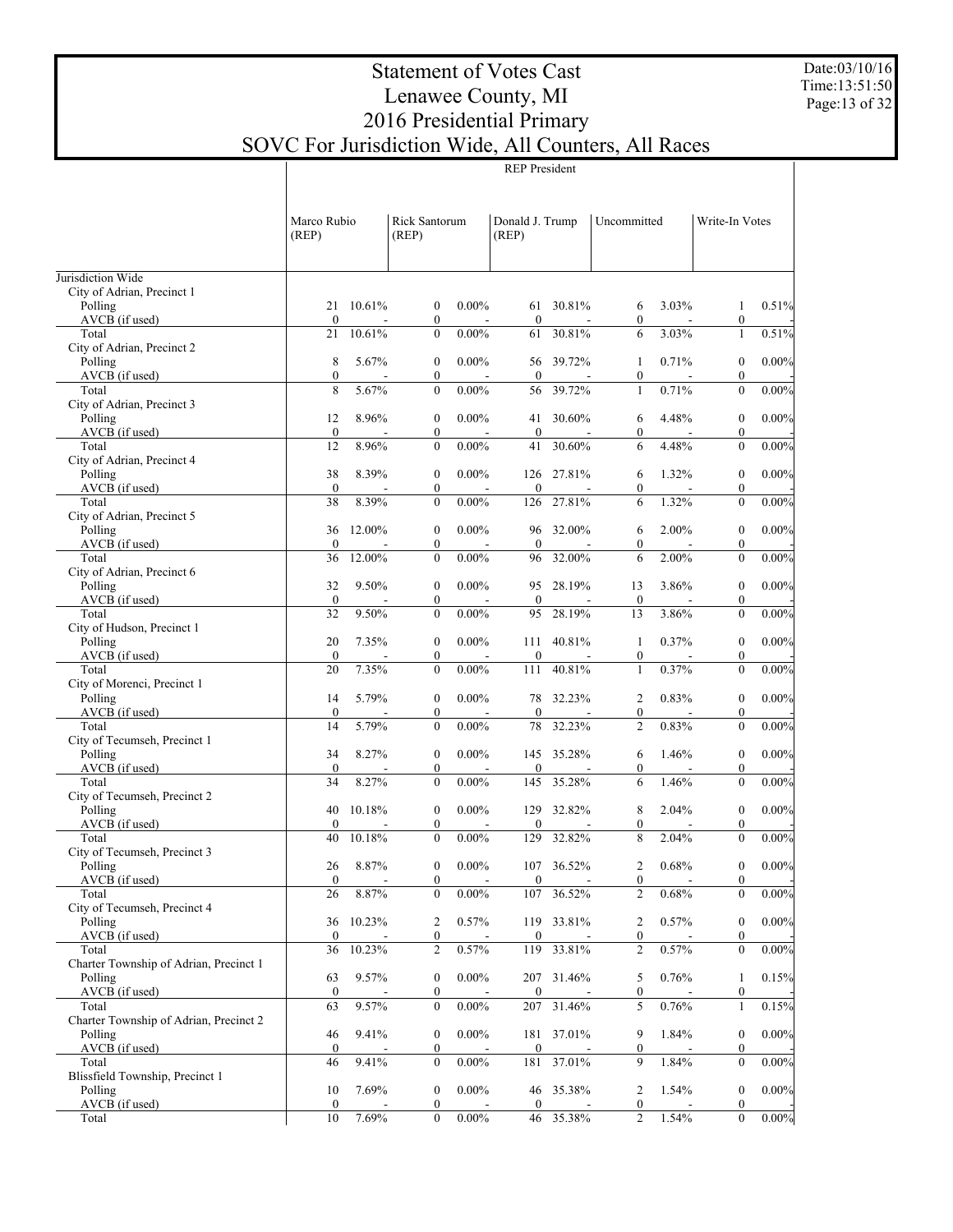# Statement of Votes Cast
# Lenawee County, MI
# 2016 Presidential Primary
# SOVC For Jurisdiction Wide, All Counters, All Races

Date:03/10/16
Time:13:51:50

| | REP President | | | | | | | | | |
|---|---|---|---|---|---|---|---|---|---|---|
| | Marco Rubio (REP) | | Rick Santorum (REP) | | Donald J. Trump (REP) | | Uncommitted | | Write-In Votes | |
| Jurisdiction Wide | | | | | | | | | | |
| City of Adrian, Precinct 1 | | | | | | | | | | |
| Polling | 21 | 10.61% | 0 | 0.00% | 61 | 30.81% | 6 | 3.03% | 1 | 0.51% |
| AVCB (if used) | 0 | - | 0 | - | 0 | - | 0 | - | 0 | - |
| Total | 21 | 10.61% | 0 | 0.00% | 61 | 30.81% | 6 | 3.03% | 1 | 0.51% |
| City of Adrian, Precinct 2 | | | | | | | | | | |
| Polling | 8 | 5.67% | 0 | 0.00% | 56 | 39.72% | 1 | 0.71% | 0 | 0.00% |
| AVCB (if used) | 0 | - | 0 | - | 0 | - | 0 | - | 0 | - |
| Total | 8 | 5.67% | 0 | 0.00% | 56 | 39.72% | 1 | 0.71% | 0 | 0.00% |
| City of Adrian, Precinct 3 | | | | | | | | | | |
| Polling | 12 | 8.96% | 0 | 0.00% | 41 | 30.60% | 6 | 4.48% | 0 | 0.00% |
| AVCB (if used) | 0 | - | 0 | - | 0 | - | 0 | - | 0 | - |
| Total | 12 | 8.96% | 0 | 0.00% | 41 | 30.60% | 6 | 4.48% | 0 | 0.00% |
| City of Adrian, Precinct 4 | | | | | | | | | | |
| Polling | 38 | 8.39% | 0 | 0.00% | 126 | 27.81% | 6 | 1.32% | 0 | 0.00% |
| AVCB (if used) | 0 | - | 0 | - | 0 | - | 0 | - | 0 | - |
| Total | 38 | 8.39% | 0 | 0.00% | 126 | 27.81% | 6 | 1.32% | 0 | 0.00% |
| City of Adrian, Precinct 5 | | | | | | | | | | |
| Polling | 36 | 12.00% | 0 | 0.00% | 96 | 32.00% | 6 | 2.00% | 0 | 0.00% |
| AVCB (if used) | 0 | - | 0 | - | 0 | - | 0 | - | 0 | - |
| Total | 36 | 12.00% | 0 | 0.00% | 96 | 32.00% | 6 | 2.00% | 0 | 0.00% |
| City of Adrian, Precinct 6 | | | | | | | | | | |
| Polling | 32 | 9.50% | 0 | 0.00% | 95 | 28.19% | 13 | 3.86% | 0 | 0.00% |
| AVCB (if used) | 0 | - | 0 | - | 0 | - | 0 | - | 0 | - |
| Total | 32 | 9.50% | 0 | 0.00% | 95 | 28.19% | 13 | 3.86% | 0 | 0.00% |
| City of Hudson, Precinct 1 | | | | | | | | | | |
| Polling | 20 | 7.35% | 0 | 0.00% | 111 | 40.81% | 1 | 0.37% | 0 | 0.00% |
| AVCB (if used) | 0 | - | 0 | - | 0 | - | 0 | - | 0 | - |
| Total | 20 | 7.35% | 0 | 0.00% | 111 | 40.81% | 1 | 0.37% | 0 | 0.00% |
| City of Morenci, Precinct 1 | | | | | | | | | | |
| Polling | 14 | 5.79% | 0 | 0.00% | 78 | 32.23% | 2 | 0.83% | 0 | 0.00% |
| AVCB (if used) | 0 | - | 0 | - | 0 | - | 0 | - | 0 | - |
| Total | 14 | 5.79% | 0 | 0.00% | 78 | 32.23% | 2 | 0.83% | 0 | 0.00% |
| City of Tecumseh, Precinct 1 | | | | | | | | | | |
| Polling | 34 | 8.27% | 0 | 0.00% | 145 | 35.28% | 6 | 1.46% | 0 | 0.00% |
| AVCB (if used) | 0 | - | 0 | - | 0 | - | 0 | - | 0 | - |
| Total | 34 | 8.27% | 0 | 0.00% | 145 | 35.28% | 6 | 1.46% | 0 | 0.00% |
| City of Tecumseh, Precinct 2 | | | | | | | | | | |
| Polling | 40 | 10.18% | 0 | 0.00% | 129 | 32.82% | 8 | 2.04% | 0 | 0.00% |
| AVCB (if used) | 0 | - | 0 | - | 0 | - | 0 | - | 0 | - |
| Total | 40 | 10.18% | 0 | 0.00% | 129 | 32.82% | 8 | 2.04% | 0 | 0.00% |
| City of Tecumseh, Precinct 3 | | | | | | | | | | |
| Polling | 26 | 8.87% | 0 | 0.00% | 107 | 36.52% | 2 | 0.68% | 0 | 0.00% |
| AVCB (if used) | 0 | - | 0 | - | 0 | - | 0 | - | 0 | - |
| Total | 26 | 8.87% | 0 | 0.00% | 107 | 36.52% | 2 | 0.68% | 0 | 0.00% |
| City of Tecumseh, Precinct 4 | | | | | | | | | | |
| Polling | 36 | 10.23% | 2 | 0.57% | 119 | 33.81% | 2 | 0.57% | 0 | 0.00% |
| AVCB (if used) | 0 | - | 0 | - | 0 | - | 0 | - | 0 | - |
| Total | 36 | 10.23% | 2 | 0.57% | 119 | 33.81% | 2 | 0.57% | 0 | 0.00% |
| Charter Township of Adrian, Precinct 1 | | | | | | | | | | |
| Polling | 63 | 9.57% | 0 | 0.00% | 207 | 31.46% | 5 | 0.76% | 1 | 0.15% |
| AVCB (if used) | 0 | - | 0 | - | 0 | - | 0 | - | 0 | - |
| Total | 63 | 9.57% | 0 | 0.00% | 207 | 31.46% | 5 | 0.76% | 1 | 0.15% |
| Charter Township of Adrian, Precinct 2 | | | | | | | | | | |
| Polling | 46 | 9.41% | 0 | 0.00% | 181 | 37.01% | 9 | 1.84% | 0 | 0.00% |
| AVCB (if used) | 0 | - | 0 | - | 0 | - | 0 | - | 0 | - |
| Total | 46 | 9.41% | 0 | 0.00% | 181 | 37.01% | 9 | 1.84% | 0 | 0.00% |
| Blissfield Township, Precinct 1 | | | | | | | | | | |
| Polling | 10 | 7.69% | 0 | 0.00% | 46 | 35.38% | 2 | 1.54% | 0 | 0.00% |
| AVCB (if used) | 0 | - | 0 | - | 0 | - | 0 | - | 0 | - |
| Total | 10 | 7.69% | 0 | 0.00% | 46 | 35.38% | 2 | 1.54% | 0 | 0.00% |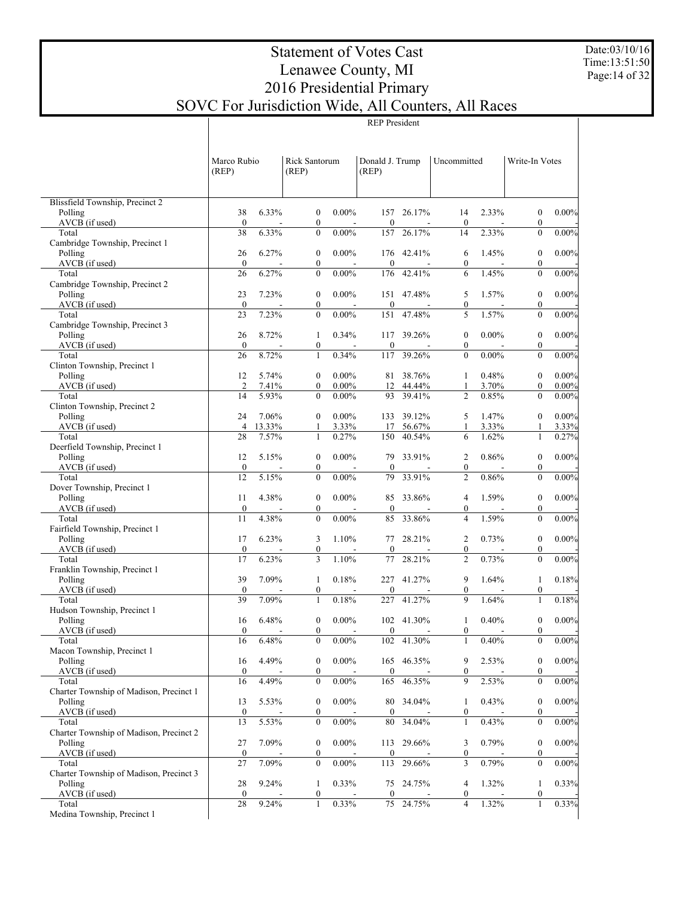# Statement of Votes Cast
## Lenawee County, MI
## 2016 Presidential Primary
## SOVC For Jurisdiction Wide, All Counters, All Races

Date:03/10/16
Time:13:51:50

| | REP President | | | | | | | | | |
|---|---|---|---|---|---|---|---|---|---|---|
| | Marco Rubio (REP) | | Rick Santorum (REP) | | Donald J. Trump (REP) | | Uncommitted | | Write-In Votes | |
| **Blissfield Township, Precinct 2** | | | | | | | | | | |
| Polling | 38 | 6.33% | 0 | 0.00% | 157 | 26.17% | 14 | 2.33% | 0 | 0.00% |
| AVCB (if used) | 0 | - | 0 | - | 0 | - | 0 | - | 0 | - |
| Total | 38 | 6.33% | 0 | 0.00% | 157 | 26.17% | 14 | 2.33% | 0 | 0.00% |
| **Cambridge Township, Precinct 1** | | | | | | | | | | |
| Polling | 26 | 6.27% | 0 | 0.00% | 176 | 42.41% | 6 | 1.45% | 0 | 0.00% |
| AVCB (if used) | 0 | - | 0 | - | 0 | - | 0 | - | 0 | - |
| Total | 26 | 6.27% | 0 | 0.00% | 176 | 42.41% | 6 | 1.45% | 0 | 0.00% |
| **Cambridge Township, Precinct 2** | | | | | | | | | | |
| Polling | 23 | 7.23% | 0 | 0.00% | 151 | 47.48% | 5 | 1.57% | 0 | 0.00% |
| AVCB (if used) | 0 | - | 0 | - | 0 | - | 0 | - | 0 | - |
| Total | 23 | 7.23% | 0 | 0.00% | 151 | 47.48% | 5 | 1.57% | 0 | 0.00% |
| **Cambridge Township, Precinct 3** | | | | | | | | | | |
| Polling | 26 | 8.72% | 1 | 0.34% | 117 | 39.26% | 0 | 0.00% | 0 | 0.00% |
| AVCB (if used) | 0 | - | 0 | - | 0 | - | 0 | - | 0 | - |
| Total | 26 | 8.72% | 1 | 0.34% | 117 | 39.26% | 0 | 0.00% | 0 | 0.00% |
| **Clinton Township, Precinct 1** | | | | | | | | | | |
| Polling | 12 | 5.74% | 0 | 0.00% | 81 | 38.76% | 1 | 0.48% | 0 | 0.00% |
| AVCB (if used) | 2 | 7.41% | 0 | 0.00% | 12 | 44.44% | 1 | 3.70% | 0 | 0.00% |
| Total | 14 | 5.93% | 0 | 0.00% | 93 | 39.41% | 2 | 0.85% | 0 | 0.00% |
| **Clinton Township, Precinct 2** | | | | | | | | | | |
| Polling | 24 | 7.06% | 0 | 0.00% | 133 | 39.12% | 5 | 1.47% | 0 | 0.00% |
| AVCB (if used) | 4 | 13.33% | 1 | 3.33% | 17 | 56.67% | 1 | 3.33% | 1 | 3.33% |
| Total | 28 | 7.57% | 1 | 0.27% | 150 | 40.54% | 6 | 1.62% | 1 | 0.27% |
| **Deerfield Township, Precinct 1** | | | | | | | | | | |
| Polling | 12 | 5.15% | 0 | 0.00% | 79 | 33.91% | 2 | 0.86% | 0 | 0.00% |
| AVCB (if used) | 0 | - | 0 | - | 0 | - | 0 | - | 0 | - |
| Total | 12 | 5.15% | 0 | 0.00% | 79 | 33.91% | 2 | 0.86% | 0 | 0.00% |
| **Dover Township, Precinct 1** | | | | | | | | | | |
| Polling | 11 | 4.38% | 0 | 0.00% | 85 | 33.86% | 4 | 1.59% | 0 | 0.00% |
| AVCB (if used) | 0 | - | 0 | - | 0 | - | 0 | - | 0 | - |
| Total | 11 | 4.38% | 0 | 0.00% | 85 | 33.86% | 4 | 1.59% | 0 | 0.00% |
| **Fairfield Township, Precinct 1** | | | | | | | | | | |
| Polling | 17 | 6.23% | 3 | 1.10% | 77 | 28.21% | 2 | 0.73% | 0 | 0.00% |
| AVCB (if used) | 0 | - | 0 | - | 0 | - | 0 | - | 0 | - |
| Total | 17 | 6.23% | 3 | 1.10% | 77 | 28.21% | 2 | 0.73% | 0 | 0.00% |
| **Franklin Township, Precinct 1** | | | | | | | | | | |
| Polling | 39 | 7.09% | 1 | 0.18% | 227 | 41.27% | 9 | 1.64% | 1 | 0.18% |
| AVCB (if used) | 0 | - | 0 | - | 0 | - | 0 | - | 0 | - |
| Total | 39 | 7.09% | 1 | 0.18% | 227 | 41.27% | 9 | 1.64% | 1 | 0.18% |
| **Hudson Township, Precinct 1** | | | | | | | | | | |
| Polling | 16 | 6.48% | 0 | 0.00% | 102 | 41.30% | 1 | 0.40% | 0 | 0.00% |
| AVCB (if used) | 0 | - | 0 | - | 0 | - | 0 | - | 0 | - |
| Total | 16 | 6.48% | 0 | 0.00% | 102 | 41.30% | 1 | 0.40% | 0 | 0.00% |
| **Macon Township, Precinct 1** | | | | | | | | | | |
| Polling | 16 | 4.49% | 0 | 0.00% | 165 | 46.35% | 9 | 2.53% | 0 | 0.00% |
| AVCB (if used) | 0 | - | 0 | - | 0 | - | 0 | - | 0 | - |
| Total | 16 | 4.49% | 0 | 0.00% | 165 | 46.35% | 9 | 2.53% | 0 | 0.00% |
| **Charter Township of Madison, Precinct 1** | | | | | | | | | | |
| Polling | 13 | 5.53% | 0 | 0.00% | 80 | 34.04% | 1 | 0.43% | 0 | 0.00% |
| AVCB (if used) | 0 | - | 0 | - | 0 | - | 0 | - | 0 | - |
| Total | 13 | 5.53% | 0 | 0.00% | 80 | 34.04% | 1 | 0.43% | 0 | 0.00% |
| **Charter Township of Madison, Precinct 2** | | | | | | | | | | |
| Polling | 27 | 7.09% | 0 | 0.00% | 113 | 29.66% | 3 | 0.79% | 0 | 0.00% |
| AVCB (if used) | 0 | - | 0 | - | 0 | - | 0 | - | 0 | - |
| Total | 27 | 7.09% | 0 | 0.00% | 113 | 29.66% | 3 | 0.79% | 0 | 0.00% |
| **Charter Township of Madison, Precinct 3** | | | | | | | | | | |
| Polling | 28 | 9.24% | 1 | 0.33% | 75 | 24.75% | 4 | 1.32% | 1 | 0.33% |
| AVCB (if used) | 0 | - | 0 | - | 0 | - | 0 | - | 0 | - |
| Total | 28 | 9.24% | 1 | 0.33% | 75 | 24.75% | 4 | 1.32% | 1 | 0.33% |
| **Medina Township, Precinct 1** | | | | | | | | | | |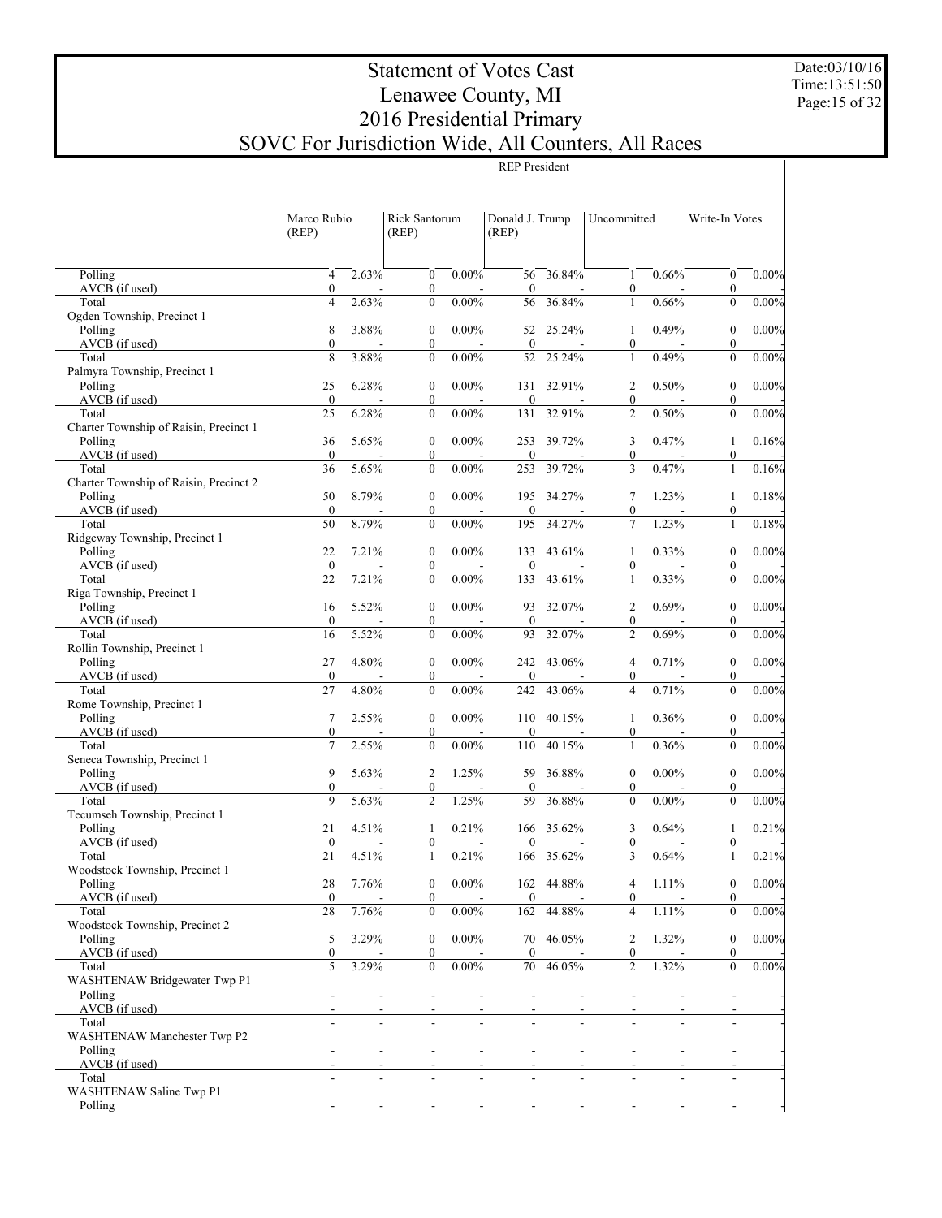# Statement of Votes Cast
# Lenawee County, MI
# 2016 Presidential Primary
# SOVC For Jurisdiction Wide, All Counters, All Races

Date:03/10/16
Time:13:51:50

| | REP President | | | | | | | | | |
|---|---|---|---|---|---|---|---|---|---|---|
| | Marco Rubio (REP) | | Rick Santorum (REP) | | Donald J. Trump (REP) | | Uncommitted | | Write-In Votes | |
| Polling | 4 | 2.63% | 0 | 0.00% | 56 | 36.84% | 1 | 0.66% | 0 | 0.00% |
| AVCB (if used) | 0 | - | 0 | - | 0 | - | 0 | - | 0 | - |
| Total | 4 | 2.63% | 0 | 0.00% | 56 | 36.84% | 1 | 0.66% | 0 | 0.00% |
| Ogden Township, Precinct 1 | | | | | | | | | | |
| Polling | 8 | 3.88% | 0 | 0.00% | 52 | 25.24% | 1 | 0.49% | 0 | 0.00% |
| AVCB (if used) | 0 | - | 0 | - | 0 | - | 0 | - | 0 | - |
| Total | 8 | 3.88% | 0 | 0.00% | 52 | 25.24% | 1 | 0.49% | 0 | 0.00% |
| Palmyra Township, Precinct 1 | | | | | | | | | | |
| Polling | 25 | 6.28% | 0 | 0.00% | 131 | 32.91% | 2 | 0.50% | 0 | 0.00% |
| AVCB (if used) | 0 | - | 0 | - | 0 | - | 0 | - | 0 | - |
| Total | 25 | 6.28% | 0 | 0.00% | 131 | 32.91% | 2 | 0.50% | 0 | 0.00% |
| Charter Township of Raisin, Precinct 1 | | | | | | | | | | |
| Polling | 36 | 5.65% | 0 | 0.00% | 253 | 39.72% | 3 | 0.47% | 1 | 0.16% |
| AVCB (if used) | 0 | - | 0 | - | 0 | - | 0 | - | 0 | - |
| Total | 36 | 5.65% | 0 | 0.00% | 253 | 39.72% | 3 | 0.47% | 1 | 0.16% |
| Charter Township of Raisin, Precinct 2 | | | | | | | | | | |
| Polling | 50 | 8.79% | 0 | 0.00% | 195 | 34.27% | 7 | 1.23% | 1 | 0.18% |
| AVCB (if used) | 0 | - | 0 | - | 0 | - | 0 | - | 0 | - |
| Total | 50 | 8.79% | 0 | 0.00% | 195 | 34.27% | 7 | 1.23% | 1 | 0.18% |
| Ridgeway Township, Precinct 1 | | | | | | | | | | |
| Polling | 22 | 7.21% | 0 | 0.00% | 133 | 43.61% | 1 | 0.33% | 0 | 0.00% |
| AVCB (if used) | 0 | - | 0 | - | 0 | - | 0 | - | 0 | - |
| Total | 22 | 7.21% | 0 | 0.00% | 133 | 43.61% | 1 | 0.33% | 0 | 0.00% |
| Riga Township, Precinct 1 | | | | | | | | | | |
| Polling | 16 | 5.52% | 0 | 0.00% | 93 | 32.07% | 2 | 0.69% | 0 | 0.00% |
| AVCB (if used) | 0 | - | 0 | - | 0 | - | 0 | - | 0 | - |
| Total | 16 | 5.52% | 0 | 0.00% | 93 | 32.07% | 2 | 0.69% | 0 | 0.00% |
| Rollin Township, Precinct 1 | | | | | | | | | | |
| Polling | 27 | 4.80% | 0 | 0.00% | 242 | 43.06% | 4 | 0.71% | 0 | 0.00% |
| AVCB (if used) | 0 | - | 0 | - | 0 | - | 0 | - | 0 | - |
| Total | 27 | 4.80% | 0 | 0.00% | 242 | 43.06% | 4 | 0.71% | 0 | 0.00% |
| Rome Township, Precinct 1 | | | | | | | | | | |
| Polling | 7 | 2.55% | 0 | 0.00% | 110 | 40.15% | 1 | 0.36% | 0 | 0.00% |
| AVCB (if used) | 0 | - | 0 | - | 0 | - | 0 | - | 0 | - |
| Total | 7 | 2.55% | 0 | 0.00% | 110 | 40.15% | 1 | 0.36% | 0 | 0.00% |
| Seneca Township, Precinct 1 | | | | | | | | | | |
| Polling | 9 | 5.63% | 2 | 1.25% | 59 | 36.88% | 0 | 0.00% | 0 | 0.00% |
| AVCB (if used) | 0 | - | 0 | - | 0 | - | 0 | - | 0 | - |
| Total | 9 | 5.63% | 2 | 1.25% | 59 | 36.88% | 0 | 0.00% | 0 | 0.00% |
| Tecumseh Township, Precinct 1 | | | | | | | | | | |
| Polling | 21 | 4.51% | 1 | 0.21% | 166 | 35.62% | 3 | 0.64% | 1 | 0.21% |
| AVCB (if used) | 0 | - | 0 | - | 0 | - | 0 | - | 0 | - |
| Total | 21 | 4.51% | 1 | 0.21% | 166 | 35.62% | 3 | 0.64% | 1 | 0.21% |
| Woodstock Township, Precinct 1 | | | | | | | | | | |
| Polling | 28 | 7.76% | 0 | 0.00% | 162 | 44.88% | 4 | 1.11% | 0 | 0.00% |
| AVCB (if used) | 0 | - | 0 | - | 0 | - | 0 | - | 0 | - |
| Total | 28 | 7.76% | 0 | 0.00% | 162 | 44.88% | 4 | 1.11% | 0 | 0.00% |
| Woodstock Township, Precinct 2 | | | | | | | | | | |
| Polling | 5 | 3.29% | 0 | 0.00% | 70 | 46.05% | 2 | 1.32% | 0 | 0.00% |
| AVCB (if used) | 0 | - | 0 | - | 0 | - | 0 | - | 0 | - |
| Total | 5 | 3.29% | 0 | 0.00% | 70 | 46.05% | 2 | 1.32% | 0 | 0.00% |
| WASHTENAW Bridgewater Twp P1 | | | | | | | | | | |
| Polling | - | - | - | - | - | - | - | - | - | - |
| AVCB (if used) | - | - | - | - | - | - | - | - | - | - |
| Total | - | - | - | - | - | - | - | - | - | - |
| WASHTENAW Manchester Twp P2 | | | | | | | | | | |
| Polling | - | - | - | - | - | - | - | - | - | - |
| AVCB (if used) | - | - | - | - | - | - | - | - | - | - |
| Total | - | - | - | - | - | - | - | - | - | - |
| WASHTENAW Saline Twp P1 | | | | | | | | | | |
| Polling | - | - | - | - | - | - | - | - | - | - |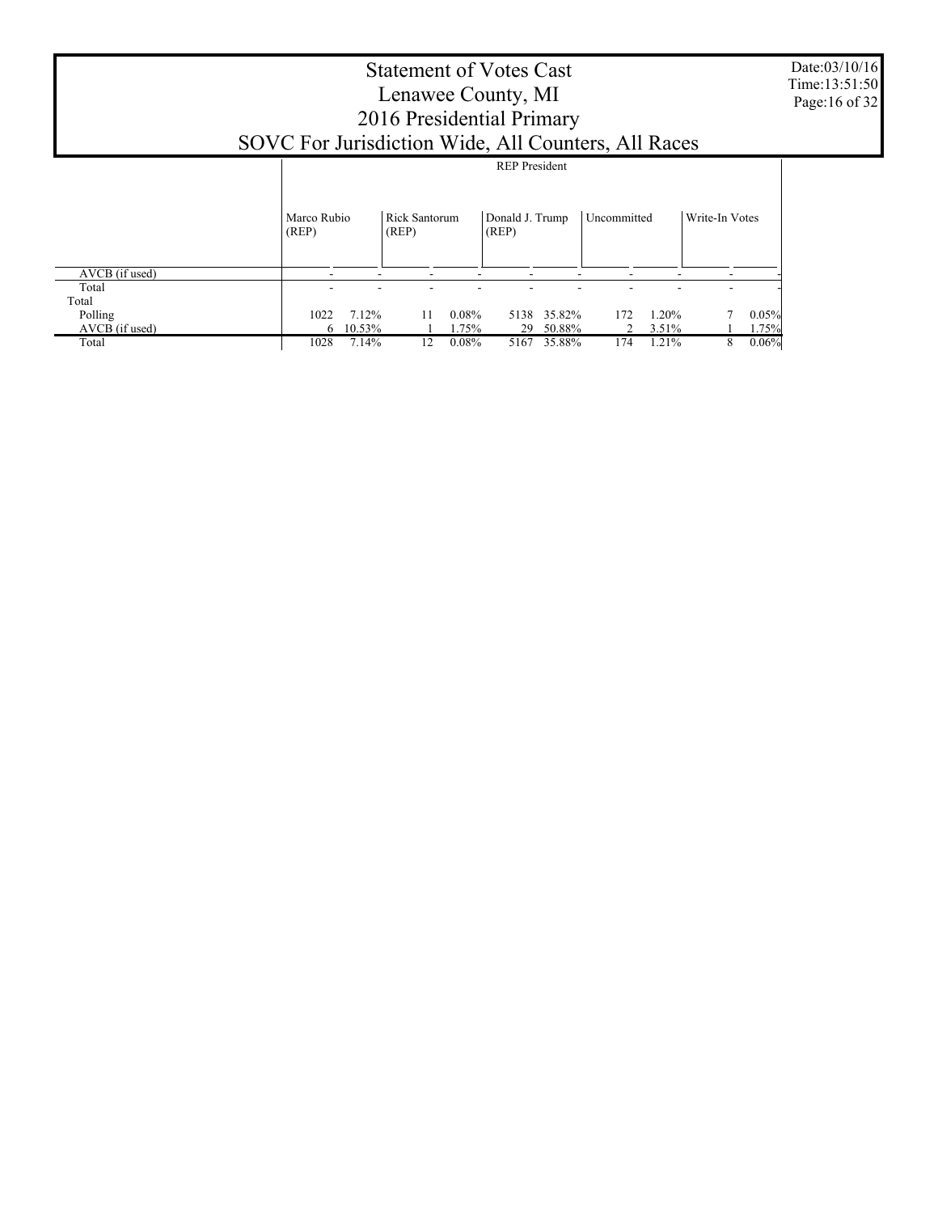# Statement of Votes Cast
# Lenawee County, MI
# 2016 Presidential Primary
# SOVC For Jurisdiction Wide, All Counters, All Races

Date:03/10/16
Time:13:51:50

| | REP President | | | | | | | | | |
|---|---|---|---|---|---|---|---|---|---|---|
| | Marco Rubio (REP) | | Rick Santorum (REP) | | Donald J. Trump (REP) | | Uncommitted | | Write-In Votes | |
| AVCB (if used) | - | - | - | - | - | - | - | - | - | - |
| Total | - | - | - | - | - | - | - | - | - | - |
| Total | | | | | | | | | | |
| Polling | 1022 | 7.12% | 11 | 0.08% | 5138 | 35.82% | 172 | 1.20% | 7 | 0.05% |
| AVCB (if used) | 6 | 10.53% | 1 | 1.75% | 29 | 50.88% | 2 | 3.51% | 1 | 1.75% |
| Total | 1028 | 7.14% | 12 | 0.08% | 5167 | 35.88% | 174 | 1.21% | 8 | 0.06% |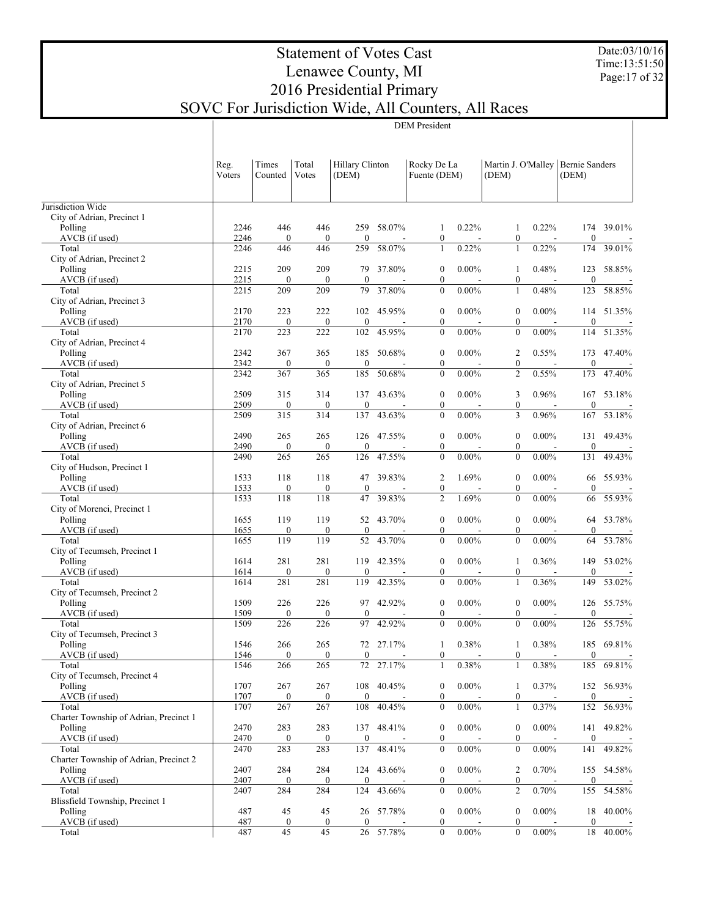# Statement of Votes Cast
## Lenawee County, MI
## 2016 Presidential Primary
## SOVC For Jurisdiction Wide, All Counters, All Races

Date:03/10/16
Time:13:51:50

| | Reg. Voters | Times Counted | Total Votes | Hillary Clinton (DEM) | | Rocky De La Fuente (DEM) | | Martin J. O'Malley (DEM) | | Bernie Sanders (DEM) | |
|---|---|---|---|---|---|---|---|---|---|---|---|
| | | | | **DEM President** | | | | | | | |
| Jurisdiction Wide | | | | | | | | | | | |
| City of Adrian, Precinct 1 | | | | | | | | | | | |
| Polling | 2246 | 446 | 446 | 259 | 58.07% | 1 | 0.22% | 1 | 0.22% | 174 | 39.01% |
| AVCB (if used) | 2246 | 0 | 0 | 0 | - | 0 | - | 0 | - | 0 | - |
| Total | 2246 | 446 | 446 | 259 | 58.07% | 1 | 0.22% | 1 | 0.22% | 174 | 39.01% |
| City of Adrian, Precinct 2 | | | | | | | | | | | |
| Polling | 2215 | 209 | 209 | 79 | 37.80% | 0 | 0.00% | 1 | 0.48% | 123 | 58.85% |
| AVCB (if used) | 2215 | 0 | 0 | 0 | - | 0 | - | 0 | - | 0 | - |
| Total | 2215 | 209 | 209 | 79 | 37.80% | 0 | 0.00% | 1 | 0.48% | 123 | 58.85% |
| City of Adrian, Precinct 3 | | | | | | | | | | | |
| Polling | 2170 | 223 | 222 | 102 | 45.95% | 0 | 0.00% | 0 | 0.00% | 114 | 51.35% |
| AVCB (if used) | 2170 | 0 | 0 | 0 | - | 0 | - | 0 | - | 0 | - |
| Total | 2170 | 223 | 222 | 102 | 45.95% | 0 | 0.00% | 0 | 0.00% | 114 | 51.35% |
| City of Adrian, Precinct 4 | | | | | | | | | | | |
| Polling | 2342 | 367 | 365 | 185 | 50.68% | 0 | 0.00% | 2 | 0.55% | 173 | 47.40% |
| AVCB (if used) | 2342 | 0 | 0 | 0 | - | 0 | - | 0 | - | 0 | - |
| Total | 2342 | 367 | 365 | 185 | 50.68% | 0 | 0.00% | 2 | 0.55% | 173 | 47.40% |
| City of Adrian, Precinct 5 | | | | | | | | | | | |
| Polling | 2509 | 315 | 314 | 137 | 43.63% | 0 | 0.00% | 3 | 0.96% | 167 | 53.18% |
| AVCB (if used) | 2509 | 0 | 0 | 0 | - | 0 | - | 0 | - | 0 | - |
| Total | 2509 | 315 | 314 | 137 | 43.63% | 0 | 0.00% | 3 | 0.96% | 167 | 53.18% |
| City of Adrian, Precinct 6 | | | | | | | | | | | |
| Polling | 2490 | 265 | 265 | 126 | 47.55% | 0 | 0.00% | 0 | 0.00% | 131 | 49.43% |
| AVCB (if used) | 2490 | 0 | 0 | 0 | - | 0 | - | 0 | - | 0 | - |
| Total | 2490 | 265 | 265 | 126 | 47.55% | 0 | 0.00% | 0 | 0.00% | 131 | 49.43% |
| City of Hudson, Precinct 1 | | | | | | | | | | | |
| Polling | 1533 | 118 | 118 | 47 | 39.83% | 2 | 1.69% | 0 | 0.00% | 66 | 55.93% |
| AVCB (if used) | 1533 | 0 | 0 | 0 | - | 0 | - | 0 | - | 0 | - |
| Total | 1533 | 118 | 118 | 47 | 39.83% | 2 | 1.69% | 0 | 0.00% | 66 | 55.93% |
| City of Morenci, Precinct 1 | | | | | | | | | | | |
| Polling | 1655 | 119 | 119 | 52 | 43.70% | 0 | 0.00% | 0 | 0.00% | 64 | 53.78% |
| AVCB (if used) | 1655 | 0 | 0 | 0 | - | 0 | - | 0 | - | 0 | - |
| Total | 1655 | 119 | 119 | 52 | 43.70% | 0 | 0.00% | 0 | 0.00% | 64 | 53.78% |
| City of Tecumseh, Precinct 1 | | | | | | | | | | | |
| Polling | 1614 | 281 | 281 | 119 | 42.35% | 0 | 0.00% | 1 | 0.36% | 149 | 53.02% |
| AVCB (if used) | 1614 | 0 | 0 | 0 | - | 0 | - | 0 | - | 0 | - |
| Total | 1614 | 281 | 281 | 119 | 42.35% | 0 | 0.00% | 1 | 0.36% | 149 | 53.02% |
| City of Tecumseh, Precinct 2 | | | | | | | | | | | |
| Polling | 1509 | 226 | 226 | 97 | 42.92% | 0 | 0.00% | 0 | 0.00% | 126 | 55.75% |
| AVCB (if used) | 1509 | 0 | 0 | 0 | - | 0 | - | 0 | - | 0 | - |
| Total | 1509 | 226 | 226 | 97 | 42.92% | 0 | 0.00% | 0 | 0.00% | 126 | 55.75% |
| City of Tecumseh, Precinct 3 | | | | | | | | | | | |
| Polling | 1546 | 266 | 265 | 72 | 27.17% | 1 | 0.38% | 1 | 0.38% | 185 | 69.81% |
| AVCB (if used) | 1546 | 0 | 0 | 0 | - | 0 | - | 0 | - | 0 | - |
| Total | 1546 | 266 | 265 | 72 | 27.17% | 1 | 0.38% | 1 | 0.38% | 185 | 69.81% |
| City of Tecumseh, Precinct 4 | | | | | | | | | | | |
| Polling | 1707 | 267 | 267 | 108 | 40.45% | 0 | 0.00% | 1 | 0.37% | 152 | 56.93% |
| AVCB (if used) | 1707 | 0 | 0 | 0 | - | 0 | - | 0 | - | 0 | - |
| Total | 1707 | 267 | 267 | 108 | 40.45% | 0 | 0.00% | 1 | 0.37% | 152 | 56.93% |
| Charter Township of Adrian, Precinct 1 | | | | | | | | | | | |
| Polling | 2470 | 283 | 283 | 137 | 48.41% | 0 | 0.00% | 0 | 0.00% | 141 | 49.82% |
| AVCB (if used) | 2470 | 0 | 0 | 0 | - | 0 | - | 0 | - | 0 | - |
| Total | 2470 | 283 | 283 | 137 | 48.41% | 0 | 0.00% | 0 | 0.00% | 141 | 49.82% |
| Charter Township of Adrian, Precinct 2 | | | | | | | | | | | |
| Polling | 2407 | 284 | 284 | 124 | 43.66% | 0 | 0.00% | 2 | 0.70% | 155 | 54.58% |
| AVCB (if used) | 2407 | 0 | 0 | 0 | - | 0 | - | 0 | - | 0 | - |
| Total | 2407 | 284 | 284 | 124 | 43.66% | 0 | 0.00% | 2 | 0.70% | 155 | 54.58% |
| Blissfield Township, Precinct 1 | | | | | | | | | | | |
| Polling | 487 | 45 | 45 | 26 | 57.78% | 0 | 0.00% | 0 | 0.00% | 18 | 40.00% |
| AVCB (if used) | 487 | 0 | 0 | 0 | - | 0 | - | 0 | - | 0 | - |
| Total | 487 | 45 | 45 | 26 | 57.78% | 0 | 0.00% | 0 | 0.00% | 18 | 40.00% |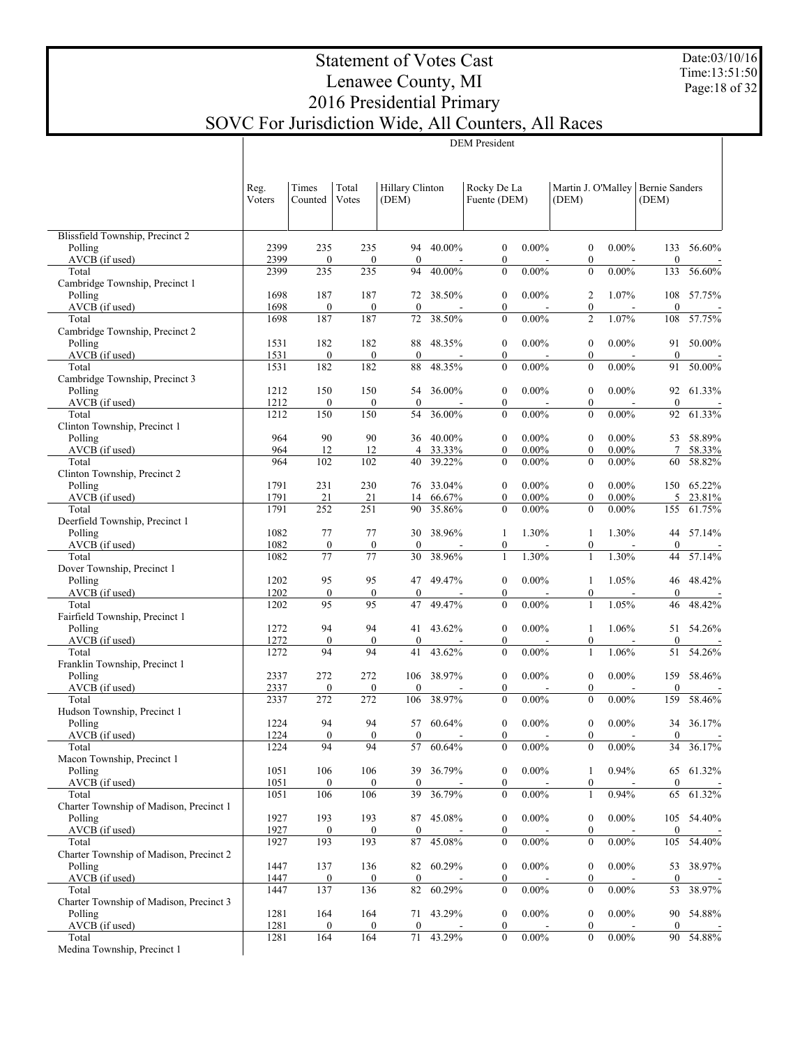# Statement of Votes Cast
# Lenawee County, MI
# 2016 Presidential Primary
# SOVC For Jurisdiction Wide, All Counters, All Races

Date:03/10/16
Time:13:51:50

DEM President

| | Reg. Voters | Times Counted | Total Votes | Hillary Clinton (DEM) | | Rocky De La Fuente (DEM) | | Martin J. O'Malley (DEM) | | Bernie Sanders (DEM) | |
|---|---|---|---|---|---|---|---|---|---|---|---|
| Blissfield Township, Precinct 2 | | | | | | | | | | | |
| Polling | 2399 | 235 | 235 | 94 | 40.00% | 0 | 0.00% | 0 | 0.00% | 133 | 56.60% |
| AVCB (if used) | 2399 | 0 | 0 | 0 | - | 0 | - | 0 | - | 0 | - |
| Total | 2399 | 235 | 235 | 94 | 40.00% | 0 | 0.00% | 0 | 0.00% | 133 | 56.60% |
| Cambridge Township, Precinct 1 | | | | | | | | | | | |
| Polling | 1698 | 187 | 187 | 72 | 38.50% | 0 | 0.00% | 2 | 1.07% | 108 | 57.75% |
| AVCB (if used) | 1698 | 0 | 0 | 0 | - | 0 | - | 0 | - | 0 | - |
| Total | 1698 | 187 | 187 | 72 | 38.50% | 0 | 0.00% | 2 | 1.07% | 108 | 57.75% |
| Cambridge Township, Precinct 2 | | | | | | | | | | | |
| Polling | 1531 | 182 | 182 | 88 | 48.35% | 0 | 0.00% | 0 | 0.00% | 91 | 50.00% |
| AVCB (if used) | 1531 | 0 | 0 | 0 | - | 0 | - | 0 | - | 0 | - |
| Total | 1531 | 182 | 182 | 88 | 48.35% | 0 | 0.00% | 0 | 0.00% | 91 | 50.00% |
| Cambridge Township, Precinct 3 | | | | | | | | | | | |
| Polling | 1212 | 150 | 150 | 54 | 36.00% | 0 | 0.00% | 0 | 0.00% | 92 | 61.33% |
| AVCB (if used) | 1212 | 0 | 0 | 0 | - | 0 | - | 0 | - | 0 | - |
| Total | 1212 | 150 | 150 | 54 | 36.00% | 0 | 0.00% | 0 | 0.00% | 92 | 61.33% |
| Clinton Township, Precinct 1 | | | | | | | | | | | |
| Polling | 964 | 90 | 90 | 36 | 40.00% | 0 | 0.00% | 0 | 0.00% | 53 | 58.89% |
| AVCB (if used) | 964 | 12 | 12 | 4 | 33.33% | 0 | 0.00% | 0 | 0.00% | 7 | 58.33% |
| Total | 964 | 102 | 102 | 40 | 39.22% | 0 | 0.00% | 0 | 0.00% | 60 | 58.82% |
| Clinton Township, Precinct 2 | | | | | | | | | | | |
| Polling | 1791 | 231 | 230 | 76 | 33.04% | 0 | 0.00% | 0 | 0.00% | 150 | 65.22% |
| AVCB (if used) | 1791 | 21 | 21 | 14 | 66.67% | 0 | 0.00% | 0 | 0.00% | 5 | 23.81% |
| Total | 1791 | 252 | 251 | 90 | 35.86% | 0 | 0.00% | 0 | 0.00% | 155 | 61.75% |
| Deerfield Township, Precinct 1 | | | | | | | | | | | |
| Polling | 1082 | 77 | 77 | 30 | 38.96% | 1 | 1.30% | 1 | 1.30% | 44 | 57.14% |
| AVCB (if used) | 1082 | 0 | 0 | 0 | - | 0 | - | 0 | - | 0 | - |
| Total | 1082 | 77 | 77 | 30 | 38.96% | 1 | 1.30% | 1 | 1.30% | 44 | 57.14% |
| Dover Township, Precinct 1 | | | | | | | | | | | |
| Polling | 1202 | 95 | 95 | 47 | 49.47% | 0 | 0.00% | 1 | 1.05% | 46 | 48.42% |
| AVCB (if used) | 1202 | 0 | 0 | 0 | - | 0 | - | 0 | - | 0 | - |
| Total | 1202 | 95 | 95 | 47 | 49.47% | 0 | 0.00% | 1 | 1.05% | 46 | 48.42% |
| Fairfield Township, Precinct 1 | | | | | | | | | | | |
| Polling | 1272 | 94 | 94 | 41 | 43.62% | 0 | 0.00% | 1 | 1.06% | 51 | 54.26% |
| AVCB (if used) | 1272 | 0 | 0 | 0 | - | 0 | - | 0 | - | 0 | - |
| Total | 1272 | 94 | 94 | 41 | 43.62% | 0 | 0.00% | 1 | 1.06% | 51 | 54.26% |
| Franklin Township, Precinct 1 | | | | | | | | | | | |
| Polling | 2337 | 272 | 272 | 106 | 38.97% | 0 | 0.00% | 0 | 0.00% | 159 | 58.46% |
| AVCB (if used) | 2337 | 0 | 0 | 0 | - | 0 | - | 0 | - | 0 | - |
| Total | 2337 | 272 | 272 | 106 | 38.97% | 0 | 0.00% | 0 | 0.00% | 159 | 58.46% |
| Hudson Township, Precinct 1 | | | | | | | | | | | |
| Polling | 1224 | 94 | 94 | 57 | 60.64% | 0 | 0.00% | 0 | 0.00% | 34 | 36.17% |
| AVCB (if used) | 1224 | 0 | 0 | 0 | - | 0 | - | 0 | - | 0 | - |
| Total | 1224 | 94 | 94 | 57 | 60.64% | 0 | 0.00% | 0 | 0.00% | 34 | 36.17% |
| Macon Township, Precinct 1 | | | | | | | | | | | |
| Polling | 1051 | 106 | 106 | 39 | 36.79% | 0 | 0.00% | 1 | 0.94% | 65 | 61.32% |
| AVCB (if used) | 1051 | 0 | 0 | 0 | - | 0 | - | 0 | - | 0 | - |
| Total | 1051 | 106 | 106 | 39 | 36.79% | 0 | 0.00% | 1 | 0.94% | 65 | 61.32% |
| Charter Township of Madison, Precinct 1 | | | | | | | | | | | |
| Polling | 1927 | 193 | 193 | 87 | 45.08% | 0 | 0.00% | 0 | 0.00% | 105 | 54.40% |
| AVCB (if used) | 1927 | 0 | 0 | 0 | - | 0 | - | 0 | - | 0 | - |
| Total | 1927 | 193 | 193 | 87 | 45.08% | 0 | 0.00% | 0 | 0.00% | 105 | 54.40% |
| Charter Township of Madison, Precinct 2 | | | | | | | | | | | |
| Polling | 1447 | 137 | 136 | 82 | 60.29% | 0 | 0.00% | 0 | 0.00% | 53 | 38.97% |
| AVCB (if used) | 1447 | 0 | 0 | 0 | - | 0 | - | 0 | - | 0 | - |
| Total | 1447 | 137 | 136 | 82 | 60.29% | 0 | 0.00% | 0 | 0.00% | 53 | 38.97% |
| Charter Township of Madison, Precinct 3 | | | | | | | | | | | |
| Polling | 1281 | 164 | 164 | 71 | 43.29% | 0 | 0.00% | 0 | 0.00% | 90 | 54.88% |
| AVCB (if used) | 1281 | 0 | 0 | 0 | - | 0 | - | 0 | - | 0 | - |
| Total | 1281 | 164 | 164 | 71 | 43.29% | 0 | 0.00% | 0 | 0.00% | 90 | 54.88% |
| Medina Township, Precinct 1 | | | | | | | | | | | |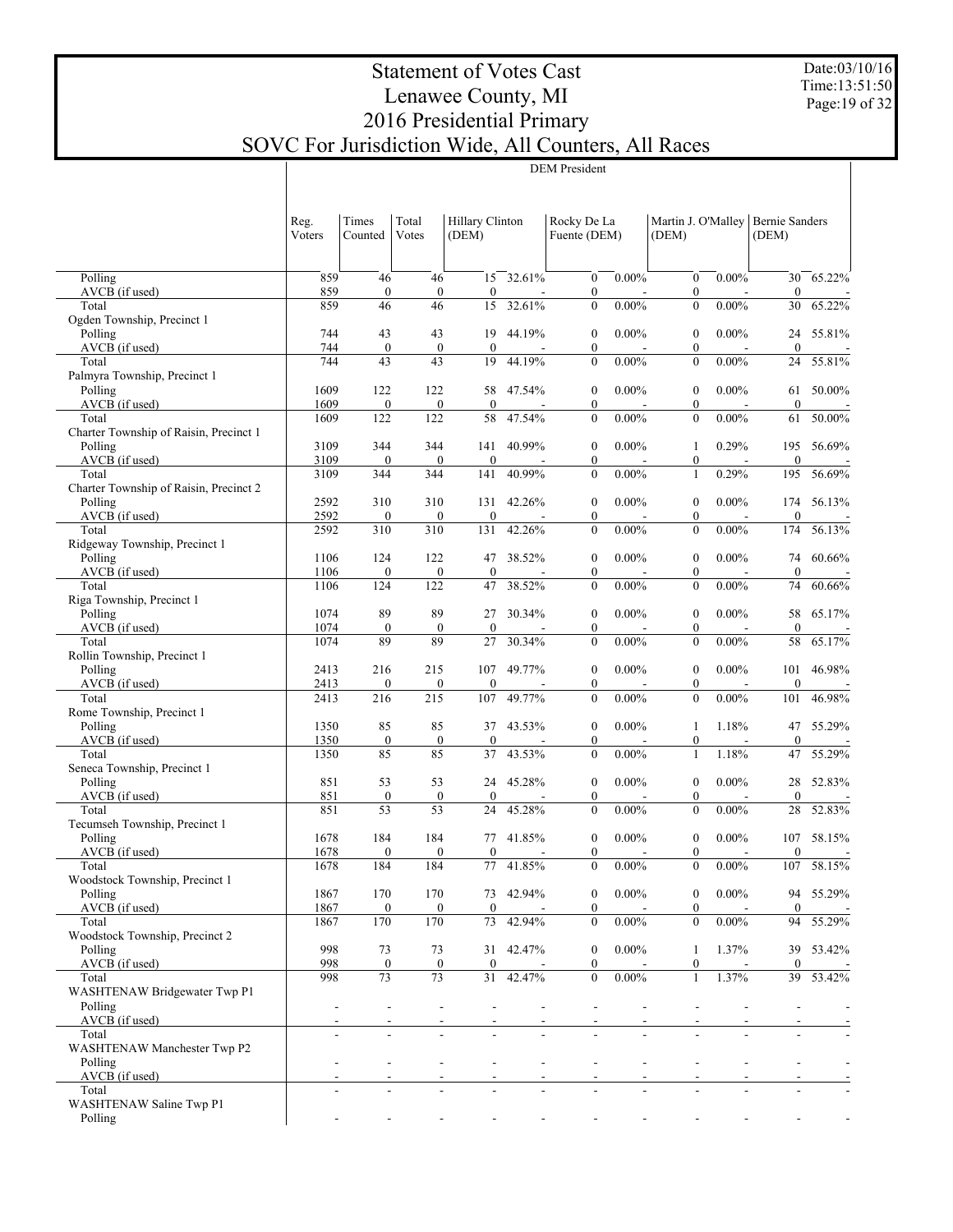# Statement of Votes Cast
# Lenawee County, MI
# 2016 Presidential Primary
# SOVC For Jurisdiction Wide, All Counters, All Races

Date:03/10/16
Time:13:51:50

| | DEM President | | | | | | | | | | |
|---|---|---|---|---|---|---|---|---|---|---|---|
| | Reg. Voters | Times Counted | Total Votes | Hillary Clinton (DEM) | | Rocky De La Fuente (DEM) | | Martin J. O'Malley (DEM) | | Bernie Sanders (DEM) | |
| Polling | 859 | 46 | 46 | 15 | 32.61% | 0 | 0.00% | 0 | 0.00% | 30 | 65.22% |
| AVCB (if used) | 859 | 0 | 0 | 0 | - | 0 | - | 0 | - | 0 | - |
| Total | 859 | 46 | 46 | 15 | 32.61% | 0 | 0.00% | 0 | 0.00% | 30 | 65.22% |
| Ogden Township, Precinct 1 | | | | | | | | | | | |
| Polling | 744 | 43 | 43 | 19 | 44.19% | 0 | 0.00% | 0 | 0.00% | 24 | 55.81% |
| AVCB (if used) | 744 | 0 | 0 | 0 | - | 0 | - | 0 | - | 0 | - |
| Total | 744 | 43 | 43 | 19 | 44.19% | 0 | 0.00% | 0 | 0.00% | 24 | 55.81% |
| Palmyra Township, Precinct 1 | | | | | | | | | | | |
| Polling | 1609 | 122 | 122 | 58 | 47.54% | 0 | 0.00% | 0 | 0.00% | 61 | 50.00% |
| AVCB (if used) | 1609 | 0 | 0 | 0 | - | 0 | - | 0 | - | 0 | - |
| Total | 1609 | 122 | 122 | 58 | 47.54% | 0 | 0.00% | 0 | 0.00% | 61 | 50.00% |
| Charter Township of Raisin, Precinct 1 | | | | | | | | | | | |
| Polling | 3109 | 344 | 344 | 141 | 40.99% | 0 | 0.00% | 1 | 0.29% | 195 | 56.69% |
| AVCB (if used) | 3109 | 0 | 0 | 0 | - | 0 | - | 0 | - | 0 | - |
| Total | 3109 | 344 | 344 | 141 | 40.99% | 0 | 0.00% | 1 | 0.29% | 195 | 56.69% |
| Charter Township of Raisin, Precinct 2 | | | | | | | | | | | |
| Polling | 2592 | 310 | 310 | 131 | 42.26% | 0 | 0.00% | 0 | 0.00% | 174 | 56.13% |
| AVCB (if used) | 2592 | 0 | 0 | 0 | - | 0 | - | 0 | - | 0 | - |
| Total | 2592 | 310 | 310 | 131 | 42.26% | 0 | 0.00% | 0 | 0.00% | 174 | 56.13% |
| Ridgeway Township, Precinct 1 | | | | | | | | | | | |
| Polling | 1106 | 124 | 122 | 47 | 38.52% | 0 | 0.00% | 0 | 0.00% | 74 | 60.66% |
| AVCB (if used) | 1106 | 0 | 0 | 0 | - | 0 | - | 0 | - | 0 | - |
| Total | 1106 | 124 | 122 | 47 | 38.52% | 0 | 0.00% | 0 | 0.00% | 74 | 60.66% |
| Riga Township, Precinct 1 | | | | | | | | | | | |
| Polling | 1074 | 89 | 89 | 27 | 30.34% | 0 | 0.00% | 0 | 0.00% | 58 | 65.17% |
| AVCB (if used) | 1074 | 0 | 0 | 0 | - | 0 | - | 0 | - | 0 | - |
| Total | 1074 | 89 | 89 | 27 | 30.34% | 0 | 0.00% | 0 | 0.00% | 58 | 65.17% |
| Rollin Township, Precinct 1 | | | | | | | | | | | |
| Polling | 2413 | 216 | 215 | 107 | 49.77% | 0 | 0.00% | 0 | 0.00% | 101 | 46.98% |
| AVCB (if used) | 2413 | 0 | 0 | 0 | - | 0 | - | 0 | - | 0 | - |
| Total | 2413 | 216 | 215 | 107 | 49.77% | 0 | 0.00% | 0 | 0.00% | 101 | 46.98% |
| Rome Township, Precinct 1 | | | | | | | | | | | |
| Polling | 1350 | 85 | 85 | 37 | 43.53% | 0 | 0.00% | 1 | 1.18% | 47 | 55.29% |
| AVCB (if used) | 1350 | 0 | 0 | 0 | - | 0 | - | 0 | - | 0 | - |
| Total | 1350 | 85 | 85 | 37 | 43.53% | 0 | 0.00% | 1 | 1.18% | 47 | 55.29% |
| Seneca Township, Precinct 1 | | | | | | | | | | | |
| Polling | 851 | 53 | 53 | 24 | 45.28% | 0 | 0.00% | 0 | 0.00% | 28 | 52.83% |
| AVCB (if used) | 851 | 0 | 0 | 0 | - | 0 | - | 0 | - | 0 | - |
| Total | 851 | 53 | 53 | 24 | 45.28% | 0 | 0.00% | 0 | 0.00% | 28 | 52.83% |
| Tecumseh Township, Precinct 1 | | | | | | | | | | | |
| Polling | 1678 | 184 | 184 | 77 | 41.85% | 0 | 0.00% | 0 | 0.00% | 107 | 58.15% |
| AVCB (if used) | 1678 | 0 | 0 | 0 | - | 0 | - | 0 | - | 0 | - |
| Total | 1678 | 184 | 184 | 77 | 41.85% | 0 | 0.00% | 0 | 0.00% | 107 | 58.15% |
| Woodstock Township, Precinct 1 | | | | | | | | | | | |
| Polling | 1867 | 170 | 170 | 73 | 42.94% | 0 | 0.00% | 0 | 0.00% | 94 | 55.29% |
| AVCB (if used) | 1867 | 0 | 0 | 0 | - | 0 | - | 0 | - | 0 | - |
| Total | 1867 | 170 | 170 | 73 | 42.94% | 0 | 0.00% | 0 | 0.00% | 94 | 55.29% |
| Woodstock Township, Precinct 2 | | | | | | | | | | | |
| Polling | 998 | 73 | 73 | 31 | 42.47% | 0 | 0.00% | 1 | 1.37% | 39 | 53.42% |
| AVCB (if used) | 998 | 0 | 0 | 0 | - | 0 | - | 0 | - | 0 | - |
| Total | 998 | 73 | 73 | 31 | 42.47% | 0 | 0.00% | 1 | 1.37% | 39 | 53.42% |
| WASHTENAW Bridgewater Twp P1 | | | | | | | | | | | |
| Polling | - | - | - | - | - | - | - | - | - | - | - |
| AVCB (if used) | - | - | - | - | - | - | - | - | - | - | - |
| Total | - | - | - | - | - | - | - | - | - | - | - |
| WASHTENAW Manchester Twp P2 | | | | | | | | | | | |
| Polling | - | - | - | - | - | - | - | - | - | - | - |
| AVCB (if used) | - | - | - | - | - | - | - | - | - | - | - |
| Total | - | - | - | - | - | - | - | - | - | - | - |
| WASHTENAW Saline Twp P1 | | | | | | | | | | | |
| Polling | - | - | - | - | - | - | - | - | - | - | - |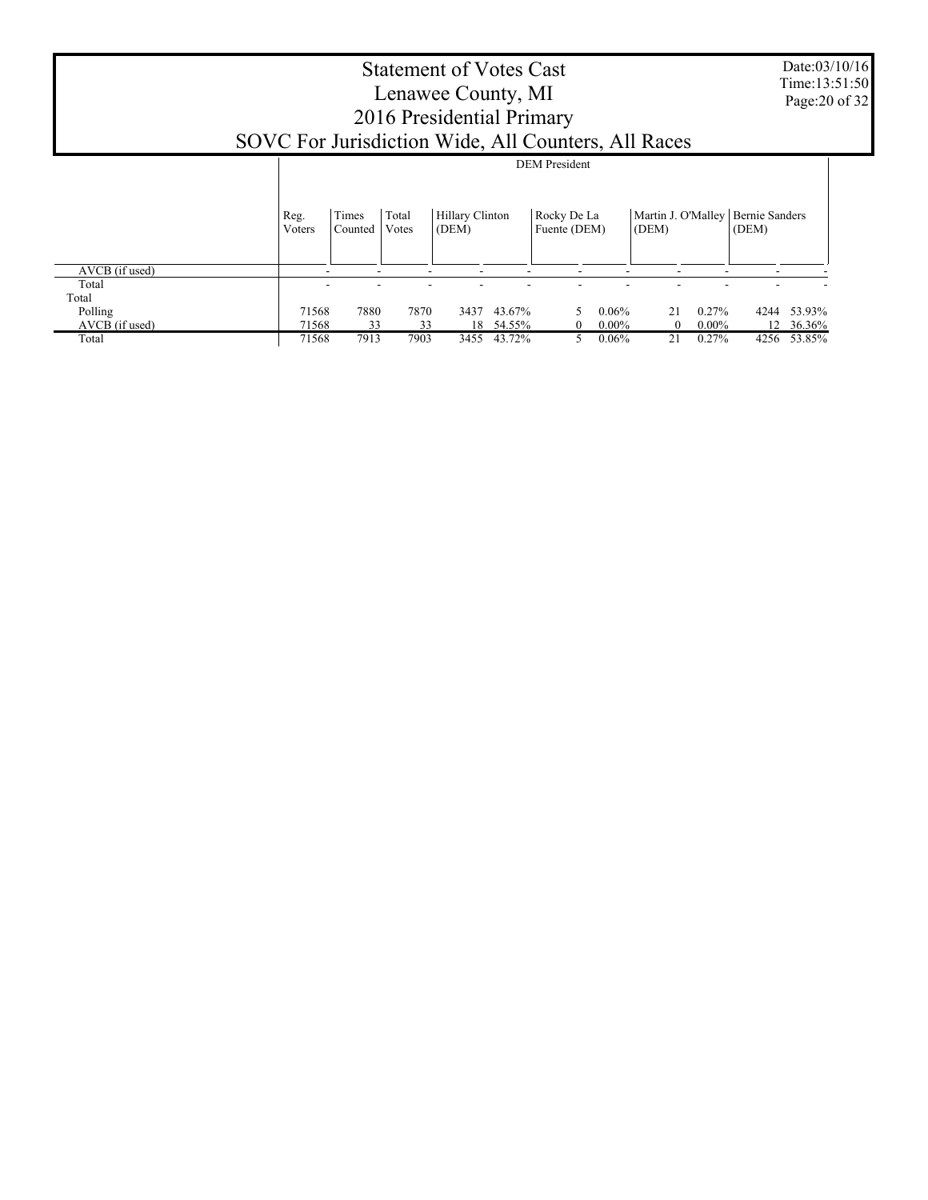# Statement of Votes Cast
# Lenawee County, MI
# 2016 Presidential Primary
# SOVC For Jurisdiction Wide, All Counters, All Races

Date:03/10/16
Time:13:51:50

| | DEM President | | | | | | | | | | | |
|---|---|---|---|---|---|---|---|---|---|---|---|---|
| | Reg. Voters | Times Counted | Total Votes | Hillary Clinton (DEM) | | Rocky De La Fuente (DEM) | | Martin J. O'Malley (DEM) | | Bernie Sanders (DEM) | | |
| AVCB (if used) | - | - | - | - | - | - | - | - | - | - | - | |
| Total | - | - | - | - | - | - | - | - | - | - | - | |
| Total | | | | | | | | | | | | |
| Polling | 71568 | 7880 | 7870 | 3437 | 43.67% | 5 | 0.06% | 21 | 0.27% | 4244 | 53.93% | |
| AVCB (if used) | 71568 | 33 | 33 | 18 | 54.55% | 0 | 0.00% | 0 | 0.00% | 12 | 36.36% | |
| Total | 71568 | 7913 | 7903 | 3455 | 43.72% | 5 | 0.06% | 21 | 0.27% | 4256 | 53.85% | |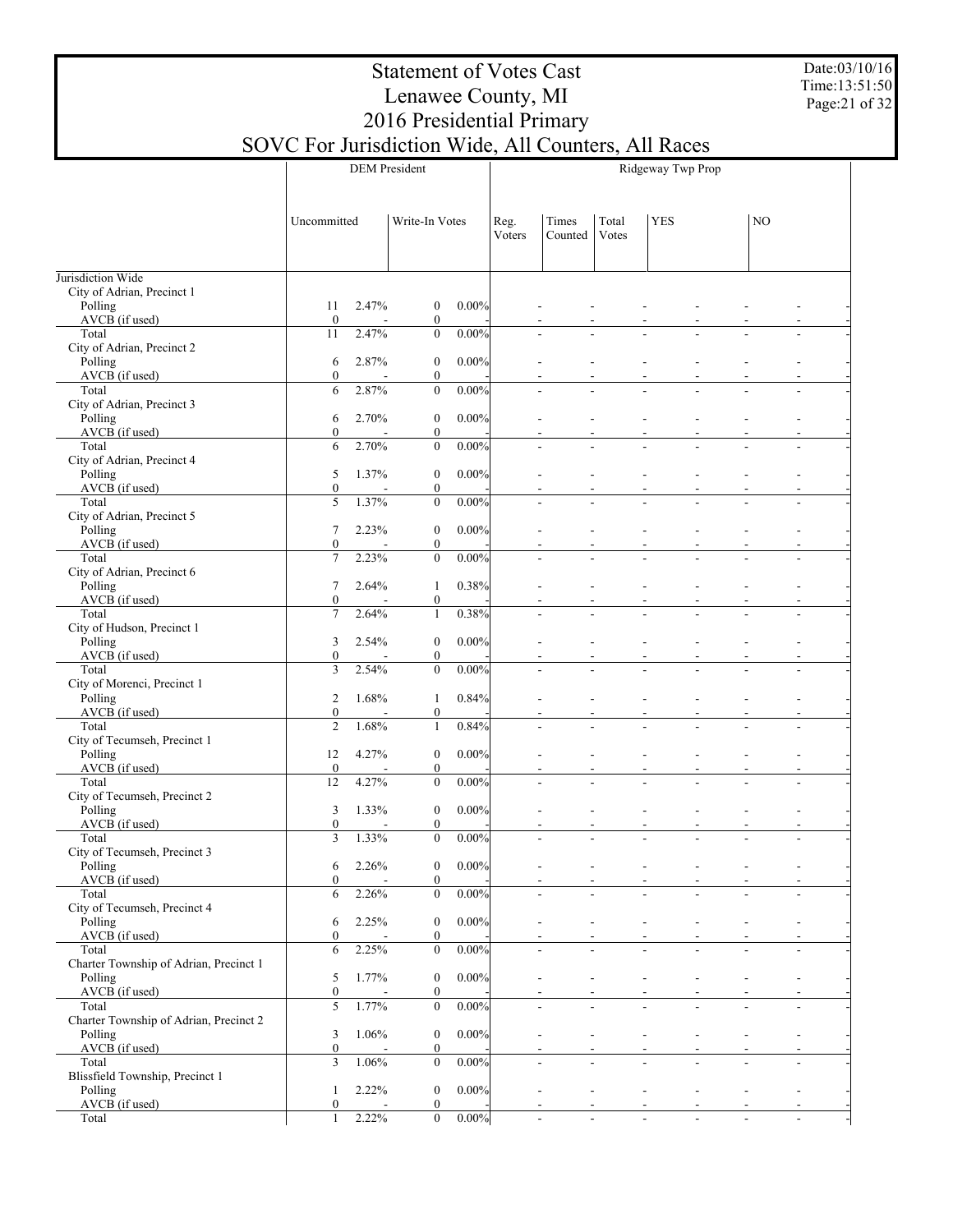# Statement of Votes Cast
# Lenawee County, MI
# 2016 Presidential Primary
## SOVC For Jurisdiction Wide, All Counters, All Races

Date:03/10/16
Time:13:51:50

| | DEM President | | | | Ridgeway Twp Prop | | | | | | |
|---|---|---|---|---|---|---|---|---|---|---|---|
| | Uncommitted | | Write-In Votes | | Reg. Voters | Times Counted | Total Votes | YES | | NO | |
| Jurisdiction Wide | | | | | | | | | | | |
| City of Adrian, Precinct 1 | | | | | | | | | | | |
| Polling | 11 | 2.47% | 0 | 0.00% | - | - | - | - | - | - | - |
| AVCB (if used) | 0 | - | 0 | - | - | - | - | - | - | - | - |
| Total | 11 | 2.47% | 0 | 0.00% | - | - | - | - | - | - | - |
| City of Adrian, Precinct 2 | | | | | | | | | | | |
| Polling | 6 | 2.87% | 0 | 0.00% | - | - | - | - | - | - | - |
| AVCB (if used) | 0 | - | 0 | - | - | - | - | - | - | - | - |
| Total | 6 | 2.87% | 0 | 0.00% | - | - | - | - | - | - | - |
| City of Adrian, Precinct 3 | | | | | | | | | | | |
| Polling | 6 | 2.70% | 0 | 0.00% | - | - | - | - | - | - | - |
| AVCB (if used) | 0 | - | 0 | - | - | - | - | - | - | - | - |
| Total | 6 | 2.70% | 0 | 0.00% | - | - | - | - | - | - | - |
| City of Adrian, Precinct 4 | | | | | | | | | | | |
| Polling | 5 | 1.37% | 0 | 0.00% | - | - | - | - | - | - | - |
| AVCB (if used) | 0 | - | 0 | - | - | - | - | - | - | - | - |
| Total | 5 | 1.37% | 0 | 0.00% | - | - | - | - | - | - | - |
| City of Adrian, Precinct 5 | | | | | | | | | | | |
| Polling | 7 | 2.23% | 0 | 0.00% | - | - | - | - | - | - | - |
| AVCB (if used) | 0 | - | 0 | - | - | - | - | - | - | - | - |
| Total | 7 | 2.23% | 0 | 0.00% | - | - | - | - | - | - | - |
| City of Adrian, Precinct 6 | | | | | | | | | | | |
| Polling | 7 | 2.64% | 1 | 0.38% | - | - | - | - | - | - | - |
| AVCB (if used) | 0 | - | 0 | - | - | - | - | - | - | - | - |
| Total | 7 | 2.64% | 1 | 0.38% | - | - | - | - | - | - | - |
| City of Hudson, Precinct 1 | | | | | | | | | | | |
| Polling | 3 | 2.54% | 0 | 0.00% | - | - | - | - | - | - | - |
| AVCB (if used) | 0 | - | 0 | - | - | - | - | - | - | - | - |
| Total | 3 | 2.54% | 0 | 0.00% | - | - | - | - | - | - | - |
| City of Morenci, Precinct 1 | | | | | | | | | | | |
| Polling | 2 | 1.68% | 1 | 0.84% | - | - | - | - | - | - | - |
| AVCB (if used) | 0 | - | 0 | - | - | - | - | - | - | - | - |
| Total | 2 | 1.68% | 1 | 0.84% | - | - | - | - | - | - | - |
| City of Tecumseh, Precinct 1 | | | | | | | | | | | |
| Polling | 12 | 4.27% | 0 | 0.00% | - | - | - | - | - | - | - |
| AVCB (if used) | 0 | - | 0 | - | - | - | - | - | - | - | - |
| Total | 12 | 4.27% | 0 | 0.00% | - | - | - | - | - | - | - |
| City of Tecumseh, Precinct 2 | | | | | | | | | | | |
| Polling | 3 | 1.33% | 0 | 0.00% | - | - | - | - | - | - | - |
| AVCB (if used) | 0 | - | 0 | - | - | - | - | - | - | - | - |
| Total | 3 | 1.33% | 0 | 0.00% | - | - | - | - | - | - | - |
| City of Tecumseh, Precinct 3 | | | | | | | | | | | |
| Polling | 6 | 2.26% | 0 | 0.00% | - | - | - | - | - | - | - |
| AVCB (if used) | 0 | - | 0 | - | - | - | - | - | - | - | - |
| Total | 6 | 2.26% | 0 | 0.00% | - | - | - | - | - | - | - |
| City of Tecumseh, Precinct 4 | | | | | | | | | | | |
| Polling | 6 | 2.25% | 0 | 0.00% | - | - | - | - | - | - | - |
| AVCB (if used) | 0 | - | 0 | - | - | - | - | - | - | - | - |
| Total | 6 | 2.25% | 0 | 0.00% | - | - | - | - | - | - | - |
| Charter Township of Adrian, Precinct 1 | | | | | | | | | | | |
| Polling | 5 | 1.77% | 0 | 0.00% | - | - | - | - | - | - | - |
| AVCB (if used) | 0 | - | 0 | - | - | - | - | - | - | - | - |
| Total | 5 | 1.77% | 0 | 0.00% | - | - | - | - | - | - | - |
| Charter Township of Adrian, Precinct 2 | | | | | | | | | | | |
| Polling | 3 | 1.06% | 0 | 0.00% | - | - | - | - | - | - | - |
| AVCB (if used) | 0 | - | 0 | - | - | - | - | - | - | - | - |
| Total | 3 | 1.06% | 0 | 0.00% | - | - | - | - | - | - | - |
| Blissfield Township, Precinct 1 | | | | | | | | | | | |
| Polling | 1 | 2.22% | 0 | 0.00% | - | - | - | - | - | - | - |
| AVCB (if used) | 0 | - | 0 | - | - | - | - | - | - | - | - |
| Total | 1 | 2.22% | 0 | 0.00% | - | - | - | - | - | - | - |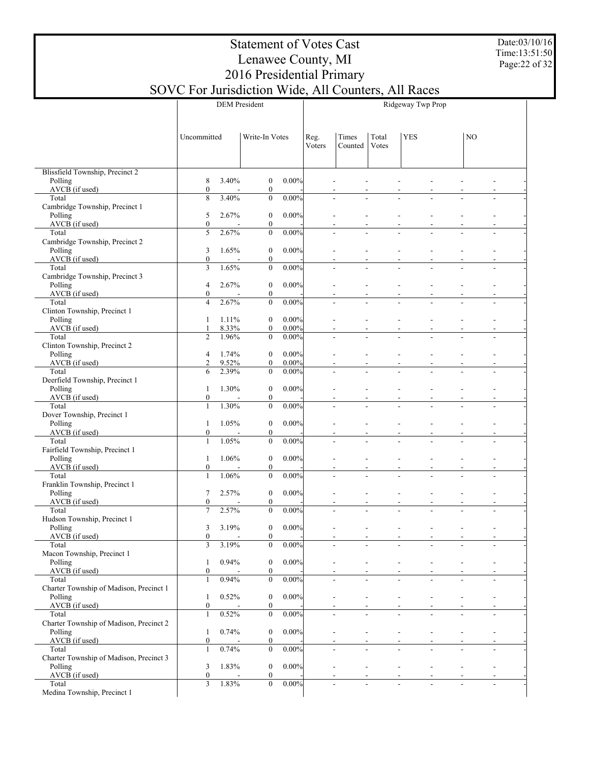# Statement of Votes Cast
# Lenawee County, MI
# 2016 Presidential Primary
## SOVC For Jurisdiction Wide, All Counters, All Races

Date:03/10/16
Time:13:51:50

| | DEM President | | | | Ridgeway Twp Prop | | | | | | | |
|---|---|---|---|---|---|---|---|---|---|---|---|---|
| | Uncommitted | | Write-In Votes | | Reg. Voters | Times Counted | Total Votes | YES | | NO | | |
| **Blissfield Township, Precinct 2** | | | | | | | | | | | | |
| Polling | 8 | 3.40% | 0 | 0.00% | - | - | - | - | - | - | - | - |
| AVCB (if used) | 0 | - | 0 | - | - | - | - | - | - | - | - | - |
| Total | 8 | 3.40% | 0 | 0.00% | - | - | - | - | - | - | - | - |
| **Cambridge Township, Precinct 1** | | | | | | | | | | | | |
| Polling | 5 | 2.67% | 0 | 0.00% | - | - | - | - | - | - | - | - |
| AVCB (if used) | 0 | - | 0 | - | - | - | - | - | - | - | - | - |
| Total | 5 | 2.67% | 0 | 0.00% | - | - | - | - | - | - | - | - |
| **Cambridge Township, Precinct 2** | | | | | | | | | | | | |
| Polling | 3 | 1.65% | 0 | 0.00% | - | - | - | - | - | - | - | - |
| AVCB (if used) | 0 | - | 0 | - | - | - | - | - | - | - | - | - |
| Total | 3 | 1.65% | 0 | 0.00% | - | - | - | - | - | - | - | - |
| **Cambridge Township, Precinct 3** | | | | | | | | | | | | |
| Polling | 4 | 2.67% | 0 | 0.00% | - | - | - | - | - | - | - | - |
| AVCB (if used) | 0 | - | 0 | - | - | - | - | - | - | - | - | - |
| Total | 4 | 2.67% | 0 | 0.00% | - | - | - | - | - | - | - | - |
| **Clinton Township, Precinct 1** | | | | | | | | | | | | |
| Polling | 1 | 1.11% | 0 | 0.00% | - | - | - | - | - | - | - | - |
| AVCB (if used) | 1 | 8.33% | 0 | 0.00% | - | - | - | - | - | - | - | - |
| Total | 2 | 1.96% | 0 | 0.00% | - | - | - | - | - | - | - | - |
| **Clinton Township, Precinct 2** | | | | | | | | | | | | |
| Polling | 4 | 1.74% | 0 | 0.00% | - | - | - | - | - | - | - | - |
| AVCB (if used) | 2 | 9.52% | 0 | 0.00% | - | - | - | - | - | - | - | - |
| Total | 6 | 2.39% | 0 | 0.00% | - | - | - | - | - | - | - | - |
| **Deerfield Township, Precinct 1** | | | | | | | | | | | | |
| Polling | 1 | 1.30% | 0 | 0.00% | - | - | - | - | - | - | - | - |
| AVCB (if used) | 0 | - | 0 | - | - | - | - | - | - | - | - | - |
| Total | 1 | 1.30% | 0 | 0.00% | - | - | - | - | - | - | - | - |
| **Dover Township, Precinct 1** | | | | | | | | | | | | |
| Polling | 1 | 1.05% | 0 | 0.00% | - | - | - | - | - | - | - | - |
| AVCB (if used) | 0 | - | 0 | - | - | - | - | - | - | - | - | - |
| Total | 1 | 1.05% | 0 | 0.00% | - | - | - | - | - | - | - | - |
| **Fairfield Township, Precinct 1** | | | | | | | | | | | | |
| Polling | 1 | 1.06% | 0 | 0.00% | - | - | - | - | - | - | - | - |
| AVCB (if used) | 0 | - | 0 | - | - | - | - | - | - | - | - | - |
| Total | 1 | 1.06% | 0 | 0.00% | - | - | - | - | - | - | - | - |
| **Franklin Township, Precinct 1** | | | | | | | | | | | | |
| Polling | 7 | 2.57% | 0 | 0.00% | - | - | - | - | - | - | - | - |
| AVCB (if used) | 0 | - | 0 | - | - | - | - | - | - | - | - | - |
| Total | 7 | 2.57% | 0 | 0.00% | - | - | - | - | - | - | - | - |
| **Hudson Township, Precinct 1** | | | | | | | | | | | | |
| Polling | 3 | 3.19% | 0 | 0.00% | - | - | - | - | - | - | - | - |
| AVCB (if used) | 0 | - | 0 | - | - | - | - | - | - | - | - | - |
| Total | 3 | 3.19% | 0 | 0.00% | - | - | - | - | - | - | - | - |
| **Macon Township, Precinct 1** | | | | | | | | | | | | |
| Polling | 1 | 0.94% | 0 | 0.00% | - | - | - | - | - | - | - | - |
| AVCB (if used) | 0 | - | 0 | - | - | - | - | - | - | - | - | - |
| Total | 1 | 0.94% | 0 | 0.00% | - | - | - | - | - | - | - | - |
| **Charter Township of Madison, Precinct 1** | | | | | | | | | | | | |
| Polling | 1 | 0.52% | 0 | 0.00% | - | - | - | - | - | - | - | - |
| AVCB (if used) | 0 | - | 0 | - | - | - | - | - | - | - | - | - |
| Total | 1 | 0.52% | 0 | 0.00% | - | - | - | - | - | - | - | - |
| **Charter Township of Madison, Precinct 2** | | | | | | | | | | | | |
| Polling | 1 | 0.74% | 0 | 0.00% | - | - | - | - | - | - | - | - |
| AVCB (if used) | 0 | - | 0 | - | - | - | - | - | - | - | - | - |
| Total | 1 | 0.74% | 0 | 0.00% | - | - | - | - | - | - | - | - |
| **Charter Township of Madison, Precinct 3** | | | | | | | | | | | | |
| Polling | 3 | 1.83% | 0 | 0.00% | - | - | - | - | - | - | - | - |
| AVCB (if used) | 0 | - | 0 | - | - | - | - | - | - | - | - | - |
| Total | 3 | 1.83% | 0 | 0.00% | - | - | - | - | - | - | - | - |
| **Medina Township, Precinct 1** | | | | | | | | | | | | |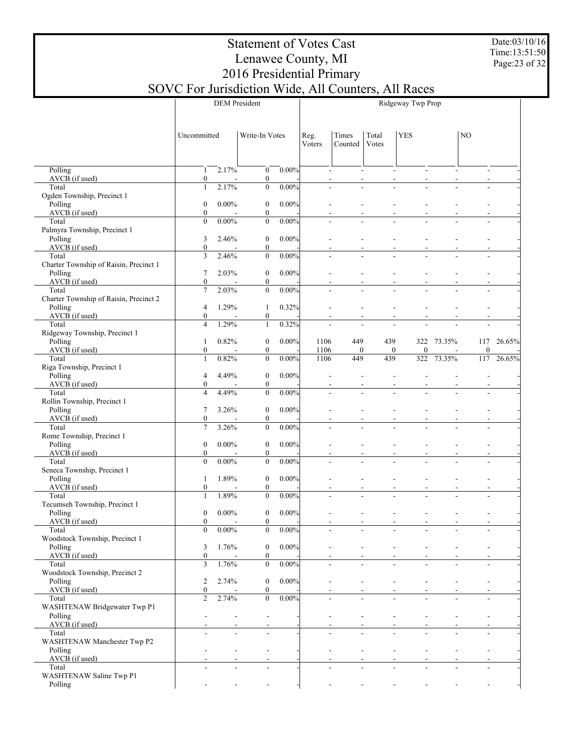# Statement of Votes Cast
## Lenawee County, MI
## 2016 Presidential Primary
## SOVC For Jurisdiction Wide, All Counters, All Races

| | DEM President | | | | Ridgeway Twp Prop | | | | | | |
|---|---|---|---|---|---|---|---|---|---|---|---|
| | Uncommitted | | Write-In Votes | | Reg. Voters | Times Counted | Total Votes | YES | | NO | |
| Polling | 1 | 2.17% | 0 | 0.00% | - | - | - | - | - | - | - |
| AVCB (if used) | 0 | - | 0 | - | - | - | - | - | - | - | - |
| Total | 1 | 2.17% | 0 | 0.00% | - | - | - | - | - | - | - |
| Ogden Township, Precinct 1 | | | | | | | | | | | |
| Polling | 0 | 0.00% | 0 | 0.00% | - | - | - | - | - | - | - |
| AVCB (if used) | 0 | - | 0 | - | - | - | - | - | - | - | - |
| Total | 0 | 0.00% | 0 | 0.00% | - | - | - | - | - | - | - |
| Palmyra Township, Precinct 1 | | | | | | | | | | | |
| Polling | 3 | 2.46% | 0 | 0.00% | - | - | - | - | - | - | - |
| AVCB (if used) | 0 | - | 0 | - | - | - | - | - | - | - | - |
| Total | 3 | 2.46% | 0 | 0.00% | - | - | - | - | - | - | - |
| Charter Township of Raisin, Precinct 1 | | | | | | | | | | | |
| Polling | 7 | 2.03% | 0 | 0.00% | - | - | - | - | - | - | - |
| AVCB (if used) | 0 | - | 0 | - | - | - | - | - | - | - | - |
| Total | 7 | 2.03% | 0 | 0.00% | - | - | - | - | - | - | - |
| Charter Township of Raisin, Precinct 2 | | | | | | | | | | | |
| Polling | 4 | 1.29% | 1 | 0.32% | - | - | - | - | - | - | - |
| AVCB (if used) | 0 | - | 0 | - | - | - | - | - | - | - | - |
| Total | 4 | 1.29% | 1 | 0.32% | - | - | - | - | - | - | - |
| Ridgeway Township, Precinct 1 | | | | | | | | | | | |
| Polling | 1 | 0.82% | 0 | 0.00% | 1106 | 449 | 439 | 322 | 73.35% | 117 | 26.65% |
| AVCB (if used) | 0 | - | 0 | - | 1106 | 0 | 0 | 0 | - | 0 | - |
| Total | 1 | 0.82% | 0 | 0.00% | 1106 | 449 | 439 | 322 | 73.35% | 117 | 26.65% |
| Riga Township, Precinct 1 | | | | | | | | | | | |
| Polling | 4 | 4.49% | 0 | 0.00% | - | - | - | - | - | - | - |
| AVCB (if used) | 0 | - | 0 | - | - | - | - | - | - | - | - |
| Total | 4 | 4.49% | 0 | 0.00% | - | - | - | - | - | - | - |
| Rollin Township, Precinct 1 | | | | | | | | | | | |
| Polling | 7 | 3.26% | 0 | 0.00% | - | - | - | - | - | - | - |
| AVCB (if used) | 0 | - | 0 | - | - | - | - | - | - | - | - |
| Total | 7 | 3.26% | 0 | 0.00% | - | - | - | - | - | - | - |
| Rome Township, Precinct 1 | | | | | | | | | | | |
| Polling | 0 | 0.00% | 0 | 0.00% | - | - | - | - | - | - | - |
| AVCB (if used) | 0 | - | 0 | - | - | - | - | - | - | - | - |
| Total | 0 | 0.00% | 0 | 0.00% | - | - | - | - | - | - | - |
| Seneca Township, Precinct 1 | | | | | | | | | | | |
| Polling | 1 | 1.89% | 0 | 0.00% | - | - | - | - | - | - | - |
| AVCB (if used) | 0 | - | 0 | - | - | - | - | - | - | - | - |
| Total | 1 | 1.89% | 0 | 0.00% | - | - | - | - | - | - | - |
| Tecumseh Township, Precinct 1 | | | | | | | | | | | |
| Polling | 0 | 0.00% | 0 | 0.00% | - | - | - | - | - | - | - |
| AVCB (if used) | 0 | - | 0 | - | - | - | - | - | - | - | - |
| Total | 0 | 0.00% | 0 | 0.00% | - | - | - | - | - | - | - |
| Woodstock Township, Precinct 1 | | | | | | | | | | | |
| Polling | 3 | 1.76% | 0 | 0.00% | - | - | - | - | - | - | - |
| AVCB (if used) | 0 | - | 0 | - | - | - | - | - | - | - | - |
| Total | 3 | 1.76% | 0 | 0.00% | - | - | - | - | - | - | - |
| Woodstock Township, Precinct 2 | | | | | | | | | | | |
| Polling | 2 | 2.74% | 0 | 0.00% | - | - | - | - | - | - | - |
| AVCB (if used) | 0 | - | 0 | - | - | - | - | - | - | - | - |
| Total | 2 | 2.74% | 0 | 0.00% | - | - | - | - | - | - | - |
| WASHTENAW Bridgewater Twp P1 | | | | | | | | | | | |
| Polling | - | - | - | - | - | - | - | - | - | - | - |
| AVCB (if used) | - | - | - | - | - | - | - | - | - | - | - |
| Total | - | - | - | - | - | - | - | - | - | - | - |
| WASHTENAW Manchester Twp P2 | | | | | | | | | | | |
| Polling | - | - | - | - | - | - | - | - | - | - | - |
| AVCB (if used) | - | - | - | - | - | - | - | - | - | - | - |
| Total | - | - | - | - | - | - | - | - | - | - | - |
| WASHTENAW Saline Twp P1 | | | | | | | | | | | |
| Polling | - | - | - | - | - | - | - | - | - | - | - |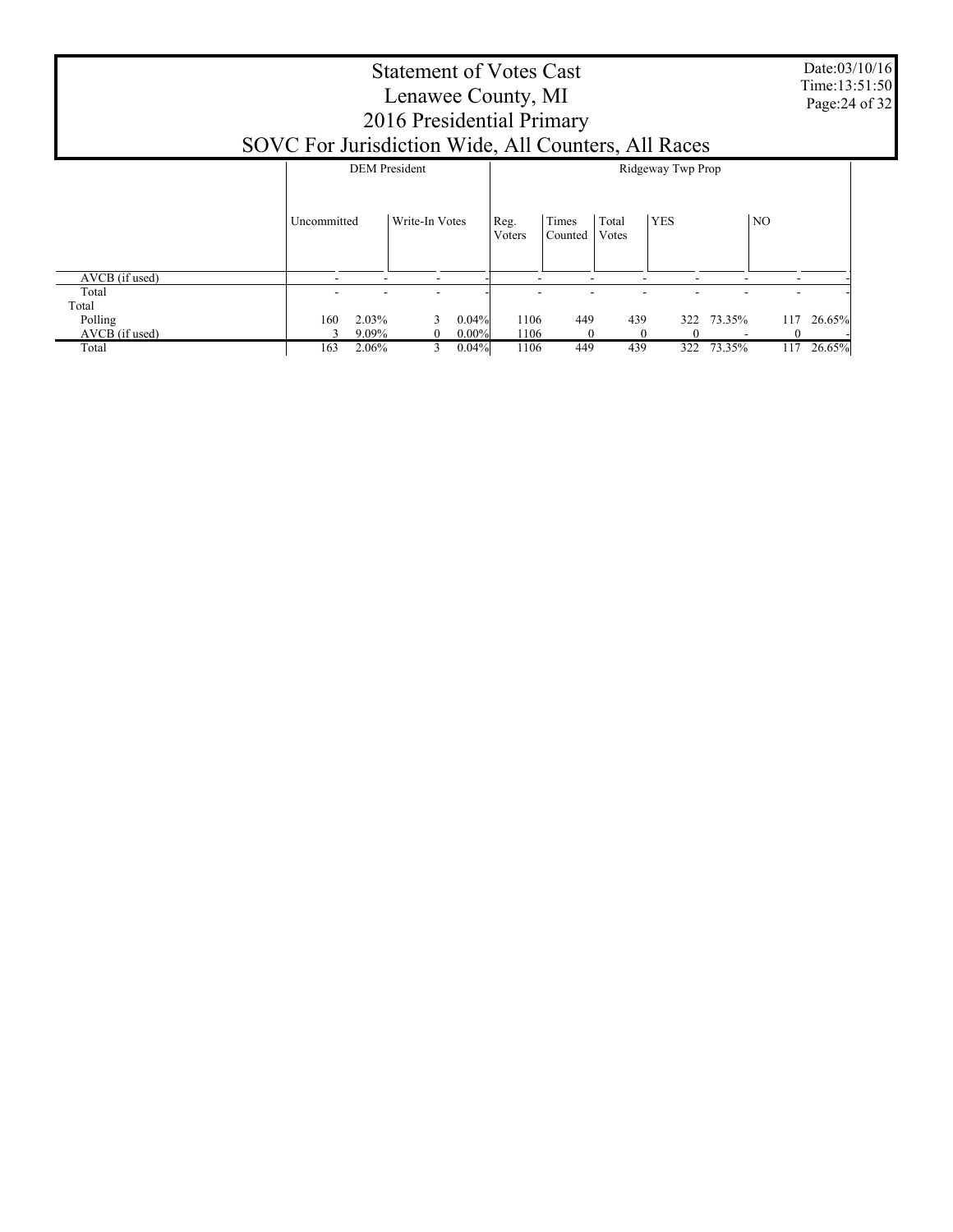# Statement of Votes Cast
# Lenawee County, MI
# 2016 Presidential Primary
# SOVC For Jurisdiction Wide, All Counters, All Races

Date:03/10/16
Time:13:51:50

| | DEM President | | | | Ridgeway Twp Prop | | | | | | |
|---|---|---|---|---|---|---|---|---|---|---|---|
| | Uncommitted | | Write-In Votes | | Reg. Voters | Times Counted | Total Votes | YES | | NO | |
| AVCB (if used) | - | - | - | - | - | - | - | - | - | - | - |
| Total | - | - | - | - | - | - | - | - | - | - | - |
| Total | | | | | | | | | | | |
| Polling | 160 | 2.03% | 3 | 0.04% | 1106 | 449 | 439 | 322 | 73.35% | 117 | 26.65% |
| AVCB (if used) | 3 | 9.09% | 0 | 0.00% | 1106 | 0 | 0 | 0 | - | 0 | - |
| Total | 163 | 2.06% | 3 | 0.04% | 1106 | 449 | 439 | 322 | 73.35% | 117 | 26.65% |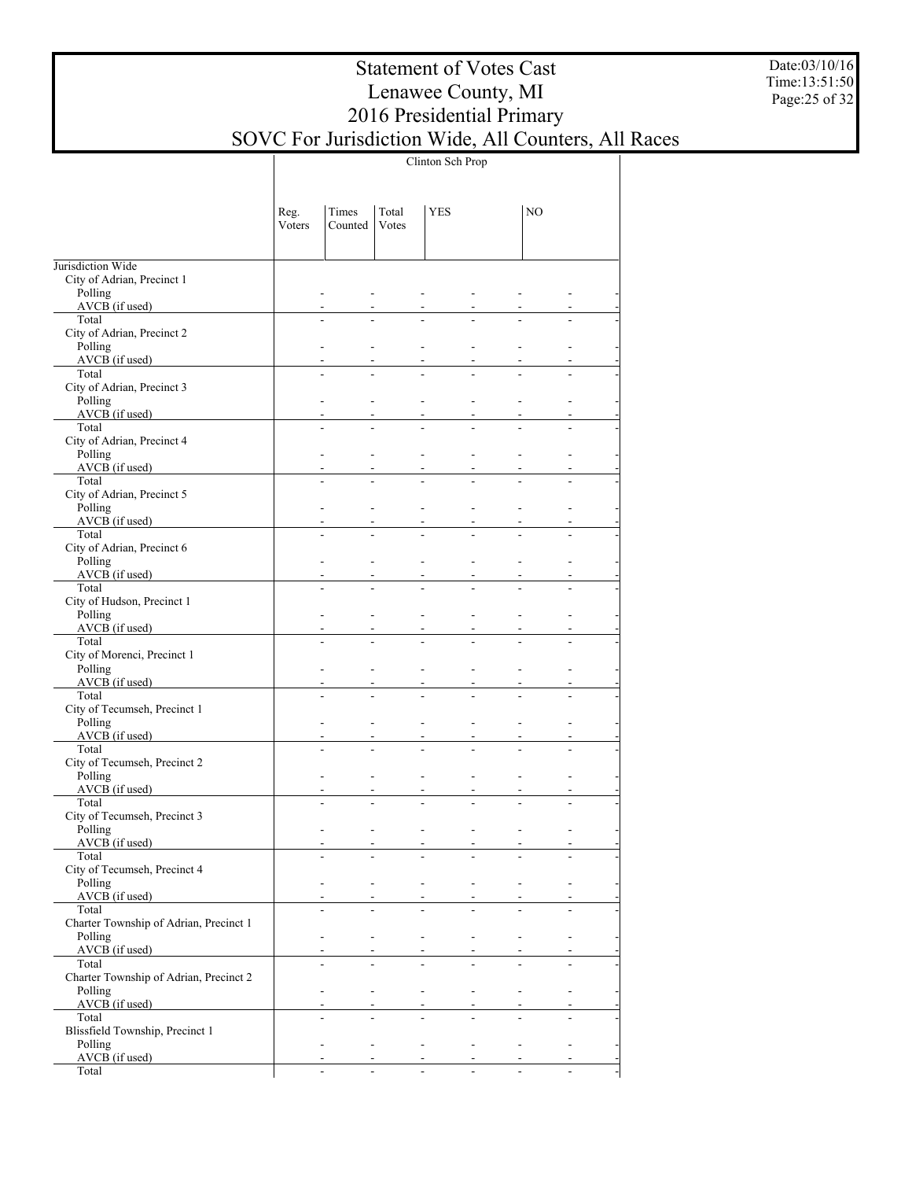| | Clinton Sch Prop | | | | | | |
|---|---|---|---|---|---|---|---|
| | Reg. Voters | Times Counted | Total Votes | YES | | NO | |
| Jurisdiction Wide | | | | | | | |
| City of Adrian, Precinct 1 | | | | | | | |
| Polling | - | - | - | - | - | - | - |
| AVCB (if used) | - | - | - | - | - | - | - |
| Total | - | - | - | - | - | - | - |
| City of Adrian, Precinct 2 | | | | | | | |
| Polling | - | - | - | - | - | - | - |
| AVCB (if used) | - | - | - | - | - | - | - |
| Total | - | - | - | - | - | - | - |
| City of Adrian, Precinct 3 | | | | | | | |
| Polling | - | - | - | - | - | - | - |
| AVCB (if used) | - | - | - | - | - | - | - |
| Total | - | - | - | - | - | - | - |
| City of Adrian, Precinct 4 | | | | | | | |
| Polling | - | - | - | - | - | - | - |
| AVCB (if used) | - | - | - | - | - | - | - |
| Total | - | - | - | - | - | - | - |
| City of Adrian, Precinct 5 | | | | | | | |
| Polling | - | - | - | - | - | - | - |
| AVCB (if used) | - | - | - | - | - | - | - |
| Total | - | - | - | - | - | - | - |
| City of Adrian, Precinct 6 | | | | | | | |
| Polling | - | - | - | - | - | - | - |
| AVCB (if used) | - | - | - | - | - | - | - |
| Total | - | - | - | - | - | - | - |
| City of Hudson, Precinct 1 | | | | | | | |
| Polling | - | - | - | - | - | - | - |
| AVCB (if used) | - | - | - | - | - | - | - |
| Total | - | - | - | - | - | - | - |
| City of Morenci, Precinct 1 | | | | | | | |
| Polling | - | - | - | - | - | - | - |
| AVCB (if used) | - | - | - | - | - | - | - |
| Total | - | - | - | - | - | - | - |
| City of Tecumseh, Precinct 1 | | | | | | | |
| Polling | - | - | - | - | - | - | - |
| AVCB (if used) | - | - | - | - | - | - | - |
| Total | - | - | - | - | - | - | - |
| City of Tecumseh, Precinct 2 | | | | | | | |
| Polling | - | - | - | - | - | - | - |
| AVCB (if used) | - | - | - | - | - | - | - |
| Total | - | - | - | - | - | - | - |
| City of Tecumseh, Precinct 3 | | | | | | | |
| Polling | - | - | - | - | - | - | - |
| AVCB (if used) | - | - | - | - | - | - | - |
| Total | - | - | - | - | - | - | - |
| City of Tecumseh, Precinct 4 | | | | | | | |
| Polling | - | - | - | - | - | - | - |
| AVCB (if used) | - | - | - | - | - | - | - |
| Total | - | - | - | - | - | - | - |
| Charter Township of Adrian, Precinct 1 | | | | | | | |
| Polling | - | - | - | - | - | - | - |
| AVCB (if used) | - | - | - | - | - | - | - |
| Total | - | - | - | - | - | - | - |
| Charter Township of Adrian, Precinct 2 | | | | | | | |
| Polling | - | - | - | - | - | - | - |
| AVCB (if used) | - | - | - | - | - | - | - |
| Total | - | - | - | - | - | - | - |
| Blissfield Township, Precinct 1 | | | | | | | |
| Polling | - | - | - | - | - | - | - |
| AVCB (if used) | - | - | - | - | - | - | - |
| Total | - | - | - | - | - | - | - |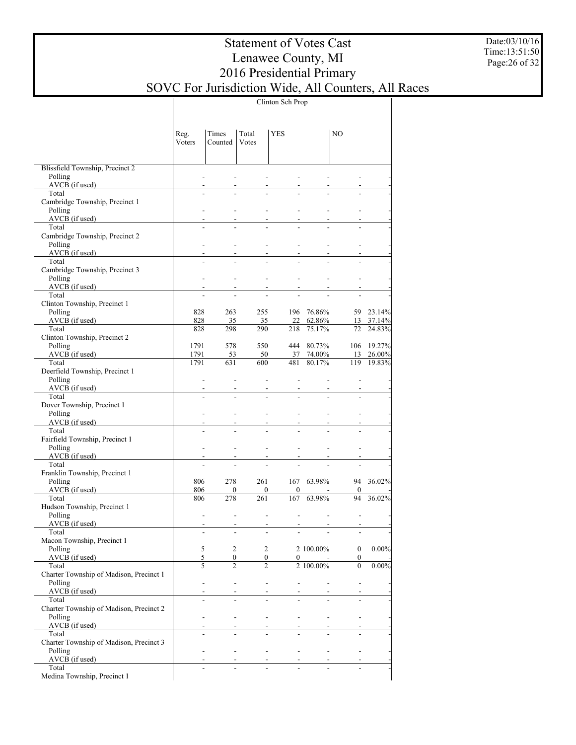# Statement of Votes Cast
# Lenawee County, MI
# 2016 Presidential Primary
# SOVC For Jurisdiction Wide, All Counters, All Races

Date:03/10/16
Time:13:51:50

| | Clinton Sch Prop | | | | | | |
|---|---|---|---|---|---|---|---|
| | Reg. Voters | Times Counted | Total Votes | YES | | NO | |
| **Blissfield Township, Precinct 2** | | | | | | | |
| Polling | - | - | - | - | - | - | - |
| AVCB (if used) | - | - | - | - | - | - | - |
| Total | - | - | - | - | - | - | - |
| **Cambridge Township, Precinct 1** | | | | | | | |
| Polling | - | - | - | - | - | - | - |
| AVCB (if used) | - | - | - | - | - | - | - |
| Total | - | - | - | - | - | - | - |
| **Cambridge Township, Precinct 2** | | | | | | | |
| Polling | - | - | - | - | - | - | - |
| AVCB (if used) | - | - | - | - | - | - | - |
| Total | - | - | - | - | - | - | - |
| **Cambridge Township, Precinct 3** | | | | | | | |
| Polling | - | - | - | - | - | - | - |
| AVCB (if used) | - | - | - | - | - | - | - |
| Total | - | - | - | - | - | - | - |
| **Clinton Township, Precinct 1** | | | | | | | |
| Polling | 828 | 263 | 255 | 196 | 76.86% | 59 | 23.14% |
| AVCB (if used) | 828 | 35 | 35 | 22 | 62.86% | 13 | 37.14% |
| Total | 828 | 298 | 290 | 218 | 75.17% | 72 | 24.83% |
| **Clinton Township, Precinct 2** | | | | | | | |
| Polling | 1791 | 578 | 550 | 444 | 80.73% | 106 | 19.27% |
| AVCB (if used) | 1791 | 53 | 50 | 37 | 74.00% | 13 | 26.00% |
| Total | 1791 | 631 | 600 | 481 | 80.17% | 119 | 19.83% |
| **Deerfield Township, Precinct 1** | | | | | | | |
| Polling | - | - | - | - | - | - | - |
| AVCB (if used) | - | - | - | - | - | - | - |
| Total | - | - | - | - | - | - | - |
| **Dover Township, Precinct 1** | | | | | | | |
| Polling | - | - | - | - | - | - | - |
| AVCB (if used) | - | - | - | - | - | - | - |
| Total | - | - | - | - | - | - | - |
| **Fairfield Township, Precinct 1** | | | | | | | |
| Polling | - | - | - | - | - | - | - |
| AVCB (if used) | - | - | - | - | - | - | - |
| Total | - | - | - | - | - | - | - |
| **Franklin Township, Precinct 1** | | | | | | | |
| Polling | 806 | 278 | 261 | 167 | 63.98% | 94 | 36.02% |
| AVCB (if used) | 806 | 0 | 0 | 0 | - | 0 | - |
| Total | 806 | 278 | 261 | 167 | 63.98% | 94 | 36.02% |
| **Hudson Township, Precinct 1** | | | | | | | |
| Polling | - | - | - | - | - | - | - |
| AVCB (if used) | - | - | - | - | - | - | - |
| Total | - | - | - | - | - | - | - |
| **Macon Township, Precinct 1** | | | | | | | |
| Polling | 5 | 2 | 2 | 2 | 100.00% | 0 | 0.00% |
| AVCB (if used) | 5 | 0 | 0 | 0 | - | 0 | - |
| Total | 5 | 2 | 2 | 2 | 100.00% | 0 | 0.00% |
| **Charter Township of Madison, Precinct 1** | | | | | | | |
| Polling | - | - | - | - | - | - | - |
| AVCB (if used) | - | - | - | - | - | - | - |
| Total | - | - | - | - | - | - | - |
| **Charter Township of Madison, Precinct 2** | | | | | | | |
| Polling | - | - | - | - | - | - | - |
| AVCB (if used) | - | - | - | - | - | - | - |
| Total | - | - | - | - | - | - | - |
| **Charter Township of Madison, Precinct 3** | | | | | | | |
| Polling | - | - | - | - | - | - | - |
| AVCB (if used) | - | - | - | - | - | - | - |
| Total | - | - | - | - | - | - | - |
| **Medina Township, Precinct 1** | | | | | | | |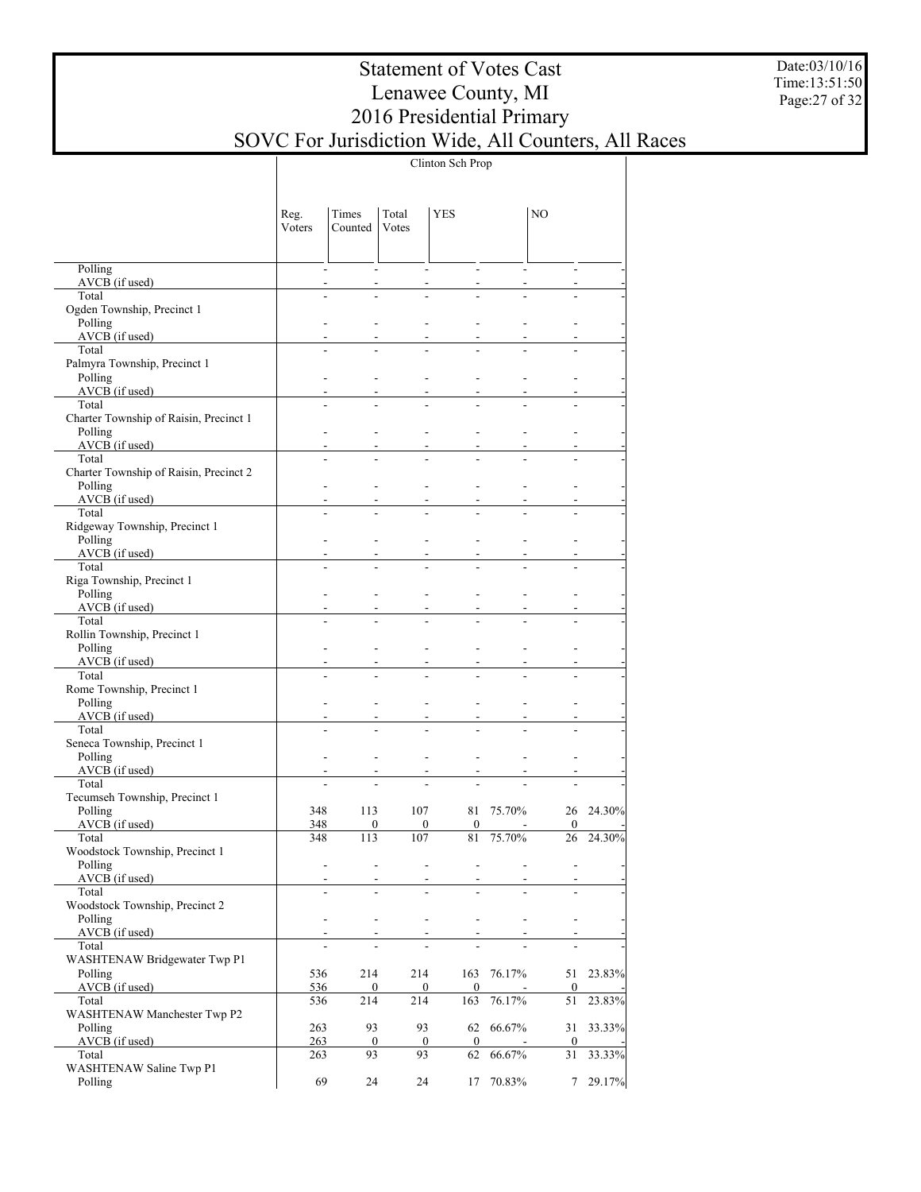# Statement of Votes Cast
# Lenawee County, MI
# 2016 Presidential Primary
# SOVC For Jurisdiction Wide, All Counters, All Races

Date:03/10/16
Time:13:51:50

| | Clinton Sch Prop | | | | | | |
|---|---|---|---|---|---|---|---|
| | Reg. Voters | Times Counted | Total Votes | YES | | NO | |
| Polling | - | - | - | - | - | - | - |
| AVCB (if used) | - | - | - | - | - | - | - |
| Total | - | - | - | - | - | - | - |
| Ogden Township, Precinct 1 | | | | | | | |
| Polling | - | - | - | - | - | - | - |
| AVCB (if used) | - | - | - | - | - | - | - |
| Total | - | - | - | - | - | - | - |
| Palmyra Township, Precinct 1 | | | | | | | |
| Polling | - | - | - | - | - | - | - |
| AVCB (if used) | - | - | - | - | - | - | - |
| Total | - | - | - | - | - | - | - |
| Charter Township of Raisin, Precinct 1 | | | | | | | |
| Polling | - | - | - | - | - | - | - |
| AVCB (if used) | - | - | - | - | - | - | - |
| Total | - | - | - | - | - | - | - |
| Charter Township of Raisin, Precinct 2 | | | | | | | |
| Polling | - | - | - | - | - | - | - |
| AVCB (if used) | - | - | - | - | - | - | - |
| Total | - | - | - | - | - | - | - |
| Ridgeway Township, Precinct 1 | | | | | | | |
| Polling | - | - | - | - | - | - | - |
| AVCB (if used) | - | - | - | - | - | - | - |
| Total | - | - | - | - | - | - | - |
| Riga Township, Precinct 1 | | | | | | | |
| Polling | - | - | - | - | - | - | - |
| AVCB (if used) | - | - | - | - | - | - | - |
| Total | - | - | - | - | - | - | - |
| Rollin Township, Precinct 1 | | | | | | | |
| Polling | - | - | - | - | - | - | - |
| AVCB (if used) | - | - | - | - | - | - | - |
| Total | - | - | - | - | - | - | - |
| Rome Township, Precinct 1 | | | | | | | |
| Polling | - | - | - | - | - | - | - |
| AVCB (if used) | - | - | - | - | - | - | - |
| Total | - | - | - | - | - | - | - |
| Seneca Township, Precinct 1 | | | | | | | |
| Polling | - | - | - | - | - | - | - |
| AVCB (if used) | - | - | - | - | - | - | - |
| Total | - | - | - | - | - | - | - |
| Tecumseh Township, Precinct 1 | | | | | | | |
| Polling | 348 | 113 | 107 | 81 | 75.70% | 26 | 24.30% |
| AVCB (if used) | 348 | 0 | 0 | 0 | - | 0 | - |
| Total | 348 | 113 | 107 | 81 | 75.70% | 26 | 24.30% |
| Woodstock Township, Precinct 1 | | | | | | | |
| Polling | - | - | - | - | - | - | - |
| AVCB (if used) | - | - | - | - | - | - | - |
| Total | - | - | - | - | - | - | - |
| Woodstock Township, Precinct 2 | | | | | | | |
| Polling | - | - | - | - | - | - | - |
| AVCB (if used) | - | - | - | - | - | - | - |
| Total | - | - | - | - | - | - | - |
| WASHTENAW Bridgewater Twp P1 | | | | | | | |
| Polling | 536 | 214 | 214 | 163 | 76.17% | 51 | 23.83% |
| AVCB (if used) | 536 | 0 | 0 | 0 | - | 0 | - |
| Total | 536 | 214 | 214 | 163 | 76.17% | 51 | 23.83% |
| WASHTENAW Manchester Twp P2 | | | | | | | |
| Polling | 263 | 93 | 93 | 62 | 66.67% | 31 | 33.33% |
| AVCB (if used) | 263 | 0 | 0 | 0 | - | 0 | - |
| Total | 263 | 93 | 93 | 62 | 66.67% | 31 | 33.33% |
| WASHTENAW Saline Twp P1 | | | | | | | |
| Polling | 69 | 24 | 24 | 17 | 70.83% | 7 | 29.17% |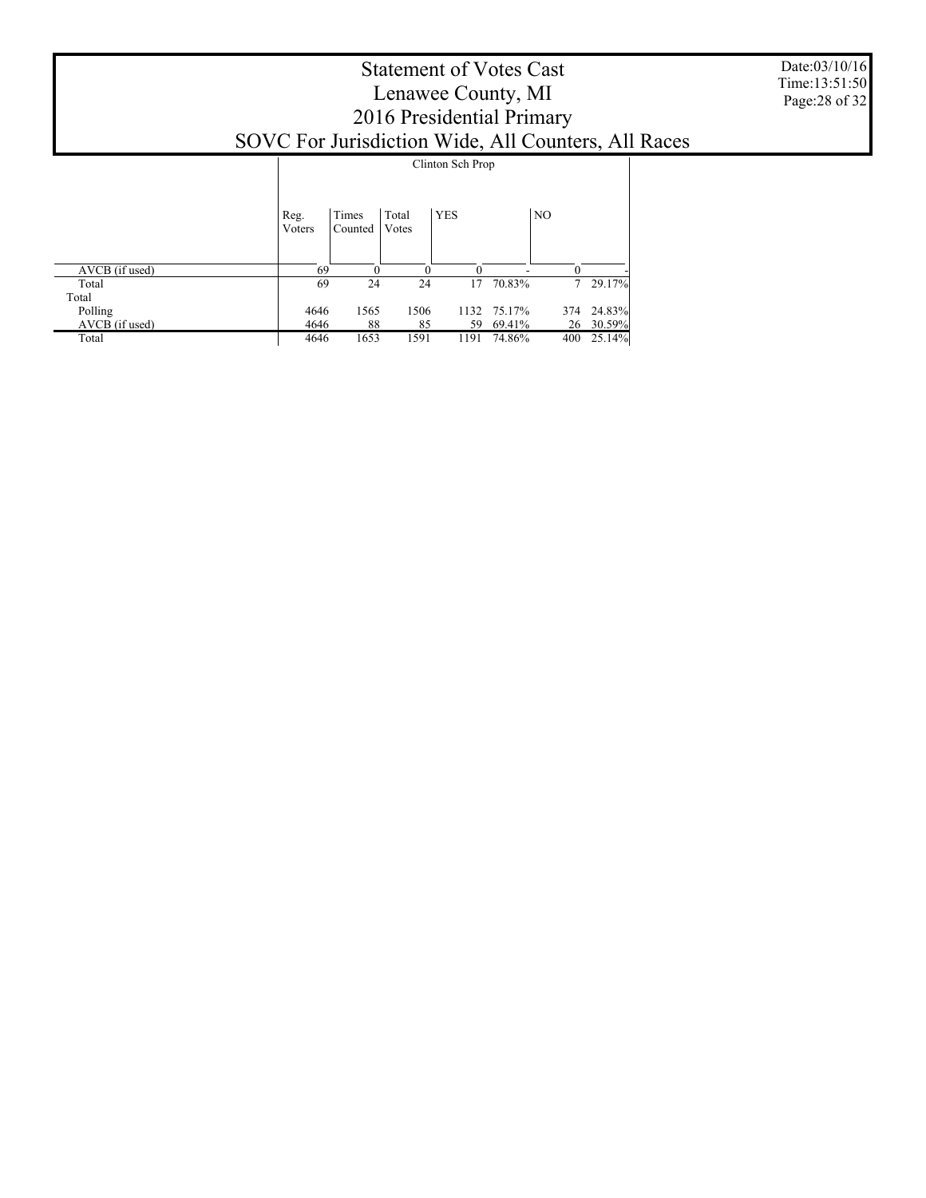# Statement of Votes Cast
# Lenawee County, MI
# 2016 Presidential Primary
# SOVC For Jurisdiction Wide, All Counters, All Races

Date:03/10/16
Time:13:51:50

| | Clinton Sch Prop | | | | | | |
|---|---|---|---|---|---|---|---|
| | Reg. Voters | Times Counted | Total Votes | YES | | NO | |
| AVCB (if used) | 69 | 0 | 0 | 0 | - | 0 | - |
| Total | 69 | 24 | 24 | 17 | 70.83% | 7 | 29.17% |
| Total | | | | | | | |
| Polling | 4646 | 1565 | 1506 | 1132 | 75.17% | 374 | 24.83% |
| AVCB (if used) | 4646 | 88 | 85 | 59 | 69.41% | 26 | 30.59% |
| Total | 4646 | 1653 | 1591 | 1191 | 74.86% | 400 | 25.14% |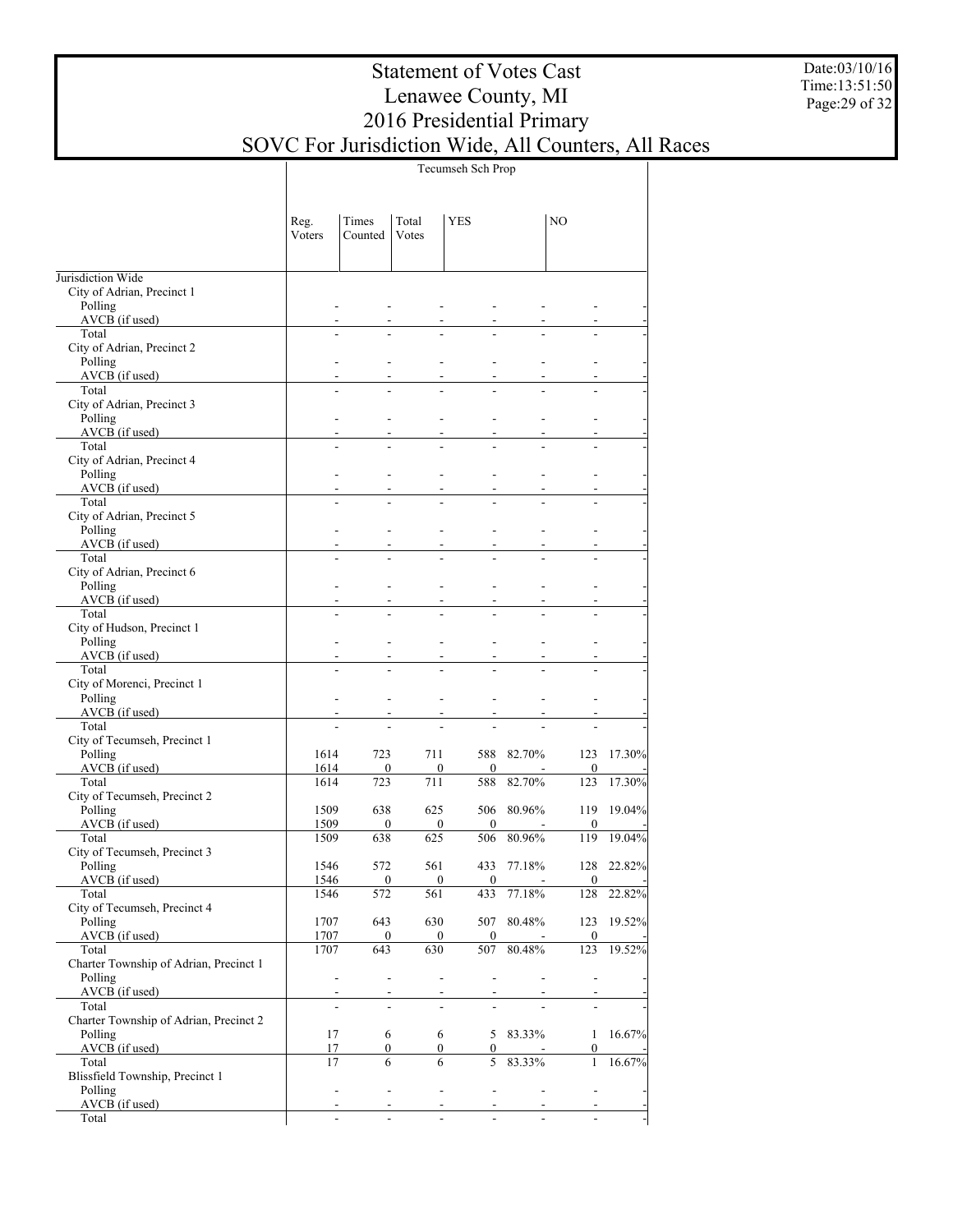# Statement of Votes Cast
# Lenawee County, MI
# 2016 Presidential Primary
# SOVC For Jurisdiction Wide, All Counters, All Races

Date:03/10/16
Time:13:51:50

| | Tecumseh Sch Prop | | | | | | |
|---|---|---|---|---|---|---|---|
| | Reg. Voters | Times Counted | Total Votes | YES | | NO | |
| **Jurisdiction Wide** | | | | | | | |
| City of Adrian, Precinct 1 | | | | | | | |
| Polling | - | - | - | - | - | - | - |
| AVCB (if used) | - | - | - | - | - | - | - |
| Total | - | - | - | - | - | - | - |
| City of Adrian, Precinct 2 | | | | | | | |
| Polling | - | - | - | - | - | - | - |
| AVCB (if used) | - | - | - | - | - | - | - |
| Total | - | - | - | - | - | - | - |
| City of Adrian, Precinct 3 | | | | | | | |
| Polling | - | - | - | - | - | - | - |
| AVCB (if used) | - | - | - | - | - | - | - |
| Total | - | - | - | - | - | - | - |
| City of Adrian, Precinct 4 | | | | | | | |
| Polling | - | - | - | - | - | - | - |
| AVCB (if used) | - | - | - | - | - | - | - |
| Total | - | - | - | - | - | - | - |
| City of Adrian, Precinct 5 | | | | | | | |
| Polling | - | - | - | - | - | - | - |
| AVCB (if used) | - | - | - | - | - | - | - |
| Total | - | - | - | - | - | - | - |
| City of Adrian, Precinct 6 | | | | | | | |
| Polling | - | - | - | - | - | - | - |
| AVCB (if used) | - | - | - | - | - | - | - |
| Total | - | - | - | - | - | - | - |
| City of Hudson, Precinct 1 | | | | | | | |
| Polling | - | - | - | - | - | - | - |
| AVCB (if used) | - | - | - | - | - | - | - |
| Total | - | - | - | - | - | - | - |
| City of Morenci, Precinct 1 | | | | | | | |
| Polling | - | - | - | - | - | - | - |
| AVCB (if used) | - | - | - | - | - | - | - |
| Total | - | - | - | - | - | - | - |
| City of Tecumseh, Precinct 1 | | | | | | | |
| Polling | 1614 | 723 | 711 | 588 | 82.70% | 123 | 17.30% |
| AVCB (if used) | 1614 | 0 | 0 | 0 | - | 0 | - |
| Total | 1614 | 723 | 711 | 588 | 82.70% | 123 | 17.30% |
| City of Tecumseh, Precinct 2 | | | | | | | |
| Polling | 1509 | 638 | 625 | 506 | 80.96% | 119 | 19.04% |
| AVCB (if used) | 1509 | 0 | 0 | 0 | - | 0 | - |
| Total | 1509 | 638 | 625 | 506 | 80.96% | 119 | 19.04% |
| City of Tecumseh, Precinct 3 | | | | | | | |
| Polling | 1546 | 572 | 561 | 433 | 77.18% | 128 | 22.82% |
| AVCB (if used) | 1546 | 0 | 0 | 0 | - | 0 | - |
| Total | 1546 | 572 | 561 | 433 | 77.18% | 128 | 22.82% |
| City of Tecumseh, Precinct 4 | | | | | | | |
| Polling | 1707 | 643 | 630 | 507 | 80.48% | 123 | 19.52% |
| AVCB (if used) | 1707 | 0 | 0 | 0 | - | 0 | - |
| Total | 1707 | 643 | 630 | 507 | 80.48% | 123 | 19.52% |
| Charter Township of Adrian, Precinct 1 | | | | | | | |
| Polling | - | - | - | - | - | - | - |
| AVCB (if used) | - | - | - | - | - | - | - |
| Total | - | - | - | - | - | - | - |
| Charter Township of Adrian, Precinct 2 | | | | | | | |
| Polling | 17 | 6 | 6 | 5 | 83.33% | 1 | 16.67% |
| AVCB (if used) | 17 | 0 | 0 | 0 | - | 0 | - |
| Total | 17 | 6 | 6 | 5 | 83.33% | 1 | 16.67% |
| Blissfield Township, Precinct 1 | | | | | | | |
| Polling | - | - | - | - | - | - | - |
| AVCB (if used) | - | - | - | - | - | - | - |
| Total | - | - | - | - | - | - | - |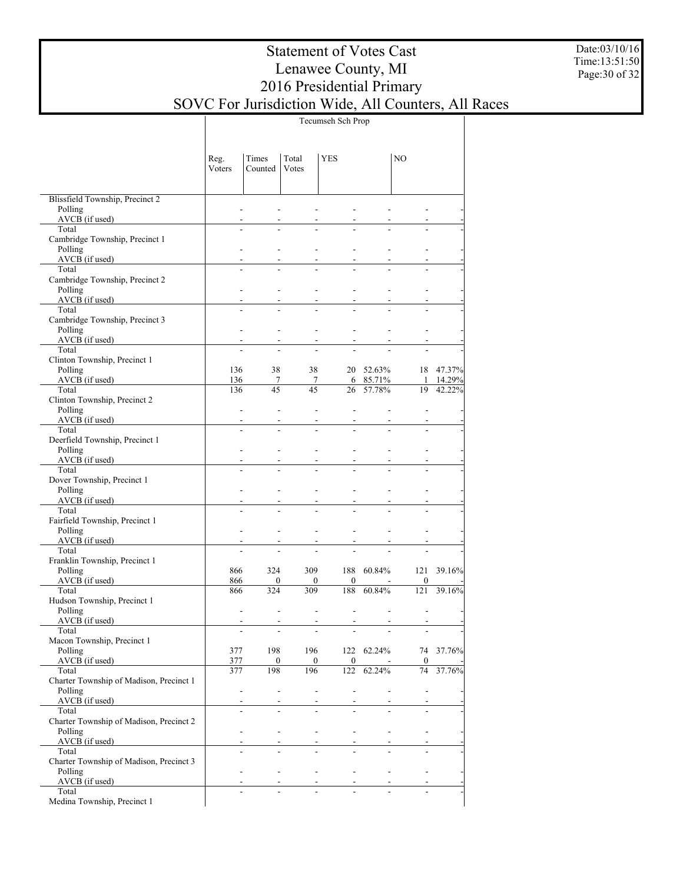# Statement of Votes Cast
# Lenawee County, MI
# 2016 Presidential Primary
## SOVC For Jurisdiction Wide, All Counters, All Races

Date:03/10/16
Time:13:51:50

| | Tecumseh Sch Prop | | | | | | |
|---|---|---|---|---|---|---|---|
| | Reg. Voters | Times Counted | Total Votes | YES | | NO | |
| **Blissfield Township, Precinct 2** | | | | | | | |
| Polling | - | - | - | - | - | - | - |
| AVCB (if used) | - | - | - | - | - | - | - |
| Total | - | - | - | - | - | - | - |
| **Cambridge Township, Precinct 1** | | | | | | | |
| Polling | - | - | - | - | - | - | - |
| AVCB (if used) | - | - | - | - | - | - | - |
| Total | - | - | - | - | - | - | - |
| **Cambridge Township, Precinct 2** | | | | | | | |
| Polling | - | - | - | - | - | - | - |
| AVCB (if used) | - | - | - | - | - | - | - |
| Total | - | - | - | - | - | - | - |
| **Cambridge Township, Precinct 3** | | | | | | | |
| Polling | - | - | - | - | - | - | - |
| AVCB (if used) | - | - | - | - | - | - | - |
| Total | - | - | - | - | - | - | - |
| **Clinton Township, Precinct 1** | | | | | | | |
| Polling | 136 | 38 | 38 | 20 | 52.63% | 18 | 47.37% |
| AVCB (if used) | 136 | 7 | 7 | 6 | 85.71% | 1 | 14.29% |
| Total | 136 | 45 | 45 | 26 | 57.78% | 19 | 42.22% |
| **Clinton Township, Precinct 2** | | | | | | | |
| Polling | - | - | - | - | - | - | - |
| AVCB (if used) | - | - | - | - | - | - | - |
| Total | - | - | - | - | - | - | - |
| **Deerfield Township, Precinct 1** | | | | | | | |
| Polling | - | - | - | - | - | - | - |
| AVCB (if used) | - | - | - | - | - | - | - |
| Total | - | - | - | - | - | - | - |
| **Dover Township, Precinct 1** | | | | | | | |
| Polling | - | - | - | - | - | - | - |
| AVCB (if used) | - | - | - | - | - | - | - |
| Total | - | - | - | - | - | - | - |
| **Fairfield Township, Precinct 1** | | | | | | | |
| Polling | - | - | - | - | - | - | - |
| AVCB (if used) | - | - | - | - | - | - | - |
| Total | - | - | - | - | - | - | - |
| **Franklin Township, Precinct 1** | | | | | | | |
| Polling | 866 | 324 | 309 | 188 | 60.84% | 121 | 39.16% |
| AVCB (if used) | 866 | 0 | 0 | 0 | - | 0 | - |
| Total | 866 | 324 | 309 | 188 | 60.84% | 121 | 39.16% |
| **Hudson Township, Precinct 1** | | | | | | | |
| Polling | - | - | - | - | - | - | - |
| AVCB (if used) | - | - | - | - | - | - | - |
| Total | - | - | - | - | - | - | - |
| **Macon Township, Precinct 1** | | | | | | | |
| Polling | 377 | 198 | 196 | 122 | 62.24% | 74 | 37.76% |
| AVCB (if used) | 377 | 0 | 0 | 0 | - | 0 | - |
| Total | 377 | 198 | 196 | 122 | 62.24% | 74 | 37.76% |
| **Charter Township of Madison, Precinct 1** | | | | | | | |
| Polling | - | - | - | - | - | - | - |
| AVCB (if used) | - | - | - | - | - | - | - |
| Total | - | - | - | - | - | - | - |
| **Charter Township of Madison, Precinct 2** | | | | | | | |
| Polling | - | - | - | - | - | - | - |
| AVCB (if used) | - | - | - | - | - | - | - |
| Total | - | - | - | - | - | - | - |
| **Charter Township of Madison, Precinct 3** | | | | | | | |
| Polling | - | - | - | - | - | - | - |
| AVCB (if used) | - | - | - | - | - | - | - |
| Total | - | - | - | - | - | - | - |
| **Medina Township, Precinct 1** | | | | | | | |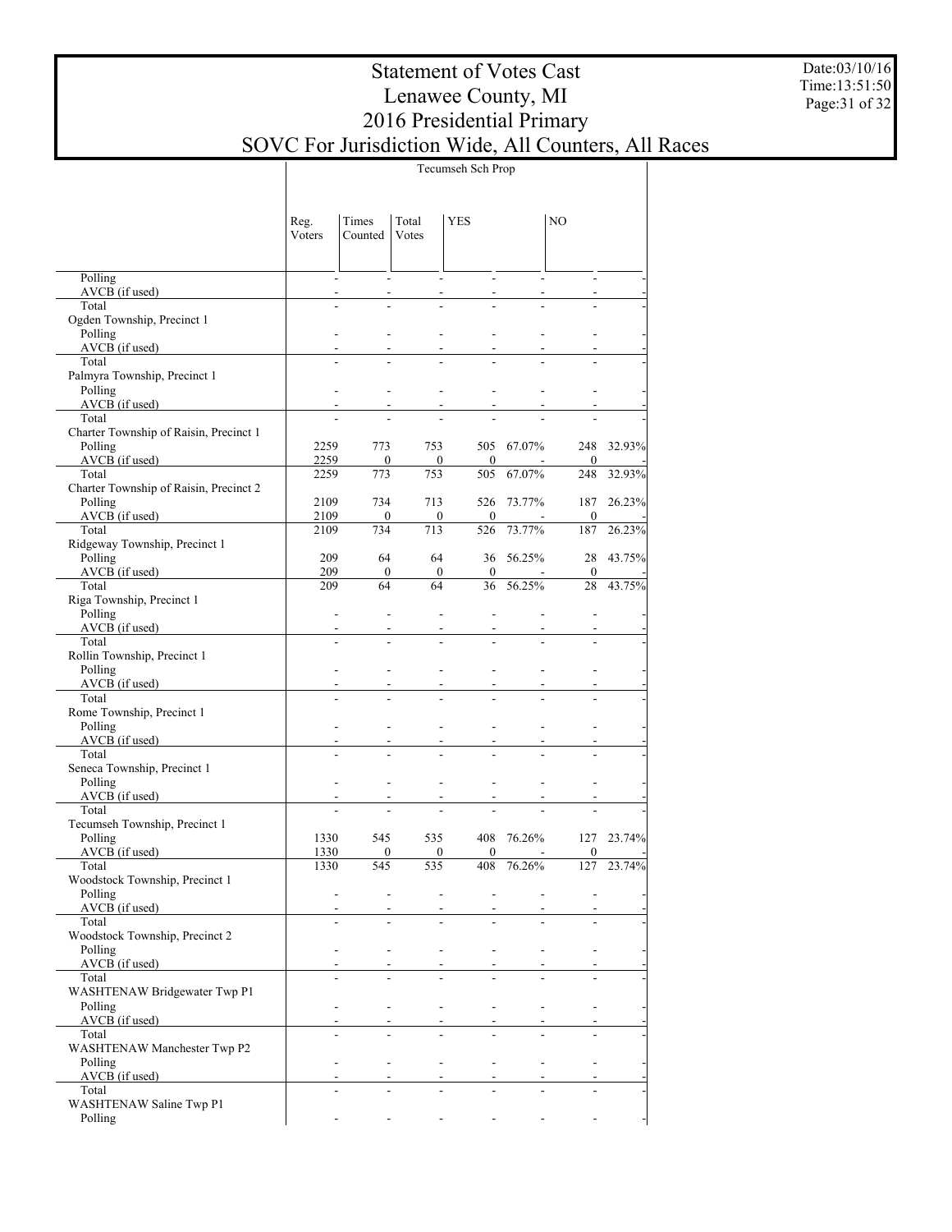# Statement of Votes Cast
## Lenawee County, MI
## 2016 Presidential Primary
## SOVC For Jurisdiction Wide, All Counters, All Races

Date:03/10/16
Time:13:51:50

| | Tecumseh Sch Prop | | | | | | |
|---|---|---|---|---|---|---|---|
| | Reg. Voters | Times Counted | Total Votes | YES | | NO | |
| Polling | - | - | - | - | - | - | - |
| AVCB (if used) | - | - | - | - | - | - | - |
| Total | - | - | - | - | - | - | - |
| Ogden Township, Precinct 1 | | | | | | | |
| Polling | - | - | - | - | - | - | - |
| AVCB (if used) | - | - | - | - | - | - | - |
| Total | - | - | - | - | - | - | - |
| Palmyra Township, Precinct 1 | | | | | | | |
| Polling | - | - | - | - | - | - | - |
| AVCB (if used) | - | - | - | - | - | - | - |
| Total | - | - | - | - | - | - | - |
| Charter Township of Raisin, Precinct 1 | | | | | | | |
| Polling | 2259 | 773 | 753 | 505 | 67.07% | 248 | 32.93% |
| AVCB (if used) | 2259 | 0 | 0 | 0 | - | 0 | - |
| Total | 2259 | 773 | 753 | 505 | 67.07% | 248 | 32.93% |
| Charter Township of Raisin, Precinct 2 | | | | | | | |
| Polling | 2109 | 734 | 713 | 526 | 73.77% | 187 | 26.23% |
| AVCB (if used) | 2109 | 0 | 0 | 0 | - | 0 | - |
| Total | 2109 | 734 | 713 | 526 | 73.77% | 187 | 26.23% |
| Ridgeway Township, Precinct 1 | | | | | | | |
| Polling | 209 | 64 | 64 | 36 | 56.25% | 28 | 43.75% |
| AVCB (if used) | 209 | 0 | 0 | 0 | - | 0 | - |
| Total | 209 | 64 | 64 | 36 | 56.25% | 28 | 43.75% |
| Riga Township, Precinct 1 | | | | | | | |
| Polling | - | - | - | - | - | - | - |
| AVCB (if used) | - | - | - | - | - | - | - |
| Total | - | - | - | - | - | - | - |
| Rollin Township, Precinct 1 | | | | | | | |
| Polling | - | - | - | - | - | - | - |
| AVCB (if used) | - | - | - | - | - | - | - |
| Total | - | - | - | - | - | - | - |
| Rome Township, Precinct 1 | | | | | | | |
| Polling | - | - | - | - | - | - | - |
| AVCB (if used) | - | - | - | - | - | - | - |
| Total | - | - | - | - | - | - | - |
| Seneca Township, Precinct 1 | | | | | | | |
| Polling | - | - | - | - | - | - | - |
| AVCB (if used) | - | - | - | - | - | - | - |
| Total | - | - | - | - | - | - | - |
| Tecumseh Township, Precinct 1 | | | | | | | |
| Polling | 1330 | 545 | 535 | 408 | 76.26% | 127 | 23.74% |
| AVCB (if used) | 1330 | 0 | 0 | 0 | - | 0 | - |
| Total | 1330 | 545 | 535 | 408 | 76.26% | 127 | 23.74% |
| Woodstock Township, Precinct 1 | | | | | | | |
| Polling | - | - | - | - | - | - | - |
| AVCB (if used) | - | - | - | - | - | - | - |
| Total | - | - | - | - | - | - | - |
| Woodstock Township, Precinct 2 | | | | | | | |
| Polling | - | - | - | - | - | - | - |
| AVCB (if used) | - | - | - | - | - | - | - |
| Total | - | - | - | - | - | - | - |
| WASHTENAW Bridgewater Twp P1 | | | | | | | |
| Polling | - | - | - | - | - | - | - |
| AVCB (if used) | - | - | - | - | - | - | - |
| Total | - | - | - | - | - | - | - |
| WASHTENAW Manchester Twp P2 | | | | | | | |
| Polling | - | - | - | - | - | - | - |
| AVCB (if used) | - | - | - | - | - | - | - |
| Total | - | - | - | - | - | - | - |
| WASHTENAW Saline Twp P1 | | | | | | | |
| Polling | - | - | - | - | - | - | - |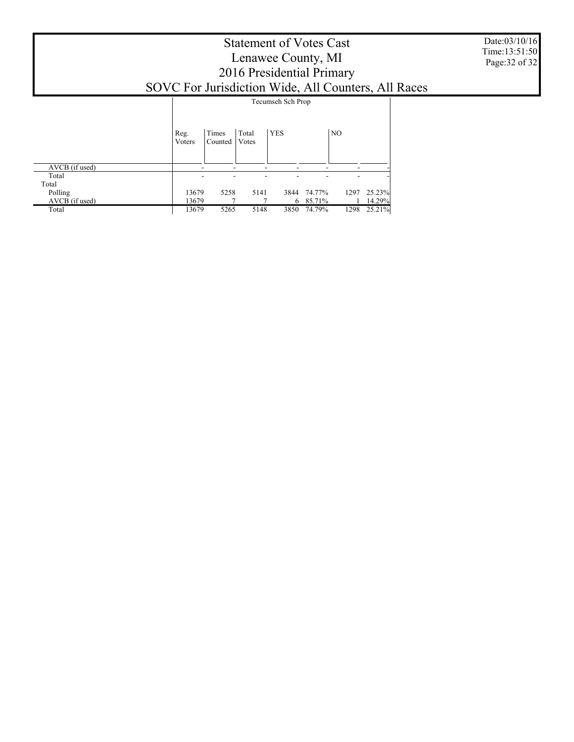# Statement of Votes Cast
## Lenawee County, MI
## 2016 Presidential Primary
## SOVC For Jurisdiction Wide, All Counters, All Races

Date:03/10/16
Time:13:51:50

| | Tecumseh Sch Prop | | | | | | |
|---|---|---|---|---|---|---|---|
| | Reg. Voters | Times Counted | Total Votes | YES | | NO | |
| AVCB (if used) | - | - | - | - | - | - | - |
| Total | - | - | - | - | - | - | - |
| Total | | | | | | | |
| Polling | 13679 | 5258 | 5141 | 3844 | 74.77% | 1297 | 25.23% |
| AVCB (if used) | 13679 | 7 | 7 | 6 | 85.71% | 1 | 14.29% |
| Total | 13679 | 5265 | 5148 | 3850 | 74.79% | 1298 | 25.21% |